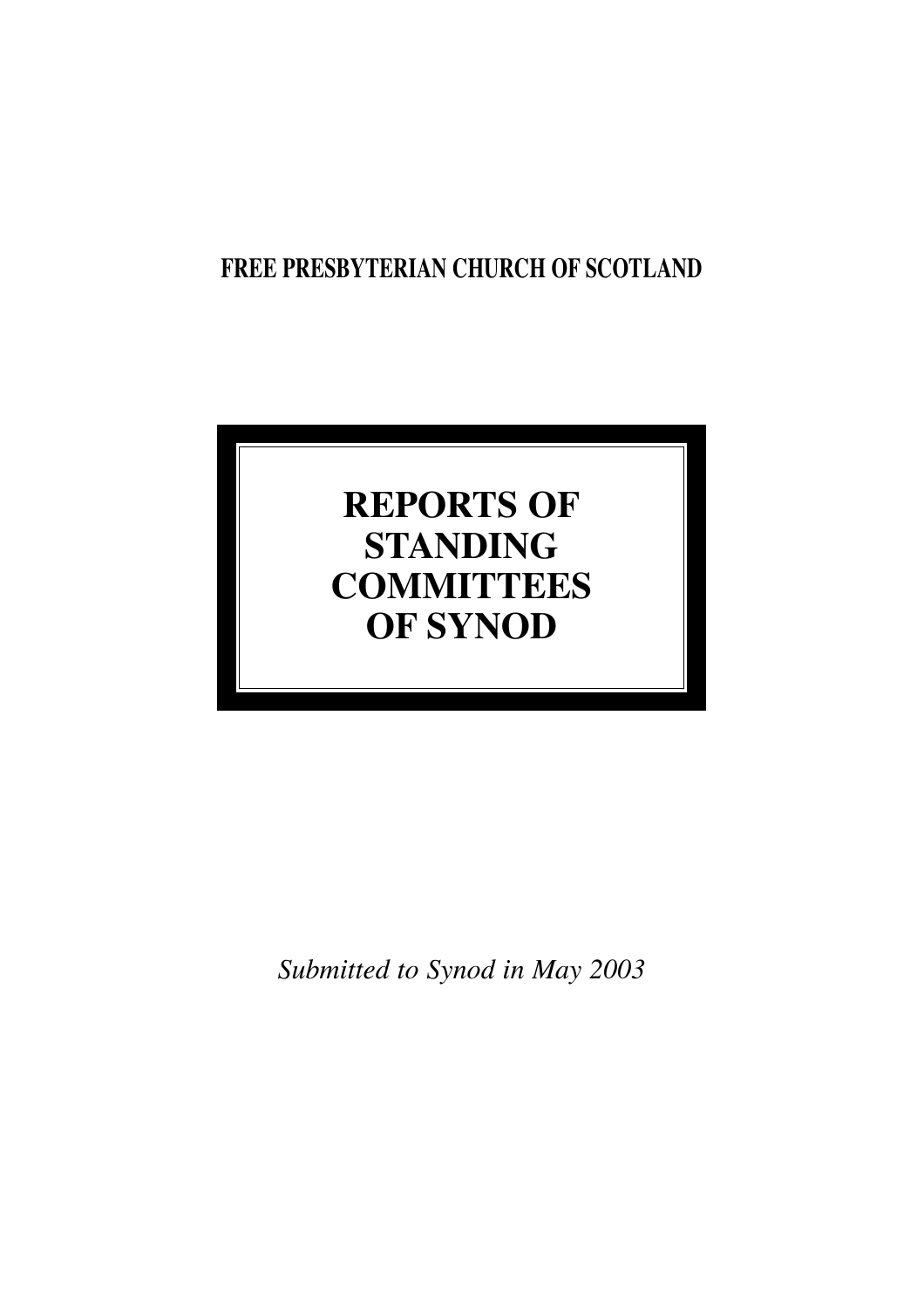**FREE PRESBYTERIAN CHURCH OF SCOTLAND**

# REPORTS OF STANDING COMMITTEES OF SYNOD

*Submitted to Synod in May 2003*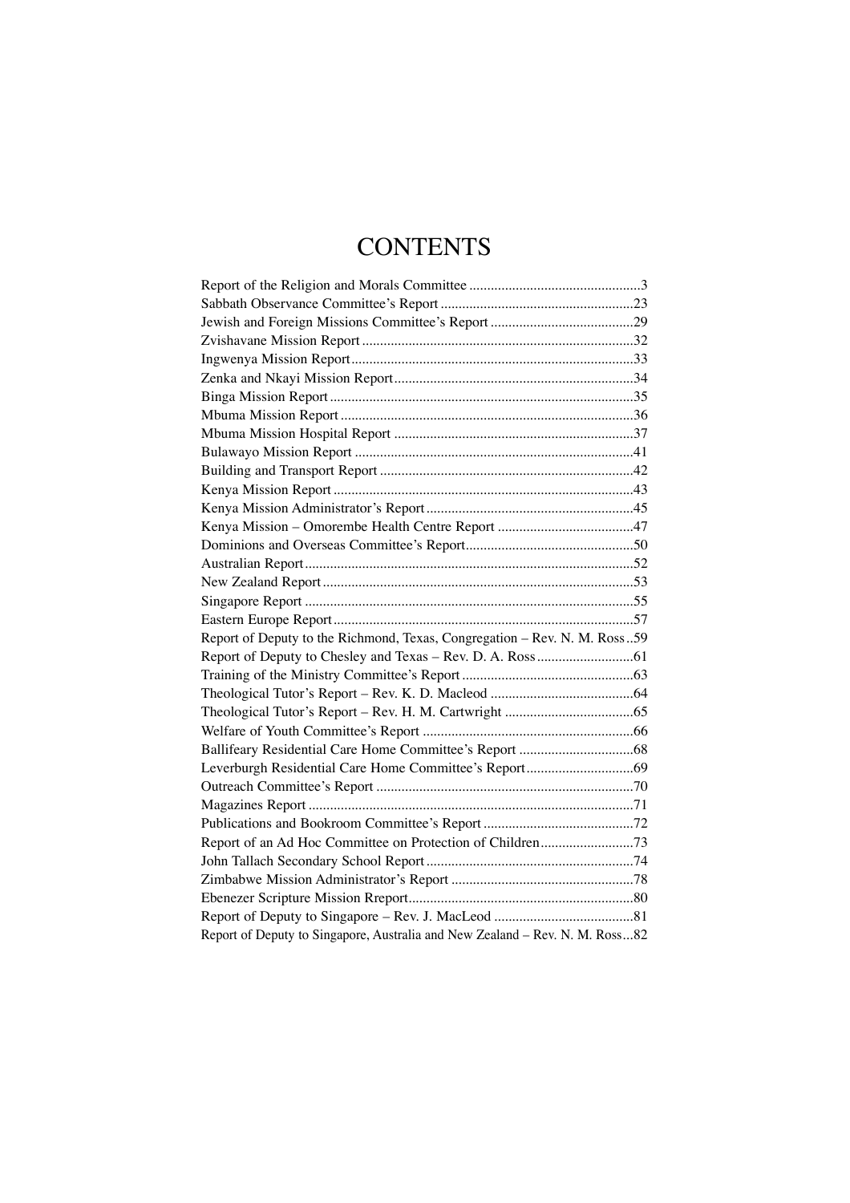# CONTENTS

Report of the Religion and Morals Committee ................................................3
Sabbath Observance Committee's Report ......................................................23
Jewish and Foreign Missions Committee's Report ........................................29
Zvishavane Mission Report ............................................................................32
Ingwenya Mission Report...............................................................................33
Zenka and Nkayi Mission Report...................................................................34
Binga Mission Report .....................................................................................35
Mbuma Mission Report ..................................................................................36
Mbuma Mission Hospital Report ...................................................................37
Bulawayo Mission Report ..............................................................................41
Building and Transport Report .......................................................................42
Kenya Mission Report ....................................................................................43
Kenya Mission Administrator's Report..........................................................45
Kenya Mission – Omorembe Health Centre Report ......................................47
Dominions and Overseas Committee's Report...............................................50
Australian Report............................................................................................52
New Zealand Report .......................................................................................53
Singapore Report ............................................................................................55
Eastern Europe Report ....................................................................................57
Report of Deputy to the Richmond, Texas, Congregation – Rev. N. M. Ross..59
Report of Deputy to Chesley and Texas – Rev. D. A. Ross...........................61
Training of the Ministry Committee's Report ................................................63
Theological Tutor's Report – Rev. K. D. Macleod ........................................64
Theological Tutor's Report – Rev. H. M. Cartwright ....................................65
Welfare of Youth Committee's Report ...........................................................66
Ballifeary Residential Care Home Committee's Report ................................68
Leverburgh Residential Care Home Committee's Report..............................69
Outreach Committee's Report ........................................................................70
Magazines Report ...........................................................................................71
Publications and Bookroom Committee's Report ..........................................72
Report of an Ad Hoc Committee on Protection of Children..........................73
John Tallach Secondary School Report ..........................................................74
Zimbabwe Mission Administrator's Report ...................................................78
Ebenezer Scripture Mission Rreport...............................................................80
Report of Deputy to Singapore – Rev. J. MacLeod .......................................81
Report of Deputy to Singapore, Australia and New Zealand – Rev. N. M. Ross...82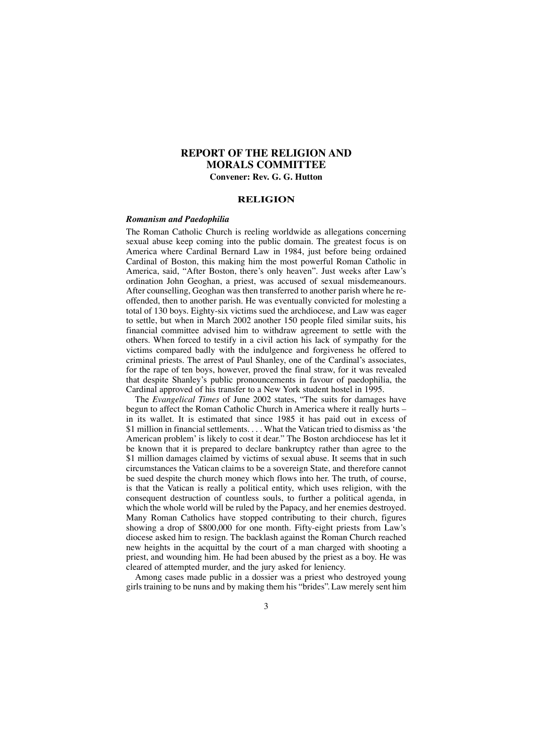# REPORT OF THE RELIGION AND MORALS COMMITTEE

**Convener: Rev. G. G. Hutton**

## RELIGION

### *Romanism and Paedophilia*

The Roman Catholic Church is reeling worldwide as allegations concerning sexual abuse keep coming into the public domain. The greatest focus is on America where Cardinal Bernard Law in 1984, just before being ordained Cardinal of Boston, this making him the most powerful Roman Catholic in America, said, "After Boston, there's only heaven". Just weeks after Law's ordination John Geoghan, a priest, was accused of sexual misdemeanours. After counselling, Geoghan was then transferred to another parish where he re-offended, then to another parish. He was eventually convicted for molesting a total of 130 boys. Eighty-six victims sued the archdiocese, and Law was eager to settle, but when in March 2002 another 150 people filed similar suits, his financial committee advised him to withdraw agreement to settle with the others. When forced to testify in a civil action his lack of sympathy for the victims compared badly with the indulgence and forgiveness he offered to criminal priests. The arrest of Paul Shanley, one of the Cardinal's associates, for the rape of ten boys, however, proved the final straw, for it was revealed that despite Shanley's public pronouncements in favour of paedophilia, the Cardinal approved of his transfer to a New York student hostel in 1995.

The *Evangelical Times* of June 2002 states, "The suits for damages have begun to affect the Roman Catholic Church in America where it really hurts – in its wallet. It is estimated that since 1985 it has paid out in excess of $1 million in financial settlements. . . . What the Vatican tried to dismiss as 'the American problem' is likely to cost it dear." The Boston archdiocese has let it be known that it is prepared to declare bankruptcy rather than agree to the $1 million damages claimed by victims of sexual abuse. It seems that in such circumstances the Vatican claims to be a sovereign State, and therefore cannot be sued despite the church money which flows into her. The truth, of course, is that the Vatican is really a political entity, which uses religion, with the consequent destruction of countless souls, to further a political agenda, in which the whole world will be ruled by the Papacy, and her enemies destroyed. Many Roman Catholics have stopped contributing to their church, figures showing a drop of $800,000 for one month. Fifty-eight priests from Law's diocese asked him to resign. The backlash against the Roman Church reached new heights in the acquittal by the court of a man charged with shooting a priest, and wounding him. He had been abused by the priest as a boy. He was cleared of attempted murder, and the jury asked for leniency.

Among cases made public in a dossier was a priest who destroyed young girls training to be nuns and by making them his "brides". Law merely sent him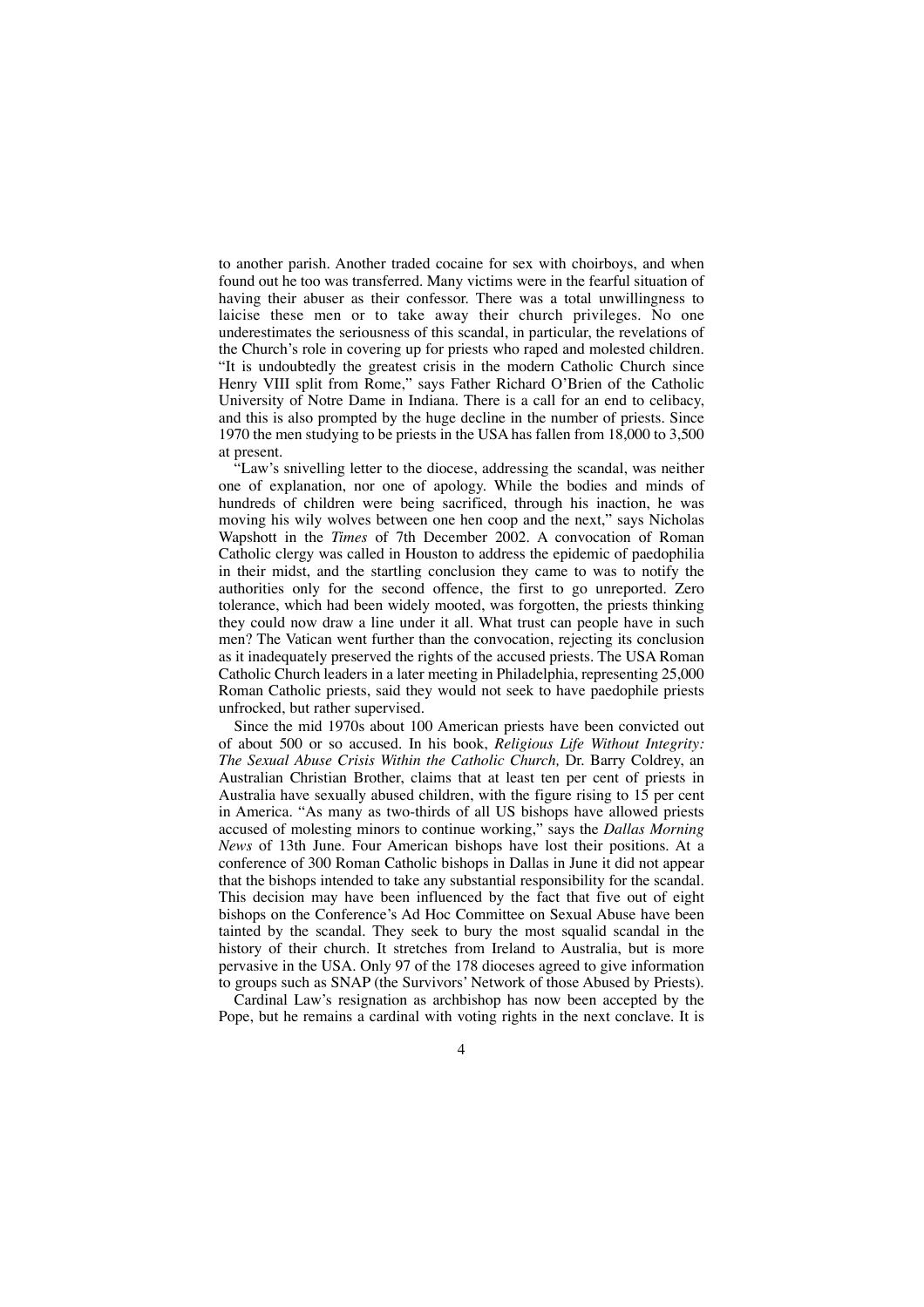to another parish. Another traded cocaine for sex with choirboys, and when found out he too was transferred. Many victims were in the fearful situation of having their abuser as their confessor. There was a total unwillingness to laicise these men or to take away their church privileges. No one underestimates the seriousness of this scandal, in particular, the revelations of the Church's role in covering up for priests who raped and molested children. "It is undoubtedly the greatest crisis in the modern Catholic Church since Henry VIII split from Rome," says Father Richard O'Brien of the Catholic University of Notre Dame in Indiana. There is a call for an end to celibacy, and this is also prompted by the huge decline in the number of priests. Since 1970 the men studying to be priests in the USA has fallen from 18,000 to 3,500 at present.

"Law's snivelling letter to the diocese, addressing the scandal, was neither one of explanation, nor one of apology. While the bodies and minds of hundreds of children were being sacrificed, through his inaction, he was moving his wily wolves between one hen coop and the next," says Nicholas Wapshott in the *Times* of 7th December 2002. A convocation of Roman Catholic clergy was called in Houston to address the epidemic of paedophilia in their midst, and the startling conclusion they came to was to notify the authorities only for the second offence, the first to go unreported. Zero tolerance, which had been widely mooted, was forgotten, the priests thinking they could now draw a line under it all. What trust can people have in such men? The Vatican went further than the convocation, rejecting its conclusion as it inadequately preserved the rights of the accused priests. The USA Roman Catholic Church leaders in a later meeting in Philadelphia, representing 25,000 Roman Catholic priests, said they would not seek to have paedophile priests unfrocked, but rather supervised.

Since the mid 1970s about 100 American priests have been convicted out of about 500 or so accused. In his book, *Religious Life Without Integrity: The Sexual Abuse Crisis Within the Catholic Church,* Dr. Barry Coldrey, an Australian Christian Brother, claims that at least ten per cent of priests in Australia have sexually abused children, with the figure rising to 15 per cent in America. "As many as two-thirds of all US bishops have allowed priests accused of molesting minors to continue working," says the *Dallas Morning News* of 13th June. Four American bishops have lost their positions. At a conference of 300 Roman Catholic bishops in Dallas in June it did not appear that the bishops intended to take any substantial responsibility for the scandal. This decision may have been influenced by the fact that five out of eight bishops on the Conference's Ad Hoc Committee on Sexual Abuse have been tainted by the scandal. They seek to bury the most squalid scandal in the history of their church. It stretches from Ireland to Australia, but is more pervasive in the USA. Only 97 of the 178 dioceses agreed to give information to groups such as SNAP (the Survivors' Network of those Abused by Priests).

Cardinal Law's resignation as archbishop has now been accepted by the Pope, but he remains a cardinal with voting rights in the next conclave. It is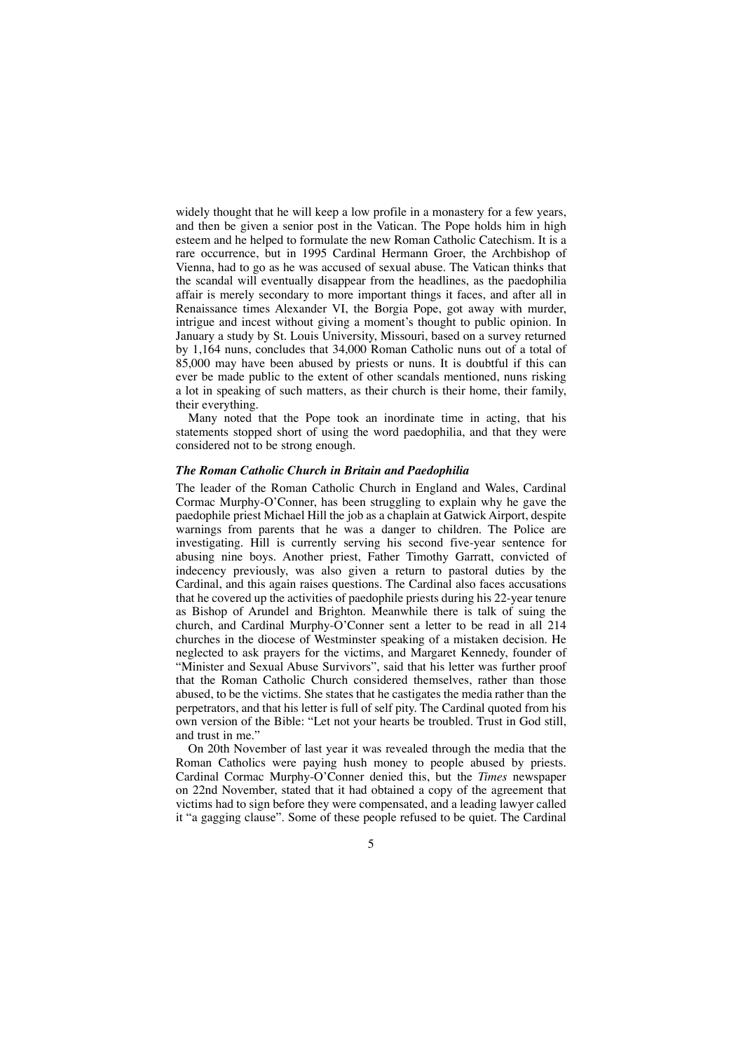widely thought that he will keep a low profile in a monastery for a few years, and then be given a senior post in the Vatican. The Pope holds him in high esteem and he helped to formulate the new Roman Catholic Catechism. It is a rare occurrence, but in 1995 Cardinal Hermann Groer, the Archbishop of Vienna, had to go as he was accused of sexual abuse. The Vatican thinks that the scandal will eventually disappear from the headlines, as the paedophilia affair is merely secondary to more important things it faces, and after all in Renaissance times Alexander VI, the Borgia Pope, got away with murder, intrigue and incest without giving a moment's thought to public opinion. In January a study by St. Louis University, Missouri, based on a survey returned by 1,164 nuns, concludes that 34,000 Roman Catholic nuns out of a total of 85,000 may have been abused by priests or nuns. It is doubtful if this can ever be made public to the extent of other scandals mentioned, nuns risking a lot in speaking of such matters, as their church is their home, their family, their everything.

Many noted that the Pope took an inordinate time in acting, that his statements stopped short of using the word paedophilia, and that they were considered not to be strong enough.

### *The Roman Catholic Church in Britain and Paedophilia*

The leader of the Roman Catholic Church in England and Wales, Cardinal Cormac Murphy-O'Conner, has been struggling to explain why he gave the paedophile priest Michael Hill the job as a chaplain at Gatwick Airport, despite warnings from parents that he was a danger to children. The Police are investigating. Hill is currently serving his second five-year sentence for abusing nine boys. Another priest, Father Timothy Garratt, convicted of indecency previously, was also given a return to pastoral duties by the Cardinal, and this again raises questions. The Cardinal also faces accusations that he covered up the activities of paedophile priests during his 22-year tenure as Bishop of Arundel and Brighton. Meanwhile there is talk of suing the church, and Cardinal Murphy-O'Conner sent a letter to be read in all 214 churches in the diocese of Westminster speaking of a mistaken decision. He neglected to ask prayers for the victims, and Margaret Kennedy, founder of "Minister and Sexual Abuse Survivors", said that his letter was further proof that the Roman Catholic Church considered themselves, rather than those abused, to be the victims. She states that he castigates the media rather than the perpetrators, and that his letter is full of self pity. The Cardinal quoted from his own version of the Bible: "Let not your hearts be troubled. Trust in God still, and trust in me."

On 20th November of last year it was revealed through the media that the Roman Catholics were paying hush money to people abused by priests. Cardinal Cormac Murphy-O'Conner denied this, but the *Times* newspaper on 22nd November, stated that it had obtained a copy of the agreement that victims had to sign before they were compensated, and a leading lawyer called it "a gagging clause". Some of these people refused to be quiet. The Cardinal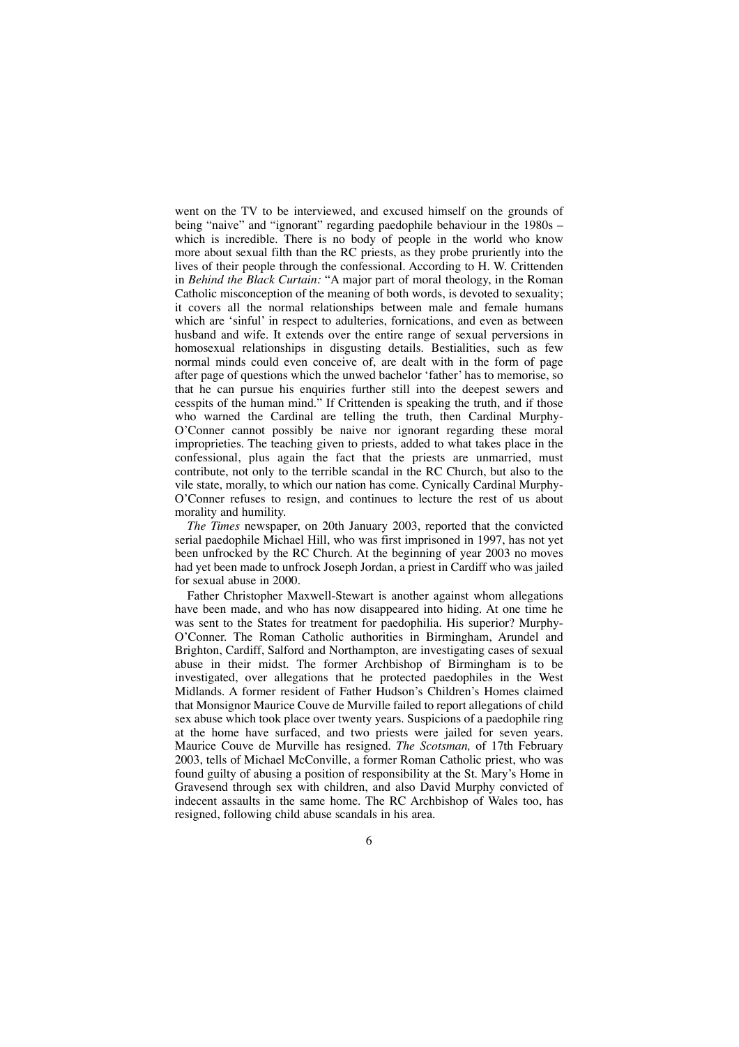went on the TV to be interviewed, and excused himself on the grounds of being "naive" and "ignorant" regarding paedophile behaviour in the 1980s – which is incredible. There is no body of people in the world who know more about sexual filth than the RC priests, as they probe pruriently into the lives of their people through the confessional. According to H. W. Crittenden in *Behind the Black Curtain:* "A major part of moral theology, in the Roman Catholic misconception of the meaning of both words, is devoted to sexuality; it covers all the normal relationships between male and female humans which are 'sinful' in respect to adulteries, fornications, and even as between husband and wife. It extends over the entire range of sexual perversions in homosexual relationships in disgusting details. Bestialities, such as few normal minds could even conceive of, are dealt with in the form of page after page of questions which the unwed bachelor 'father' has to memorise, so that he can pursue his enquiries further still into the deepest sewers and cesspits of the human mind." If Crittenden is speaking the truth, and if those who warned the Cardinal are telling the truth, then Cardinal Murphy-O'Conner cannot possibly be naive nor ignorant regarding these moral improprieties. The teaching given to priests, added to what takes place in the confessional, plus again the fact that the priests are unmarried, must contribute, not only to the terrible scandal in the RC Church, but also to the vile state, morally, to which our nation has come. Cynically Cardinal Murphy-O'Conner refuses to resign, and continues to lecture the rest of us about morality and humility.

*The Times* newspaper, on 20th January 2003, reported that the convicted serial paedophile Michael Hill, who was first imprisoned in 1997, has not yet been unfrocked by the RC Church. At the beginning of year 2003 no moves had yet been made to unfrock Joseph Jordan, a priest in Cardiff who was jailed for sexual abuse in 2000.

Father Christopher Maxwell-Stewart is another against whom allegations have been made, and who has now disappeared into hiding. At one time he was sent to the States for treatment for paedophilia. His superior? Murphy-O'Conner. The Roman Catholic authorities in Birmingham, Arundel and Brighton, Cardiff, Salford and Northampton, are investigating cases of sexual abuse in their midst. The former Archbishop of Birmingham is to be investigated, over allegations that he protected paedophiles in the West Midlands. A former resident of Father Hudson's Children's Homes claimed that Monsignor Maurice Couve de Murville failed to report allegations of child sex abuse which took place over twenty years. Suspicions of a paedophile ring at the home have surfaced, and two priests were jailed for seven years. Maurice Couve de Murville has resigned. *The Scotsman,* of 17th February 2003, tells of Michael McConville, a former Roman Catholic priest, who was found guilty of abusing a position of responsibility at the St. Mary's Home in Gravesend through sex with children, and also David Murphy convicted of indecent assaults in the same home. The RC Archbishop of Wales too, has resigned, following child abuse scandals in his area.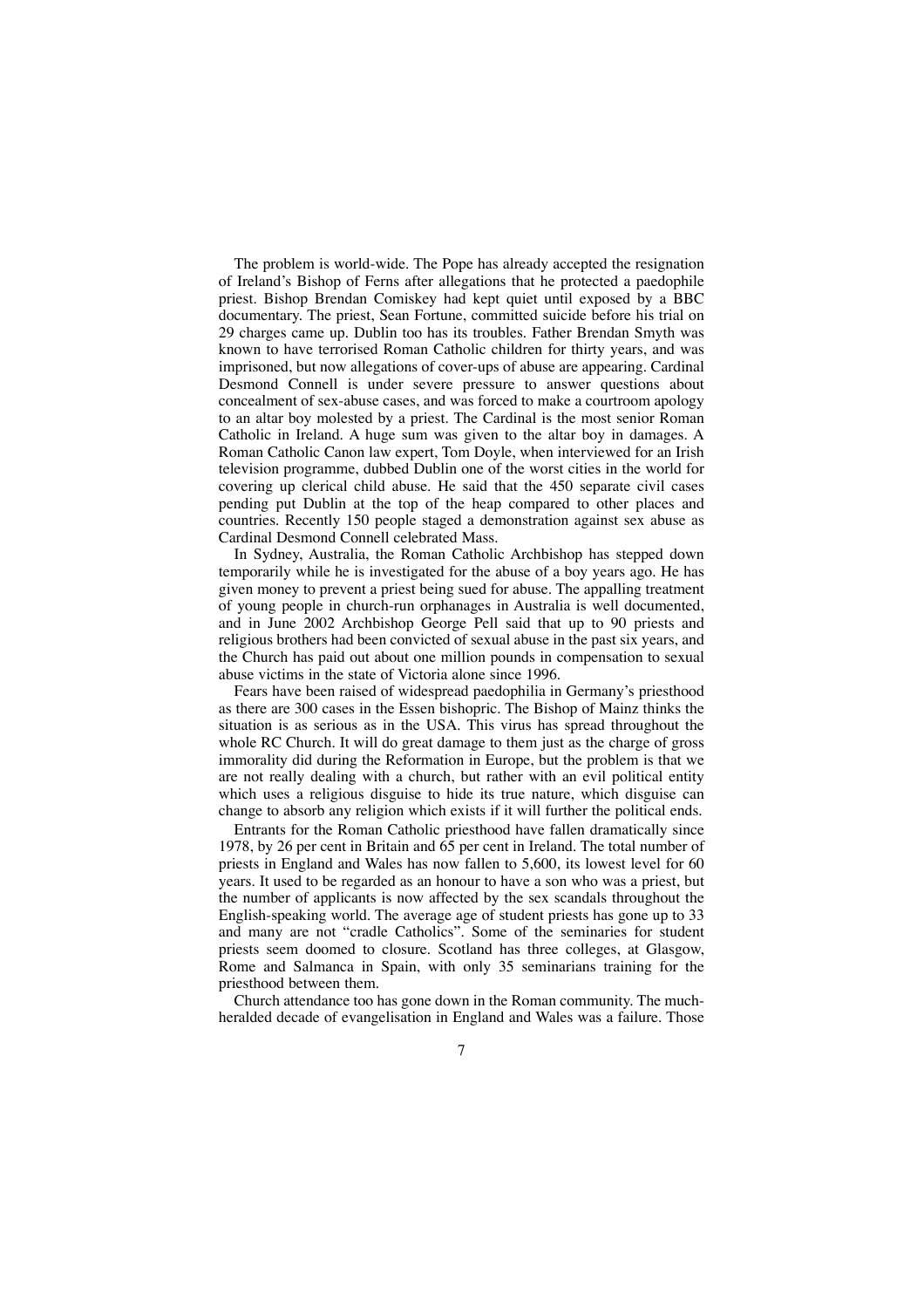The problem is world-wide. The Pope has already accepted the resignation of Ireland's Bishop of Ferns after allegations that he protected a paedophile priest. Bishop Brendan Comiskey had kept quiet until exposed by a BBC documentary. The priest, Sean Fortune, committed suicide before his trial on 29 charges came up. Dublin too has its troubles. Father Brendan Smyth was known to have terrorised Roman Catholic children for thirty years, and was imprisoned, but now allegations of cover-ups of abuse are appearing. Cardinal Desmond Connell is under severe pressure to answer questions about concealment of sex-abuse cases, and was forced to make a courtroom apology to an altar boy molested by a priest. The Cardinal is the most senior Roman Catholic in Ireland. A huge sum was given to the altar boy in damages. A Roman Catholic Canon law expert, Tom Doyle, when interviewed for an Irish television programme, dubbed Dublin one of the worst cities in the world for covering up clerical child abuse. He said that the 450 separate civil cases pending put Dublin at the top of the heap compared to other places and countries. Recently 150 people staged a demonstration against sex abuse as Cardinal Desmond Connell celebrated Mass.

In Sydney, Australia, the Roman Catholic Archbishop has stepped down temporarily while he is investigated for the abuse of a boy years ago. He has given money to prevent a priest being sued for abuse. The appalling treatment of young people in church-run orphanages in Australia is well documented, and in June 2002 Archbishop George Pell said that up to 90 priests and religious brothers had been convicted of sexual abuse in the past six years, and the Church has paid out about one million pounds in compensation to sexual abuse victims in the state of Victoria alone since 1996.

Fears have been raised of widespread paedophilia in Germany's priesthood as there are 300 cases in the Essen bishopric. The Bishop of Mainz thinks the situation is as serious as in the USA. This virus has spread throughout the whole RC Church. It will do great damage to them just as the charge of gross immorality did during the Reformation in Europe, but the problem is that we are not really dealing with a church, but rather with an evil political entity which uses a religious disguise to hide its true nature, which disguise can change to absorb any religion which exists if it will further the political ends.

Entrants for the Roman Catholic priesthood have fallen dramatically since 1978, by 26 per cent in Britain and 65 per cent in Ireland. The total number of priests in England and Wales has now fallen to 5,600, its lowest level for 60 years. It used to be regarded as an honour to have a son who was a priest, but the number of applicants is now affected by the sex scandals throughout the English-speaking world. The average age of student priests has gone up to 33 and many are not "cradle Catholics". Some of the seminaries for student priests seem doomed to closure. Scotland has three colleges, at Glasgow, Rome and Salmanca in Spain, with only 35 seminarians training for the priesthood between them.

Church attendance too has gone down in the Roman community. The much-heralded decade of evangelisation in England and Wales was a failure. Those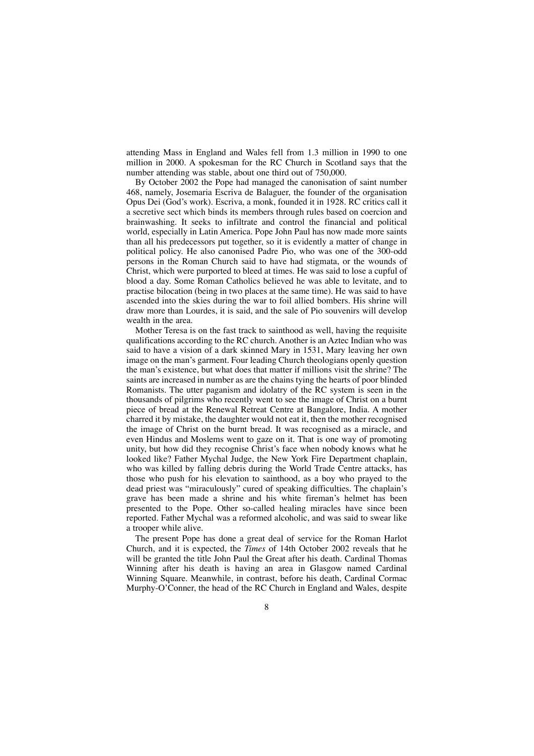attending Mass in England and Wales fell from 1.3 million in 1990 to one million in 2000. A spokesman for the RC Church in Scotland says that the number attending was stable, about one third out of 750,000.

By October 2002 the Pope had managed the canonisation of saint number 468, namely, Josemaria Escriva de Balaguer, the founder of the organisation Opus Dei (God's work). Escriva, a monk, founded it in 1928. RC critics call it a secretive sect which binds its members through rules based on coercion and brainwashing. It seeks to infiltrate and control the financial and political world, especially in Latin America. Pope John Paul has now made more saints than all his predecessors put together, so it is evidently a matter of change in political policy. He also canonised Padre Pio, who was one of the 300-odd persons in the Roman Church said to have had stigmata, or the wounds of Christ, which were purported to bleed at times. He was said to lose a cupful of blood a day. Some Roman Catholics believed he was able to levitate, and to practise bilocation (being in two places at the same time). He was said to have ascended into the skies during the war to foil allied bombers. His shrine will draw more than Lourdes, it is said, and the sale of Pio souvenirs will develop wealth in the area.

Mother Teresa is on the fast track to sainthood as well, having the requisite qualifications according to the RC church. Another is an Aztec Indian who was said to have a vision of a dark skinned Mary in 1531, Mary leaving her own image on the man's garment. Four leading Church theologians openly question the man's existence, but what does that matter if millions visit the shrine? The saints are increased in number as are the chains tying the hearts of poor blinded Romanists. The utter paganism and idolatry of the RC system is seen in the thousands of pilgrims who recently went to see the image of Christ on a burnt piece of bread at the Renewal Retreat Centre at Bangalore, India. A mother charred it by mistake, the daughter would not eat it, then the mother recognised the image of Christ on the burnt bread. It was recognised as a miracle, and even Hindus and Moslems went to gaze on it. That is one way of promoting unity, but how did they recognise Christ's face when nobody knows what he looked like? Father Mychal Judge, the New York Fire Department chaplain, who was killed by falling debris during the World Trade Centre attacks, has those who push for his elevation to sainthood, as a boy who prayed to the dead priest was "miraculously" cured of speaking difficulties. The chaplain's grave has been made a shrine and his white fireman's helmet has been presented to the Pope. Other so-called healing miracles have since been reported. Father Mychal was a reformed alcoholic, and was said to swear like a trooper while alive.

The present Pope has done a great deal of service for the Roman Harlot Church, and it is expected, the *Times* of 14th October 2002 reveals that he will be granted the title John Paul the Great after his death. Cardinal Thomas Winning after his death is having an area in Glasgow named Cardinal Winning Square. Meanwhile, in contrast, before his death, Cardinal Cormac Murphy-O'Conner, the head of the RC Church in England and Wales, despite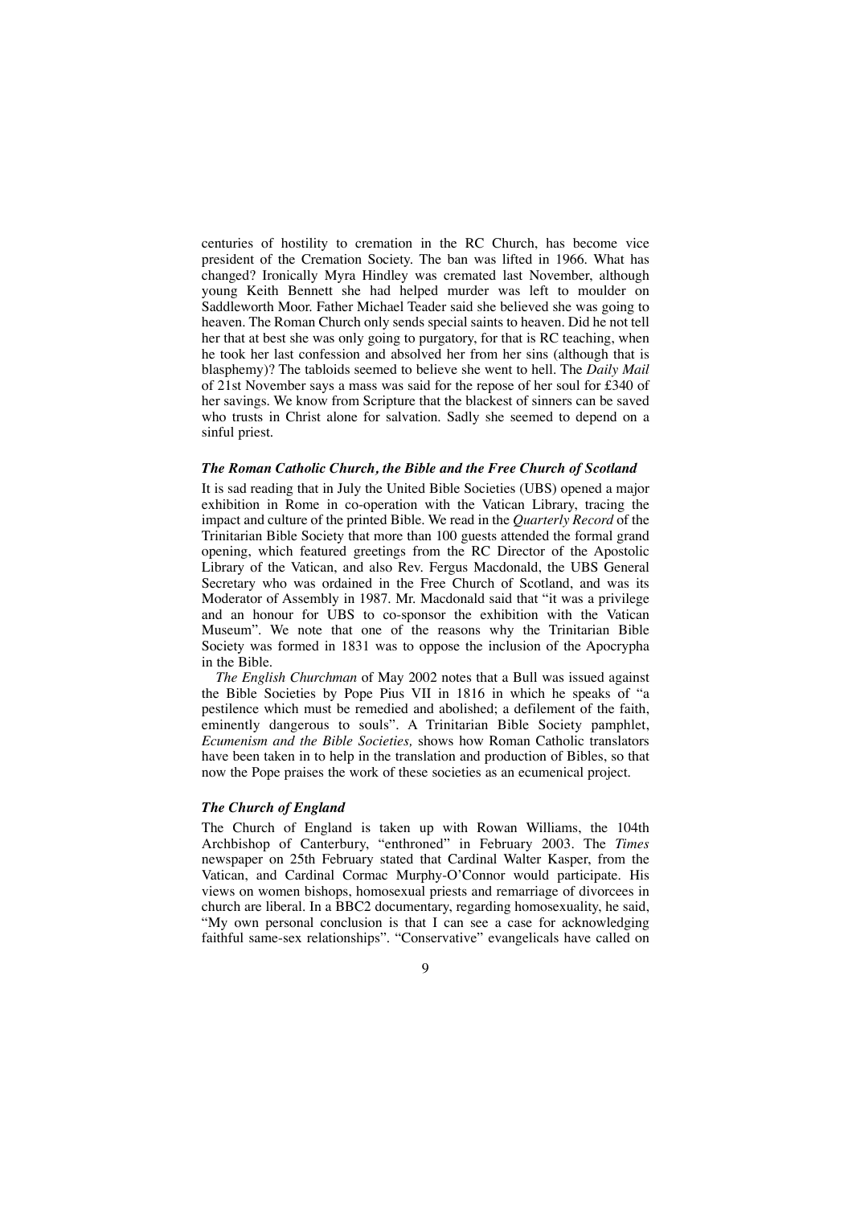centuries of hostility to cremation in the RC Church, has become vice president of the Cremation Society. The ban was lifted in 1966. What has changed? Ironically Myra Hindley was cremated last November, although young Keith Bennett she had helped murder was left to moulder on Saddleworth Moor. Father Michael Teader said she believed she was going to heaven. The Roman Church only sends special saints to heaven. Did he not tell her that at best she was only going to purgatory, for that is RC teaching, when he took her last confession and absolved her from her sins (although that is blasphemy)? The tabloids seemed to believe she went to hell. The *Daily Mail* of 21st November says a mass was said for the repose of her soul for £340 of her savings. We know from Scripture that the blackest of sinners can be saved who trusts in Christ alone for salvation. Sadly she seemed to depend on a sinful priest.

### *The Roman Catholic Church, the Bible and the Free Church of Scotland*

It is sad reading that in July the United Bible Societies (UBS) opened a major exhibition in Rome in co-operation with the Vatican Library, tracing the impact and culture of the printed Bible. We read in the *Quarterly Record* of the Trinitarian Bible Society that more than 100 guests attended the formal grand opening, which featured greetings from the RC Director of the Apostolic Library of the Vatican, and also Rev. Fergus Macdonald, the UBS General Secretary who was ordained in the Free Church of Scotland, and was its Moderator of Assembly in 1987. Mr. Macdonald said that "it was a privilege and an honour for UBS to co-sponsor the exhibition with the Vatican Museum". We note that one of the reasons why the Trinitarian Bible Society was formed in 1831 was to oppose the inclusion of the Apocrypha in the Bible.

*The English Churchman* of May 2002 notes that a Bull was issued against the Bible Societies by Pope Pius VII in 1816 in which he speaks of "a pestilence which must be remedied and abolished; a defilement of the faith, eminently dangerous to souls". A Trinitarian Bible Society pamphlet, *Ecumenism and the Bible Societies,* shows how Roman Catholic translators have been taken in to help in the translation and production of Bibles, so that now the Pope praises the work of these societies as an ecumenical project.

### *The Church of England*

The Church of England is taken up with Rowan Williams, the 104th Archbishop of Canterbury, "enthroned" in February 2003. The *Times* newspaper on 25th February stated that Cardinal Walter Kasper, from the Vatican, and Cardinal Cormac Murphy-O'Connor would participate. His views on women bishops, homosexual priests and remarriage of divorcees in church are liberal. In a BBC2 documentary, regarding homosexuality, he said, "My own personal conclusion is that I can see a case for acknowledging faithful same-sex relationships". "Conservative" evangelicals have called on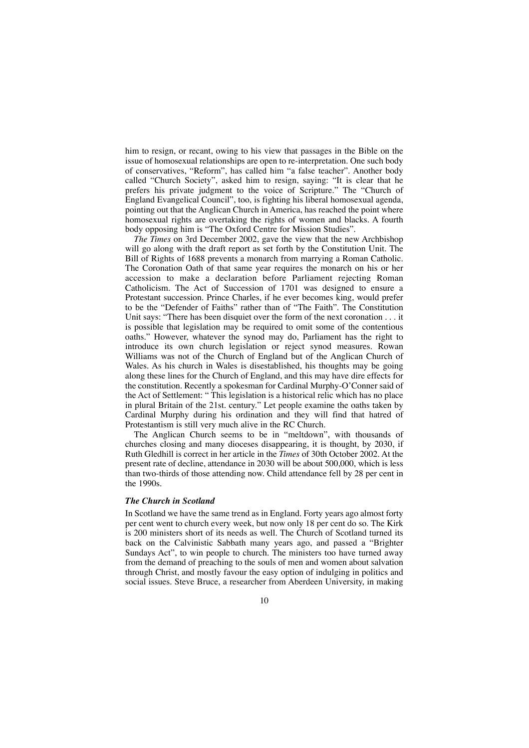him to resign, or recant, owing to his view that passages in the Bible on the issue of homosexual relationships are open to re-interpretation. One such body of conservatives, "Reform", has called him "a false teacher". Another body called "Church Society", asked him to resign, saying: "It is clear that he prefers his private judgment to the voice of Scripture." The "Church of England Evangelical Council", too, is fighting his liberal homosexual agenda, pointing out that the Anglican Church in America, has reached the point where homosexual rights are overtaking the rights of women and blacks. A fourth body opposing him is "The Oxford Centre for Mission Studies".

*The Times* on 3rd December 2002, gave the view that the new Archbishop will go along with the draft report as set forth by the Constitution Unit. The Bill of Rights of 1688 prevents a monarch from marrying a Roman Catholic. The Coronation Oath of that same year requires the monarch on his or her accession to make a declaration before Parliament rejecting Roman Catholicism. The Act of Succession of 1701 was designed to ensure a Protestant succession. Prince Charles, if he ever becomes king, would prefer to be the "Defender of Faiths" rather than of "The Faith". The Constitution Unit says: "There has been disquiet over the form of the next coronation . . . it is possible that legislation may be required to omit some of the contentious oaths." However, whatever the synod may do, Parliament has the right to introduce its own church legislation or reject synod measures. Rowan Williams was not of the Church of England but of the Anglican Church of Wales. As his church in Wales is disestablished, his thoughts may be going along these lines for the Church of England, and this may have dire effects for the constitution. Recently a spokesman for Cardinal Murphy-O'Conner said of the Act of Settlement: " This legislation is a historical relic which has no place in plural Britain of the 21st. century." Let people examine the oaths taken by Cardinal Murphy during his ordination and they will find that hatred of Protestantism is still very much alive in the RC Church.

The Anglican Church seems to be in "meltdown", with thousands of churches closing and many dioceses disappearing, it is thought, by 2030, if Ruth Gledhill is correct in her article in the *Times* of 30th October 2002. At the present rate of decline, attendance in 2030 will be about 500,000, which is less than two-thirds of those attending now. Child attendance fell by 28 per cent in the 1990s.

### *The Church in Scotland*

In Scotland we have the same trend as in England. Forty years ago almost forty per cent went to church every week, but now only 18 per cent do so. The Kirk is 200 ministers short of its needs as well. The Church of Scotland turned its back on the Calvinistic Sabbath many years ago, and passed a "Brighter Sundays Act", to win people to church. The ministers too have turned away from the demand of preaching to the souls of men and women about salvation through Christ, and mostly favour the easy option of indulging in politics and social issues. Steve Bruce, a researcher from Aberdeen University, in making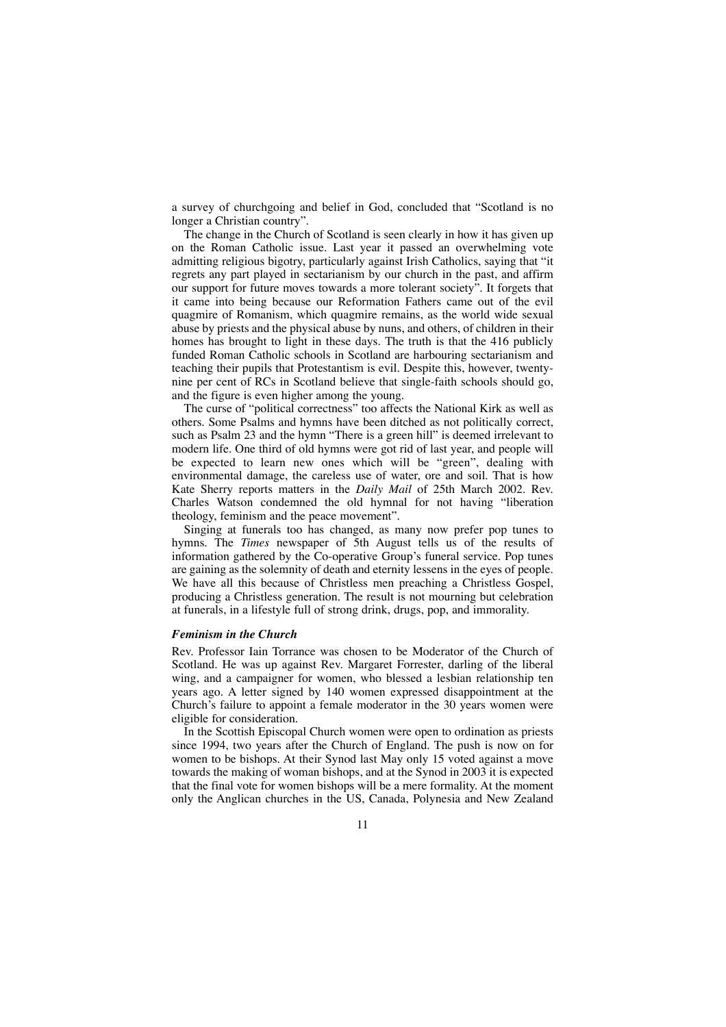a survey of churchgoing and belief in God, concluded that "Scotland is no longer a Christian country".

The change in the Church of Scotland is seen clearly in how it has given up on the Roman Catholic issue. Last year it passed an overwhelming vote admitting religious bigotry, particularly against Irish Catholics, saying that "it regrets any part played in sectarianism by our church in the past, and affirm our support for future moves towards a more tolerant society". It forgets that it came into being because our Reformation Fathers came out of the evil quagmire of Romanism, which quagmire remains, as the world wide sexual abuse by priests and the physical abuse by nuns, and others, of children in their homes has brought to light in these days. The truth is that the 416 publicly funded Roman Catholic schools in Scotland are harbouring sectarianism and teaching their pupils that Protestantism is evil. Despite this, however, twenty-nine per cent of RCs in Scotland believe that single-faith schools should go, and the figure is even higher among the young.

The curse of "political correctness" too affects the National Kirk as well as others. Some Psalms and hymns have been ditched as not politically correct, such as Psalm 23 and the hymn "There is a green hill" is deemed irrelevant to modern life. One third of old hymns were got rid of last year, and people will be expected to learn new ones which will be "green", dealing with environmental damage, the careless use of water, ore and soil. That is how Kate Sherry reports matters in the *Daily Mail* of 25th March 2002. Rev. Charles Watson condemned the old hymnal for not having "liberation theology, feminism and the peace movement".

Singing at funerals too has changed, as many now prefer pop tunes to hymns. The *Times* newspaper of 5th August tells us of the results of information gathered by the Co-operative Group's funeral service. Pop tunes are gaining as the solemnity of death and eternity lessens in the eyes of people. We have all this because of Christless men preaching a Christless Gospel, producing a Christless generation. The result is not mourning but celebration at funerals, in a lifestyle full of strong drink, drugs, pop, and immorality.

### *Feminism in the Church*

Rev. Professor Iain Torrance was chosen to be Moderator of the Church of Scotland. He was up against Rev. Margaret Forrester, darling of the liberal wing, and a campaigner for women, who blessed a lesbian relationship ten years ago. A letter signed by 140 women expressed disappointment at the Church's failure to appoint a female moderator in the 30 years women were eligible for consideration.

In the Scottish Episcopal Church women were open to ordination as priests since 1994, two years after the Church of England. The push is now on for women to be bishops. At their Synod last May only 15 voted against a move towards the making of woman bishops, and at the Synod in 2003 it is expected that the final vote for women bishops will be a mere formality. At the moment only the Anglican churches in the US, Canada, Polynesia and New Zealand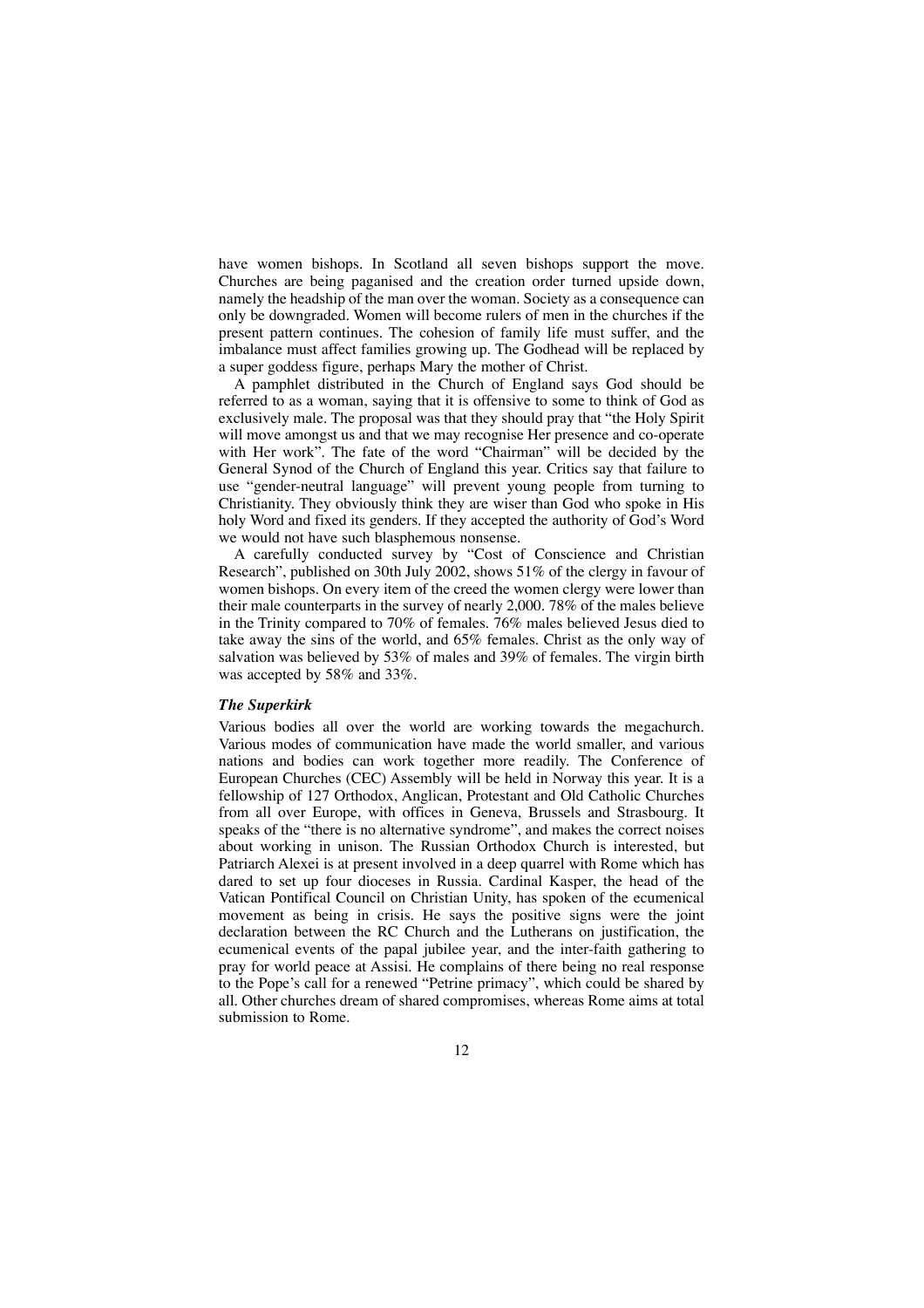have women bishops. In Scotland all seven bishops support the move. Churches are being paganised and the creation order turned upside down, namely the headship of the man over the woman. Society as a consequence can only be downgraded. Women will become rulers of men in the churches if the present pattern continues. The cohesion of family life must suffer, and the imbalance must affect families growing up. The Godhead will be replaced by a super goddess figure, perhaps Mary the mother of Christ.

A pamphlet distributed in the Church of England says God should be referred to as a woman, saying that it is offensive to some to think of God as exclusively male. The proposal was that they should pray that "the Holy Spirit will move amongst us and that we may recognise Her presence and co-operate with Her work". The fate of the word "Chairman" will be decided by the General Synod of the Church of England this year. Critics say that failure to use "gender-neutral language" will prevent young people from turning to Christianity. They obviously think they are wiser than God who spoke in His holy Word and fixed its genders. If they accepted the authority of God's Word we would not have such blasphemous nonsense.

A carefully conducted survey by "Cost of Conscience and Christian Research", published on 30th July 2002, shows 51% of the clergy in favour of women bishops. On every item of the creed the women clergy were lower than their male counterparts in the survey of nearly 2,000. 78% of the males believe in the Trinity compared to 70% of females. 76% males believed Jesus died to take away the sins of the world, and 65% females. Christ as the only way of salvation was believed by 53% of males and 39% of females. The virgin birth was accepted by 58% and 33%.

***The Superkirk***

Various bodies all over the world are working towards the megachurch. Various modes of communication have made the world smaller, and various nations and bodies can work together more readily. The Conference of European Churches (CEC) Assembly will be held in Norway this year. It is a fellowship of 127 Orthodox, Anglican, Protestant and Old Catholic Churches from all over Europe, with offices in Geneva, Brussels and Strasbourg. It speaks of the "there is no alternative syndrome", and makes the correct noises about working in unison. The Russian Orthodox Church is interested, but Patriarch Alexei is at present involved in a deep quarrel with Rome which has dared to set up four dioceses in Russia. Cardinal Kasper, the head of the Vatican Pontifical Council on Christian Unity, has spoken of the ecumenical movement as being in crisis. He says the positive signs were the joint declaration between the RC Church and the Lutherans on justification, the ecumenical events of the papal jubilee year, and the inter-faith gathering to pray for world peace at Assisi. He complains of there being no real response to the Pope's call for a renewed "Petrine primacy", which could be shared by all. Other churches dream of shared compromises, whereas Rome aims at total submission to Rome.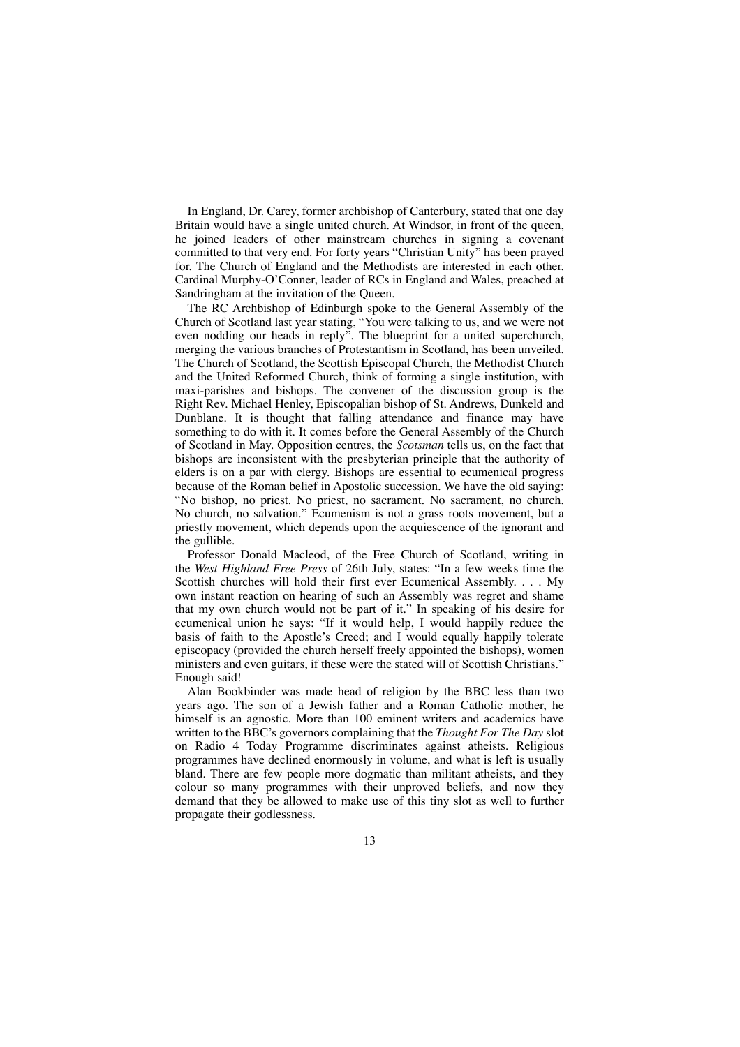In England, Dr. Carey, former archbishop of Canterbury, stated that one day Britain would have a single united church. At Windsor, in front of the queen, he joined leaders of other mainstream churches in signing a covenant committed to that very end. For forty years "Christian Unity" has been prayed for. The Church of England and the Methodists are interested in each other. Cardinal Murphy-O'Conner, leader of RCs in England and Wales, preached at Sandringham at the invitation of the Queen.

The RC Archbishop of Edinburgh spoke to the General Assembly of the Church of Scotland last year stating, "You were talking to us, and we were not even nodding our heads in reply". The blueprint for a united superchurch, merging the various branches of Protestantism in Scotland, has been unveiled. The Church of Scotland, the Scottish Episcopal Church, the Methodist Church and the United Reformed Church, think of forming a single institution, with maxi-parishes and bishops. The convener of the discussion group is the Right Rev. Michael Henley, Episcopalian bishop of St. Andrews, Dunkeld and Dunblane. It is thought that falling attendance and finance may have something to do with it. It comes before the General Assembly of the Church of Scotland in May. Opposition centres, the *Scotsman* tells us, on the fact that bishops are inconsistent with the presbyterian principle that the authority of elders is on a par with clergy. Bishops are essential to ecumenical progress because of the Roman belief in Apostolic succession. We have the old saying: "No bishop, no priest. No priest, no sacrament. No sacrament, no church. No church, no salvation." Ecumenism is not a grass roots movement, but a priestly movement, which depends upon the acquiescence of the ignorant and the gullible.

Professor Donald Macleod, of the Free Church of Scotland, writing in the *West Highland Free Press* of 26th July, states: "In a few weeks time the Scottish churches will hold their first ever Ecumenical Assembly. . . . My own instant reaction on hearing of such an Assembly was regret and shame that my own church would not be part of it." In speaking of his desire for ecumenical union he says: "If it would help, I would happily reduce the basis of faith to the Apostle's Creed; and I would equally happily tolerate episcopacy (provided the church herself freely appointed the bishops), women ministers and even guitars, if these were the stated will of Scottish Christians." Enough said!

Alan Bookbinder was made head of religion by the BBC less than two years ago. The son of a Jewish father and a Roman Catholic mother, he himself is an agnostic. More than 100 eminent writers and academics have written to the BBC's governors complaining that the *Thought For The Day* slot on Radio 4 Today Programme discriminates against atheists. Religious programmes have declined enormously in volume, and what is left is usually bland. There are few people more dogmatic than militant atheists, and they colour so many programmes with their unproved beliefs, and now they demand that they be allowed to make use of this tiny slot as well to further propagate their godlessness.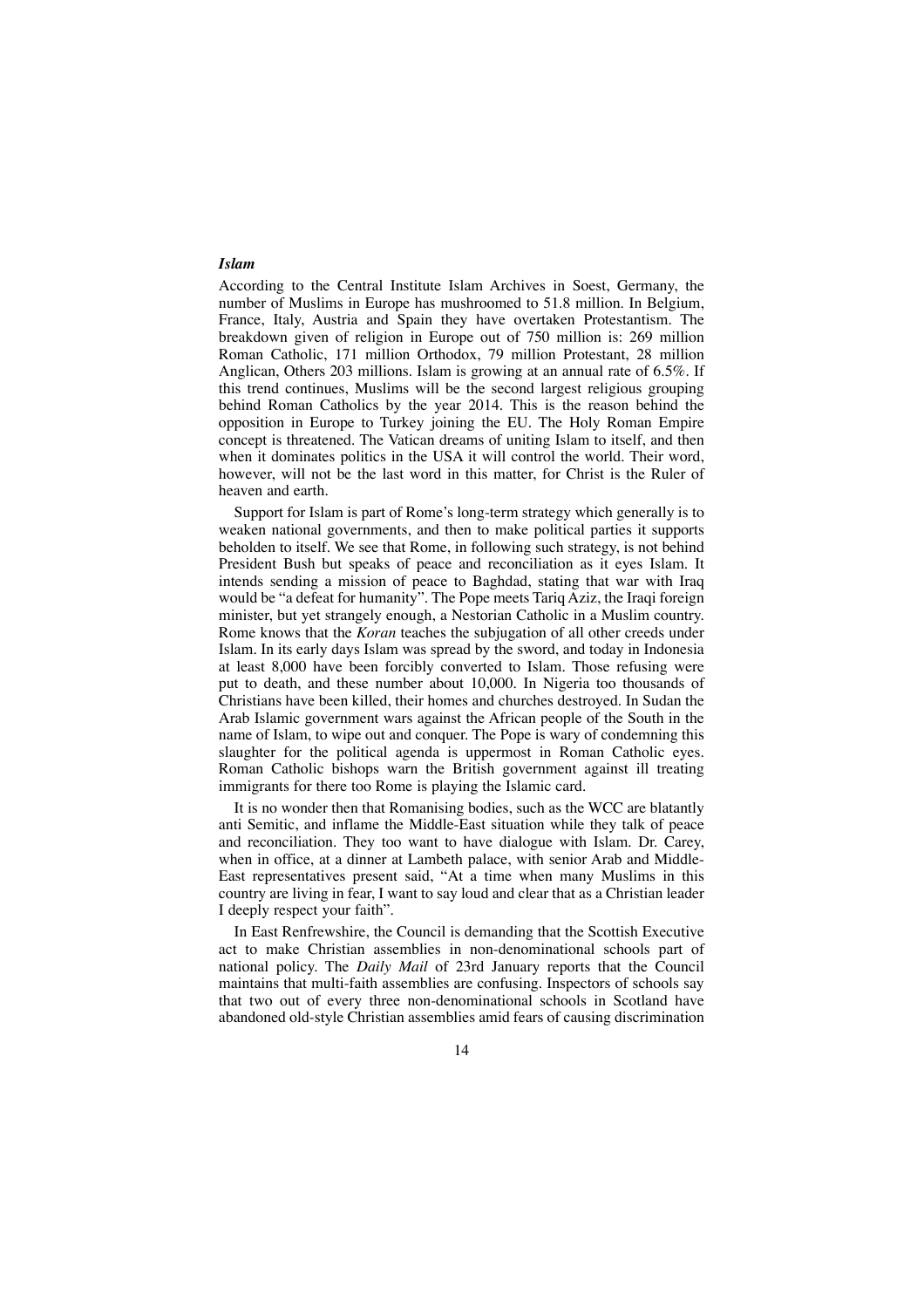### *Islam*

According to the Central Institute Islam Archives in Soest, Germany, the number of Muslims in Europe has mushroomed to 51.8 million. In Belgium, France, Italy, Austria and Spain they have overtaken Protestantism. The breakdown given of religion in Europe out of 750 million is: 269 million Roman Catholic, 171 million Orthodox, 79 million Protestant, 28 million Anglican, Others 203 millions. Islam is growing at an annual rate of 6.5%. If this trend continues, Muslims will be the second largest religious grouping behind Roman Catholics by the year 2014. This is the reason behind the opposition in Europe to Turkey joining the EU. The Holy Roman Empire concept is threatened. The Vatican dreams of uniting Islam to itself, and then when it dominates politics in the USA it will control the world. Their word, however, will not be the last word in this matter, for Christ is the Ruler of heaven and earth.

Support for Islam is part of Rome's long-term strategy which generally is to weaken national governments, and then to make political parties it supports beholden to itself. We see that Rome, in following such strategy, is not behind President Bush but speaks of peace and reconciliation as it eyes Islam. It intends sending a mission of peace to Baghdad, stating that war with Iraq would be "a defeat for humanity". The Pope meets Tariq Aziz, the Iraqi foreign minister, but yet strangely enough, a Nestorian Catholic in a Muslim country. Rome knows that the *Koran* teaches the subjugation of all other creeds under Islam. In its early days Islam was spread by the sword, and today in Indonesia at least 8,000 have been forcibly converted to Islam. Those refusing were put to death, and these number about 10,000. In Nigeria too thousands of Christians have been killed, their homes and churches destroyed. In Sudan the Arab Islamic government wars against the African people of the South in the name of Islam, to wipe out and conquer. The Pope is wary of condemning this slaughter for the political agenda is uppermost in Roman Catholic eyes. Roman Catholic bishops warn the British government against ill treating immigrants for there too Rome is playing the Islamic card.

It is no wonder then that Romanising bodies, such as the WCC are blatantly anti Semitic, and inflame the Middle-East situation while they talk of peace and reconciliation. They too want to have dialogue with Islam. Dr. Carey, when in office, at a dinner at Lambeth palace, with senior Arab and Middle-East representatives present said, "At a time when many Muslims in this country are living in fear, I want to say loud and clear that as a Christian leader I deeply respect your faith".

In East Renfrewshire, the Council is demanding that the Scottish Executive act to make Christian assemblies in non-denominational schools part of national policy. The *Daily Mail* of 23rd January reports that the Council maintains that multi-faith assemblies are confusing. Inspectors of schools say that two out of every three non-denominational schools in Scotland have abandoned old-style Christian assemblies amid fears of causing discrimination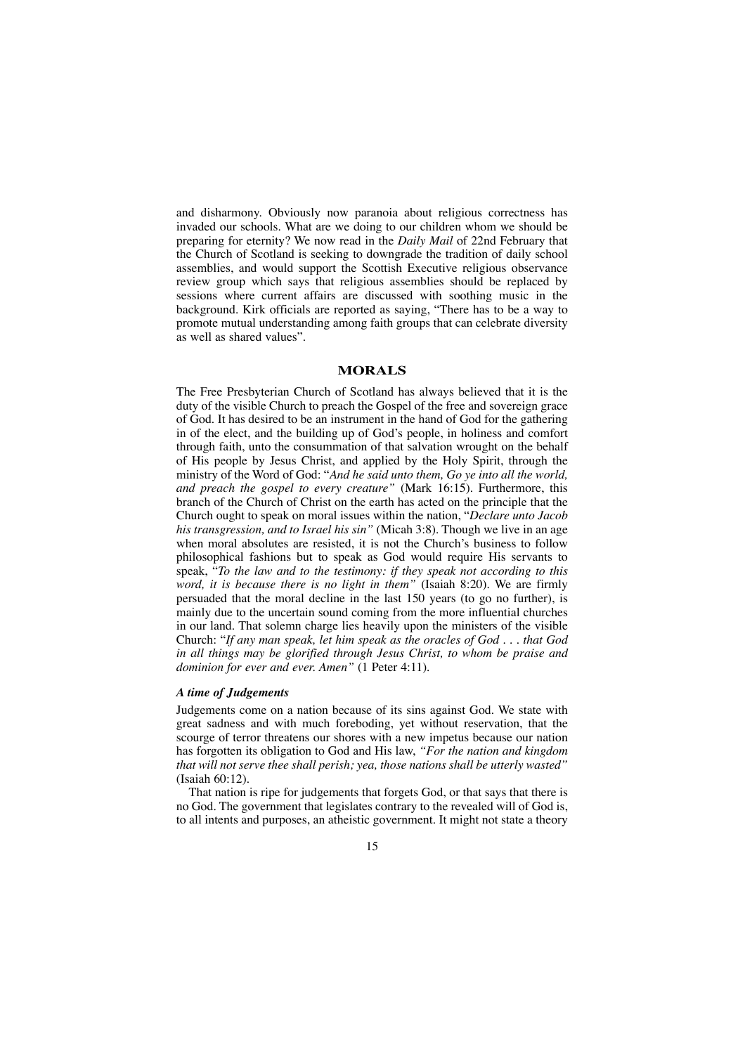and disharmony. Obviously now paranoia about religious correctness has invaded our schools. What are we doing to our children whom we should be preparing for eternity? We now read in the *Daily Mail* of 22nd February that the Church of Scotland is seeking to downgrade the tradition of daily school assemblies, and would support the Scottish Executive religious observance review group which says that religious assemblies should be replaced by sessions where current affairs are discussed with soothing music in the background. Kirk officials are reported as saying, "There has to be a way to promote mutual understanding among faith groups that can celebrate diversity as well as shared values".

## MORALS

The Free Presbyterian Church of Scotland has always believed that it is the duty of the visible Church to preach the Gospel of the free and sovereign grace of God. It has desired to be an instrument in the hand of God for the gathering in of the elect, and the building up of God's people, in holiness and comfort through faith, unto the consummation of that salvation wrought on the behalf of His people by Jesus Christ, and applied by the Holy Spirit, through the ministry of the Word of God: "*And he said unto them, Go ye into all the world, and preach the gospel to every creature"* (Mark 16:15). Furthermore, this branch of the Church of Christ on the earth has acted on the principle that the Church ought to speak on moral issues within the nation, "*Declare unto Jacob his transgression, and to Israel his sin"* (Micah 3:8). Though we live in an age when moral absolutes are resisted, it is not the Church's business to follow philosophical fashions but to speak as God would require His servants to speak, "*To the law and to the testimony: if they speak not according to this word, it is because there is no light in them"* (Isaiah 8:20). We are firmly persuaded that the moral decline in the last 150 years (to go no further), is mainly due to the uncertain sound coming from the more influential churches in our land. That solemn charge lies heavily upon the ministers of the visible Church: "*If any man speak, let him speak as the oracles of God . . . that God in all things may be glorified through Jesus Christ, to whom be praise and dominion for ever and ever. Amen"* (1 Peter 4:11).

### *A time of Judgements*

Judgements come on a nation because of its sins against God. We state with great sadness and with much foreboding, yet without reservation, that the scourge of terror threatens our shores with a new impetus because our nation has forgotten its obligation to God and His law, *"For the nation and kingdom that will not serve thee shall perish; yea, those nations shall be utterly wasted"* (Isaiah 60:12).

That nation is ripe for judgements that forgets God, or that says that there is no God. The government that legislates contrary to the revealed will of God is, to all intents and purposes, an atheistic government. It might not state a theory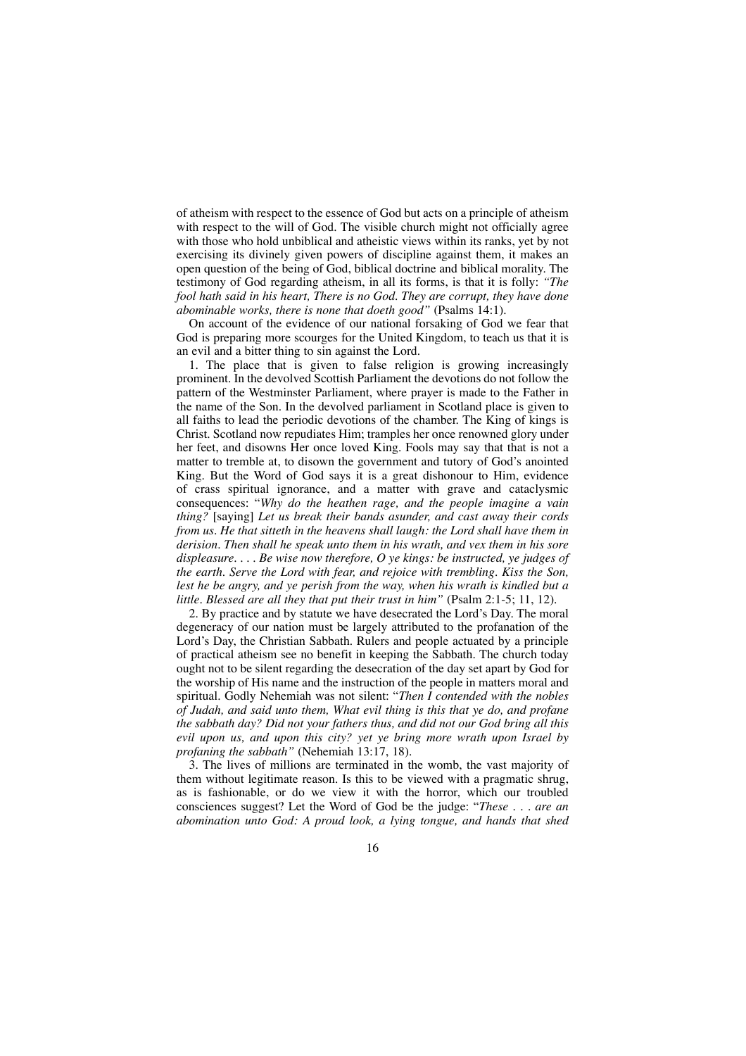of atheism with respect to the essence of God but acts on a principle of atheism with respect to the will of God. The visible church might not officially agree with those who hold unbiblical and atheistic views within its ranks, yet by not exercising its divinely given powers of discipline against them, it makes an open question of the being of God, biblical doctrine and biblical morality. The testimony of God regarding atheism, in all its forms, is that it is folly: *"The fool hath said in his heart, There is no God. They are corrupt, they have done abominable works, there is none that doeth good"* (Psalms 14:1).

On account of the evidence of our national forsaking of God we fear that God is preparing more scourges for the United Kingdom, to teach us that it is an evil and a bitter thing to sin against the Lord.

1. The place that is given to false religion is growing increasingly prominent. In the devolved Scottish Parliament the devotions do not follow the pattern of the Westminster Parliament, where prayer is made to the Father in the name of the Son. In the devolved parliament in Scotland place is given to all faiths to lead the periodic devotions of the chamber. The King of kings is Christ. Scotland now repudiates Him; tramples her once renowned glory under her feet, and disowns Her once loved King. Fools may say that that is not a matter to tremble at, to disown the government and tutory of God's anointed King. But the Word of God says it is a great dishonour to Him, evidence of crass spiritual ignorance, and a matter with grave and cataclysmic consequences: "*Why do the heathen rage, and the people imagine a vain thing?* [saying] *Let us break their bands asunder, and cast away their cords from us. He that sitteth in the heavens shall laugh: the Lord shall have them in derision. Then shall he speak unto them in his wrath, and vex them in his sore displeasure. . . . Be wise now therefore, O ye kings: be instructed, ye judges of the earth. Serve the Lord with fear, and rejoice with trembling. Kiss the Son, lest he be angry, and ye perish from the way, when his wrath is kindled but a little. Blessed are all they that put their trust in him"* (Psalm 2:1-5; 11, 12).

2. By practice and by statute we have desecrated the Lord's Day. The moral degeneracy of our nation must be largely attributed to the profanation of the Lord's Day, the Christian Sabbath. Rulers and people actuated by a principle of practical atheism see no benefit in keeping the Sabbath. The church today ought not to be silent regarding the desecration of the day set apart by God for the worship of His name and the instruction of the people in matters moral and spiritual. Godly Nehemiah was not silent: "*Then I contended with the nobles of Judah, and said unto them, What evil thing is this that ye do, and profane the sabbath day? Did not your fathers thus, and did not our God bring all this evil upon us, and upon this city? yet ye bring more wrath upon Israel by profaning the sabbath"* (Nehemiah 13:17, 18).

3. The lives of millions are terminated in the womb, the vast majority of them without legitimate reason. Is this to be viewed with a pragmatic shrug, as is fashionable, or do we view it with the horror, which our troubled consciences suggest? Let the Word of God be the judge: "*These . . . are an abomination unto God: A proud look, a lying tongue, and hands that shed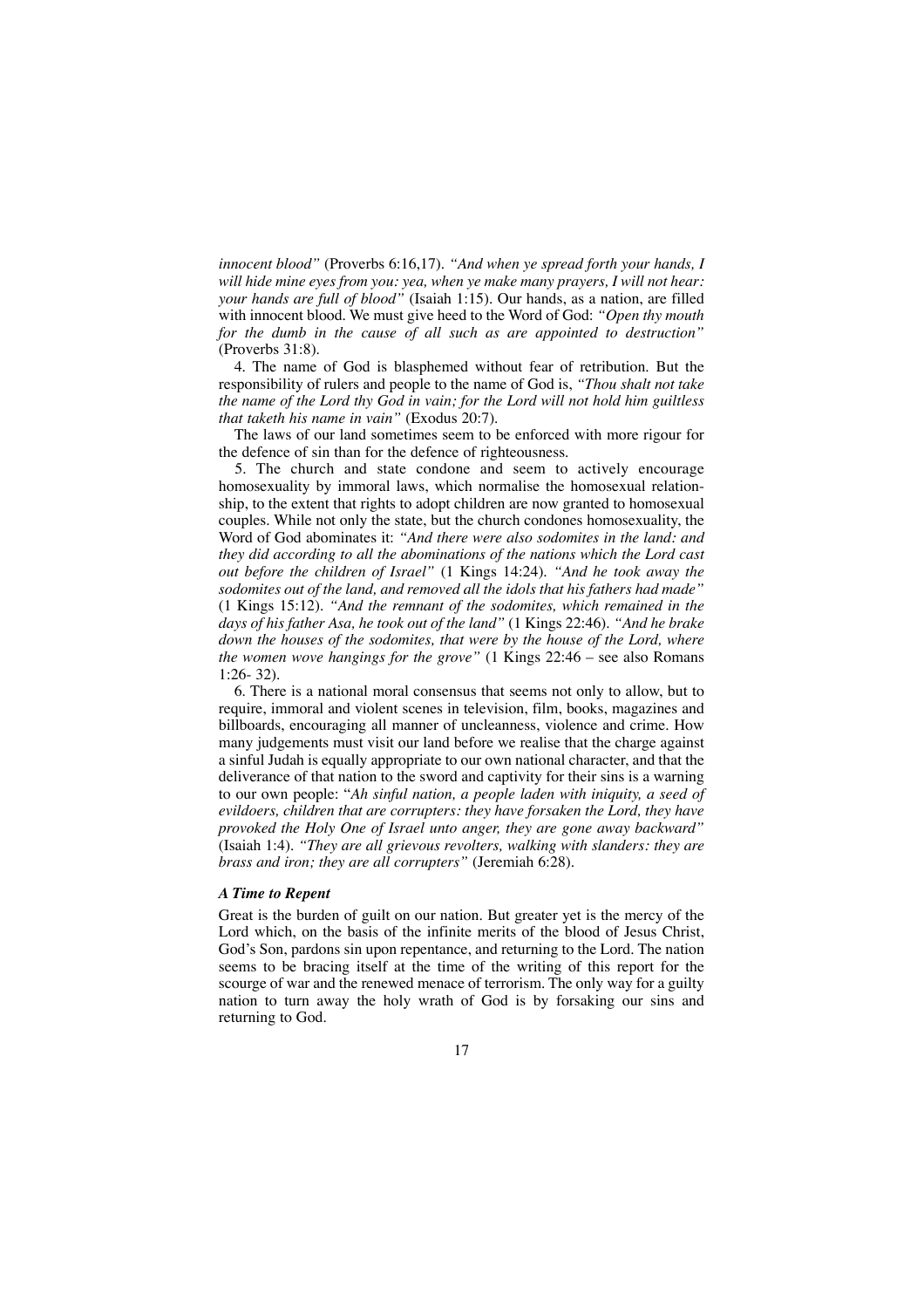*innocent blood"* (Proverbs 6:16,17). *"And when ye spread forth your hands, I will hide mine eyes from you: yea, when ye make many prayers, I will not hear: your hands are full of blood"* (Isaiah 1:15). Our hands, as a nation, are filled with innocent blood. We must give heed to the Word of God: *"Open thy mouth for the dumb in the cause of all such as are appointed to destruction"* (Proverbs 31:8).

4. The name of God is blasphemed without fear of retribution. But the responsibility of rulers and people to the name of God is, *"Thou shalt not take the name of the Lord thy God in vain; for the Lord will not hold him guiltless that taketh his name in vain"* (Exodus 20:7).

The laws of our land sometimes seem to be enforced with more rigour for the defence of sin than for the defence of righteousness.

5. The church and state condone and seem to actively encourage homosexuality by immoral laws, which normalise the homosexual relationship, to the extent that rights to adopt children are now granted to homosexual couples. While not only the state, but the church condones homosexuality, the Word of God abominates it: *"And there were also sodomites in the land: and they did according to all the abominations of the nations which the Lord cast out before the children of Israel"* (1 Kings 14:24). *"And he took away the sodomites out of the land, and removed all the idols that his fathers had made"* (1 Kings 15:12). *"And the remnant of the sodomites, which remained in the days of his father Asa, he took out of the land"* (1 Kings 22:46). *"And he brake down the houses of the sodomites, that were by the house of the Lord, where the women wove hangings for the grove"* (1 Kings 22:46 – see also Romans 1:26- 32).

6. There is a national moral consensus that seems not only to allow, but to require, immoral and violent scenes in television, film, books, magazines and billboards, encouraging all manner of uncleanness, violence and crime. How many judgements must visit our land before we realise that the charge against a sinful Judah is equally appropriate to our own national character, and that the deliverance of that nation to the sword and captivity for their sins is a warning to our own people: "*Ah sinful nation, a people laden with iniquity, a seed of evildoers, children that are corrupters: they have forsaken the Lord, they have provoked the Holy One of Israel unto anger, they are gone away backward"* (Isaiah 1:4). *"They are all grievous revolters, walking with slanders: they are brass and iron; they are all corrupters"* (Jeremiah 6:28).

### *A Time to Repent*

Great is the burden of guilt on our nation. But greater yet is the mercy of the Lord which, on the basis of the infinite merits of the blood of Jesus Christ, God's Son, pardons sin upon repentance, and returning to the Lord. The nation seems to be bracing itself at the time of the writing of this report for the scourge of war and the renewed menace of terrorism. The only way for a guilty nation to turn away the holy wrath of God is by forsaking our sins and returning to God.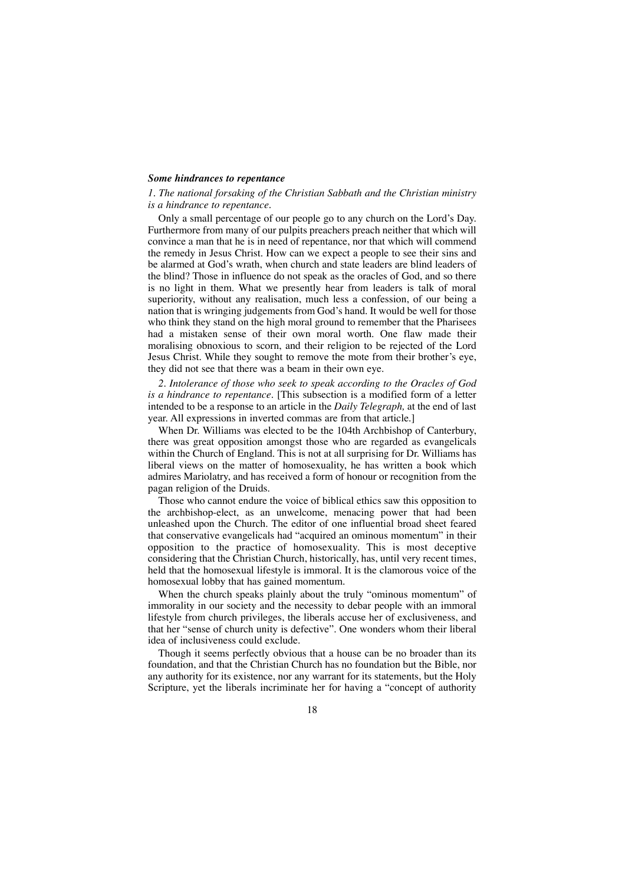### *Some hindrances to repentance*

*1. The national forsaking of the Christian Sabbath and the Christian ministry is a hindrance to repentance.*

Only a small percentage of our people go to any church on the Lord's Day. Furthermore from many of our pulpits preachers preach neither that which will convince a man that he is in need of repentance, nor that which will commend the remedy in Jesus Christ. How can we expect a people to see their sins and be alarmed at God's wrath, when church and state leaders are blind leaders of the blind? Those in influence do not speak as the oracles of God, and so there is no light in them. What we presently hear from leaders is talk of moral superiority, without any realisation, much less a confession, of our being a nation that is wringing judgements from God's hand. It would be well for those who think they stand on the high moral ground to remember that the Pharisees had a mistaken sense of their own moral worth. One flaw made their moralising obnoxious to scorn, and their religion to be rejected of the Lord Jesus Christ. While they sought to remove the mote from their brother's eye, they did not see that there was a beam in their own eye.

*2. Intolerance of those who seek to speak according to the Oracles of God is a hindrance to repentance.* [This subsection is a modified form of a letter intended to be a response to an article in the *Daily Telegraph,* at the end of last year. All expressions in inverted commas are from that article.]

When Dr. Williams was elected to be the 104th Archbishop of Canterbury, there was great opposition amongst those who are regarded as evangelicals within the Church of England. This is not at all surprising for Dr. Williams has liberal views on the matter of homosexuality, he has written a book which admires Mariolatry, and has received a form of honour or recognition from the pagan religion of the Druids.

Those who cannot endure the voice of biblical ethics saw this opposition to the archbishop-elect, as an unwelcome, menacing power that had been unleashed upon the Church. The editor of one influential broad sheet feared that conservative evangelicals had "acquired an ominous momentum" in their opposition to the practice of homosexuality. This is most deceptive considering that the Christian Church, historically, has, until very recent times, held that the homosexual lifestyle is immoral. It is the clamorous voice of the homosexual lobby that has gained momentum.

When the church speaks plainly about the truly "ominous momentum" of immorality in our society and the necessity to debar people with an immoral lifestyle from church privileges, the liberals accuse her of exclusiveness, and that her "sense of church unity is defective". One wonders whom their liberal idea of inclusiveness could exclude.

Though it seems perfectly obvious that a house can be no broader than its foundation, and that the Christian Church has no foundation but the Bible, nor any authority for its existence, nor any warrant for its statements, but the Holy Scripture, yet the liberals incriminate her for having a "concept of authority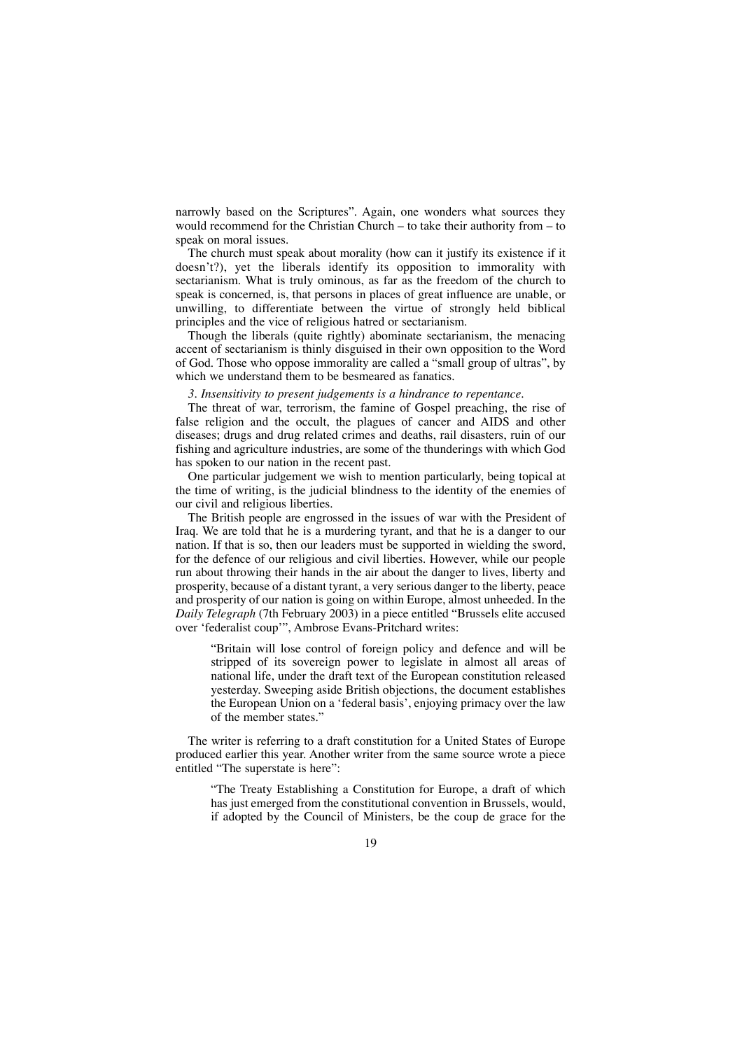narrowly based on the Scriptures". Again, one wonders what sources they would recommend for the Christian Church – to take their authority from – to speak on moral issues.

The church must speak about morality (how can it justify its existence if it doesn't?), yet the liberals identify its opposition to immorality with sectarianism. What is truly ominous, as far as the freedom of the church to speak is concerned, is, that persons in places of great influence are unable, or unwilling, to differentiate between the virtue of strongly held biblical principles and the vice of religious hatred or sectarianism.

Though the liberals (quite rightly) abominate sectarianism, the menacing accent of sectarianism is thinly disguised in their own opposition to the Word of God. Those who oppose immorality are called a "small group of ultras", by which we understand them to be besmeared as fanatics.

*3. Insensitivity to present judgements is a hindrance to repentance.*

The threat of war, terrorism, the famine of Gospel preaching, the rise of false religion and the occult, the plagues of cancer and AIDS and other diseases; drugs and drug related crimes and deaths, rail disasters, ruin of our fishing and agriculture industries, are some of the thunderings with which God has spoken to our nation in the recent past.

One particular judgement we wish to mention particularly, being topical at the time of writing, is the judicial blindness to the identity of the enemies of our civil and religious liberties.

The British people are engrossed in the issues of war with the President of Iraq. We are told that he is a murdering tyrant, and that he is a danger to our nation. If that is so, then our leaders must be supported in wielding the sword, for the defence of our religious and civil liberties. However, while our people run about throwing their hands in the air about the danger to lives, liberty and prosperity, because of a distant tyrant, a very serious danger to the liberty, peace and prosperity of our nation is going on within Europe, almost unheeded. In the *Daily Telegraph* (7th February 2003) in a piece entitled "Brussels elite accused over 'federalist coup'", Ambrose Evans-Pritchard writes:

> "Britain will lose control of foreign policy and defence and will be stripped of its sovereign power to legislate in almost all areas of national life, under the draft text of the European constitution released yesterday. Sweeping aside British objections, the document establishes the European Union on a 'federal basis', enjoying primacy over the law of the member states."

The writer is referring to a draft constitution for a United States of Europe produced earlier this year. Another writer from the same source wrote a piece entitled "The superstate is here":

> "The Treaty Establishing a Constitution for Europe, a draft of which has just emerged from the constitutional convention in Brussels, would, if adopted by the Council of Ministers, be the coup de grace for the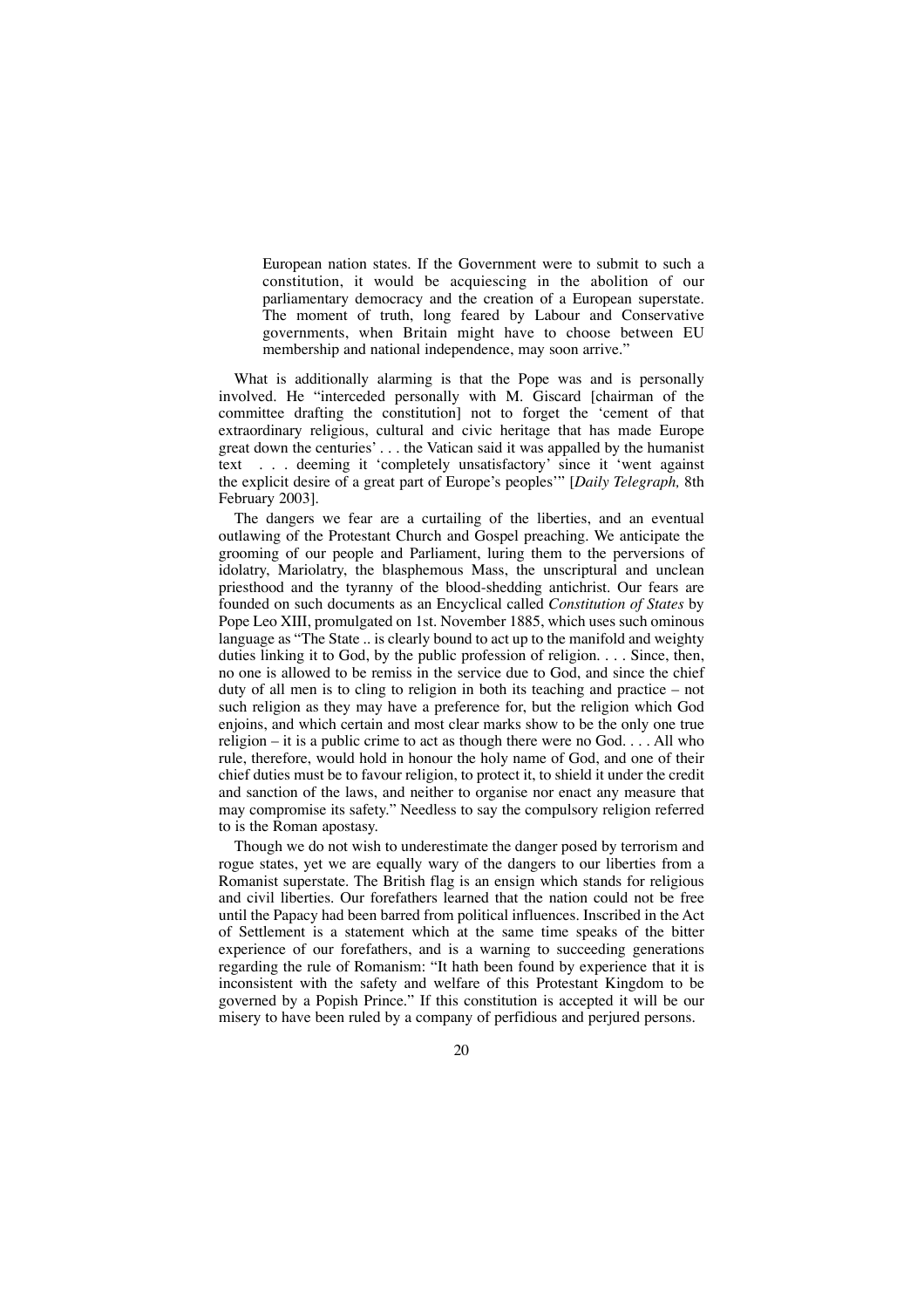> European nation states. If the Government were to submit to such a constitution, it would be acquiescing in the abolition of our parliamentary democracy and the creation of a European superstate. The moment of truth, long feared by Labour and Conservative governments, when Britain might have to choose between EU membership and national independence, may soon arrive."

What is additionally alarming is that the Pope was and is personally involved. He "interceded personally with M. Giscard [chairman of the committee drafting the constitution] not to forget the 'cement of that extraordinary religious, cultural and civic heritage that has made Europe great down the centuries' . . . the Vatican said it was appalled by the humanist text . . . deeming it 'completely unsatisfactory' since it 'went against the explicit desire of a great part of Europe's peoples'" [*Daily Telegraph,* 8th February 2003].

The dangers we fear are a curtailing of the liberties, and an eventual outlawing of the Protestant Church and Gospel preaching. We anticipate the grooming of our people and Parliament, luring them to the perversions of idolatry, Mariolatry, the blasphemous Mass, the unscriptural and unclean priesthood and the tyranny of the blood-shedding antichrist. Our fears are founded on such documents as an Encyclical called *Constitution of States* by Pope Leo XIII, promulgated on 1st. November 1885, which uses such ominous language as "The State .. is clearly bound to act up to the manifold and weighty duties linking it to God, by the public profession of religion. . . . Since, then, no one is allowed to be remiss in the service due to God, and since the chief duty of all men is to cling to religion in both its teaching and practice – not such religion as they may have a preference for, but the religion which God enjoins, and which certain and most clear marks show to be the only one true religion – it is a public crime to act as though there were no God. . . . All who rule, therefore, would hold in honour the holy name of God, and one of their chief duties must be to favour religion, to protect it, to shield it under the credit and sanction of the laws, and neither to organise nor enact any measure that may compromise its safety." Needless to say the compulsory religion referred to is the Roman apostasy.

Though we do not wish to underestimate the danger posed by terrorism and rogue states, yet we are equally wary of the dangers to our liberties from a Romanist superstate. The British flag is an ensign which stands for religious and civil liberties. Our forefathers learned that the nation could not be free until the Papacy had been barred from political influences. Inscribed in the Act of Settlement is a statement which at the same time speaks of the bitter experience of our forefathers, and is a warning to succeeding generations regarding the rule of Romanism: "It hath been found by experience that it is inconsistent with the safety and welfare of this Protestant Kingdom to be governed by a Popish Prince." If this constitution is accepted it will be our misery to have been ruled by a company of perfidious and perjured persons.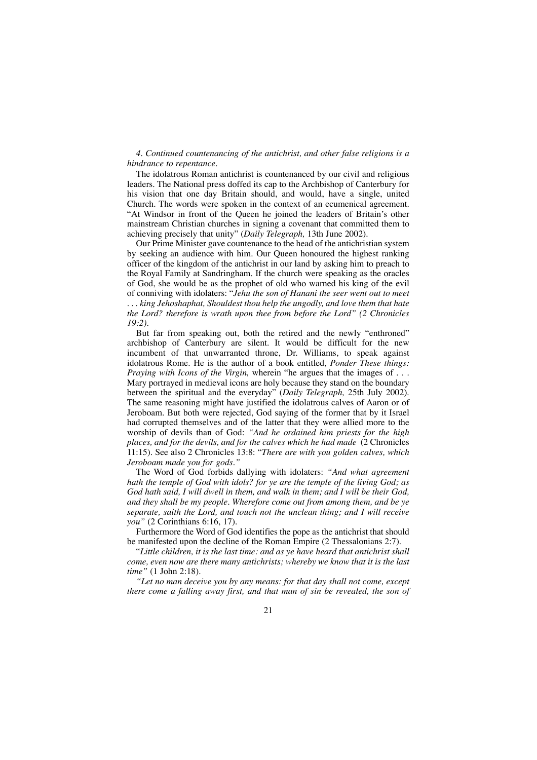*4. Continued countenancing of the antichrist, and other false religions is a hindrance to repentance.*

The idolatrous Roman antichrist is countenanced by our civil and religious leaders. The National press doffed its cap to the Archbishop of Canterbury for his vision that one day Britain should, and would, have a single, united Church. The words were spoken in the context of an ecumenical agreement. "At Windsor in front of the Queen he joined the leaders of Britain's other mainstream Christian churches in signing a covenant that committed them to achieving precisely that unity" (*Daily Telegraph,* 13th June 2002).

Our Prime Minister gave countenance to the head of the antichristian system by seeking an audience with him. Our Queen honoured the highest ranking officer of the kingdom of the antichrist in our land by asking him to preach to the Royal Family at Sandringham. If the church were speaking as the oracles of God, she would be as the prophet of old who warned his king of the evil of conniving with idolaters: "*Jehu the son of Hanani the seer went out to meet . . . king Jehoshaphat, Shouldest thou help the ungodly, and love them that hate the Lord? therefore is wrath upon thee from before the Lord" (2 Chronicles 19:2).*

But far from speaking out, both the retired and the newly "enthroned" archbishop of Canterbury are silent. It would be difficult for the new incumbent of that unwarranted throne, Dr. Williams, to speak against idolatrous Rome. He is the author of a book entitled, *Ponder These things: Praying with Icons of the Virgin,* wherein "he argues that the images of . . . Mary portrayed in medieval icons are holy because they stand on the boundary between the spiritual and the everyday" (*Daily Telegraph,* 25th July 2002). The same reasoning might have justified the idolatrous calves of Aaron or of Jeroboam. But both were rejected, God saying of the former that by it Israel had corrupted themselves and of the latter that they were allied more to the worship of devils than of God: *"And he ordained him priests for the high places, and for the devils, and for the calves which he had made* (2 Chronicles 11:15). See also 2 Chronicles 13:8: "*There are with you golden calves, which Jeroboam made you for gods."*

The Word of God forbids dallying with idolaters: *"And what agreement hath the temple of God with idols? for ye are the temple of the living God; as God hath said, I will dwell in them, and walk in them; and I will be their God, and they shall be my people. Wherefore come out from among them, and be ye separate, saith the Lord, and touch not the unclean thing; and I will receive you"* (2 Corinthians 6:16, 17).

Furthermore the Word of God identifies the pope as the antichrist that should be manifested upon the decline of the Roman Empire (2 Thessalonians 2:7).

"*Little children, it is the last time: and as ye have heard that antichrist shall come, even now are there many antichrists; whereby we know that it is the last time"* (1 John 2:18).

*"Let no man deceive you by any means: for that day shall not come, except there come a falling away first, and that man of sin be revealed, the son of*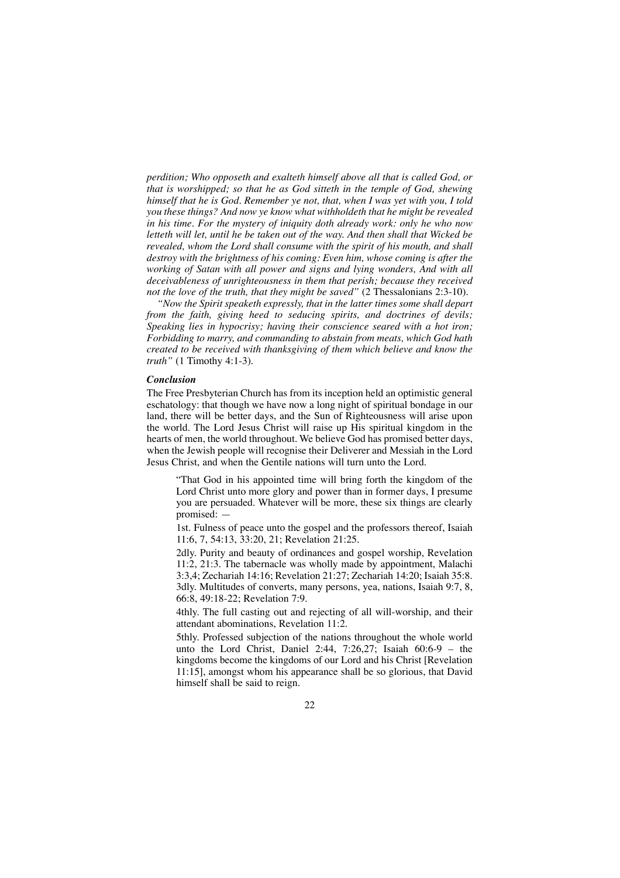*perdition; Who opposeth and exalteth himself above all that is called God, or that is worshipped; so that he as God sitteth in the temple of God, shewing himself that he is God. Remember ye not, that, when I was yet with you, I told you these things? And now ye know what withholdeth that he might be revealed in his time. For the mystery of iniquity doth already work: only he who now letteth will let, until he be taken out of the way. And then shall that Wicked be revealed, whom the Lord shall consume with the spirit of his mouth, and shall destroy with the brightness of his coming: Even him, whose coming is after the working of Satan with all power and signs and lying wonders, And with all deceivableness of unrighteousness in them that perish; because they received not the love of the truth, that they might be saved"* (2 Thessalonians 2:3-10).

*"Now the Spirit speaketh expressly, that in the latter times some shall depart from the faith, giving heed to seducing spirits, and doctrines of devils; Speaking lies in hypocrisy; having their conscience seared with a hot iron; Forbidding to marry, and commanding to abstain from meats, which God hath created to be received with thanksgiving of them which believe and know the truth"* (1 Timothy 4:1-3).

***Conclusion***

The Free Presbyterian Church has from its inception held an optimistic general eschatology: that though we have now a long night of spiritual bondage in our land, there will be better days, and the Sun of Righteousness will arise upon the world. The Lord Jesus Christ will raise up His spiritual kingdom in the hearts of men, the world throughout. We believe God has promised better days, when the Jewish people will recognise their Deliverer and Messiah in the Lord Jesus Christ, and when the Gentile nations will turn unto the Lord.

> "That God in his appointed time will bring forth the kingdom of the Lord Christ unto more glory and power than in former days, I presume you are persuaded. Whatever will be more, these six things are clearly promised: —
>
> 1st. Fulness of peace unto the gospel and the professors thereof, Isaiah 11:6, 7, 54:13, 33:20, 21; Revelation 21:25.
>
> 2dly. Purity and beauty of ordinances and gospel worship, Revelation 11:2, 21:3. The tabernacle was wholly made by appointment, Malachi 3:3,4; Zechariah 14:16; Revelation 21:27; Zechariah 14:20; Isaiah 35:8.
> 3dly. Multitudes of converts, many persons, yea, nations, Isaiah 9:7, 8, 66:8, 49:18-22; Revelation 7:9.
>
> 4thly. The full casting out and rejecting of all will-worship, and their attendant abominations, Revelation 11:2.
>
> 5thly. Professed subjection of the nations throughout the whole world unto the Lord Christ, Daniel 2:44, 7:26,27; Isaiah 60:6-9 – the kingdoms become the kingdoms of our Lord and his Christ [Revelation 11:15], amongst whom his appearance shall be so glorious, that David himself shall be said to reign.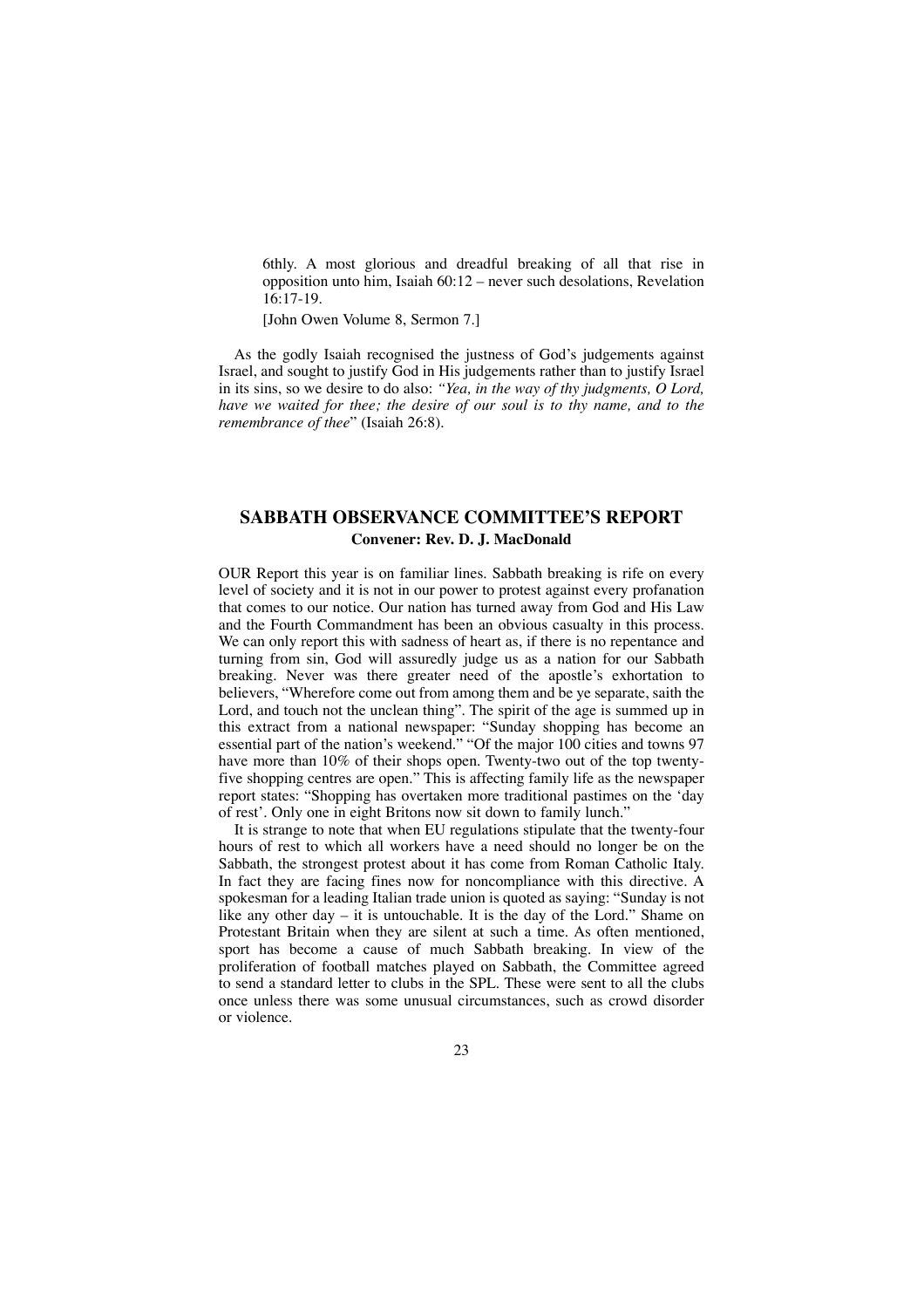6thly. A most glorious and dreadful breaking of all that rise in opposition unto him, Isaiah 60:12 – never such desolations, Revelation 16:17-19.

[John Owen Volume 8, Sermon 7.]

As the godly Isaiah recognised the justness of God's judgements against Israel, and sought to justify God in His judgements rather than to justify Israel in its sins, so we desire to do also: *"Yea, in the way of thy judgments, O Lord, have we waited for thee; the desire of our soul is to thy name, and to the remembrance of thee*" (Isaiah 26:8).

## SABBATH OBSERVANCE COMMITTEE'S REPORT

**Convener: Rev. D. J. MacDonald**

OUR Report this year is on familiar lines. Sabbath breaking is rife on every level of society and it is not in our power to protest against every profanation that comes to our notice. Our nation has turned away from God and His Law and the Fourth Commandment has been an obvious casualty in this process. We can only report this with sadness of heart as, if there is no repentance and turning from sin, God will assuredly judge us as a nation for our Sabbath breaking. Never was there greater need of the apostle's exhortation to believers, "Wherefore come out from among them and be ye separate, saith the Lord, and touch not the unclean thing". The spirit of the age is summed up in this extract from a national newspaper: "Sunday shopping has become an essential part of the nation's weekend." "Of the major 100 cities and towns 97 have more than 10% of their shops open. Twenty-two out of the top twenty-five shopping centres are open." This is affecting family life as the newspaper report states: "Shopping has overtaken more traditional pastimes on the 'day of rest'. Only one in eight Britons now sit down to family lunch."

It is strange to note that when EU regulations stipulate that the twenty-four hours of rest to which all workers have a need should no longer be on the Sabbath, the strongest protest about it has come from Roman Catholic Italy. In fact they are facing fines now for noncompliance with this directive. A spokesman for a leading Italian trade union is quoted as saying: "Sunday is not like any other day – it is untouchable. It is the day of the Lord." Shame on Protestant Britain when they are silent at such a time. As often mentioned, sport has become a cause of much Sabbath breaking. In view of the proliferation of football matches played on Sabbath, the Committee agreed to send a standard letter to clubs in the SPL. These were sent to all the clubs once unless there was some unusual circumstances, such as crowd disorder or violence.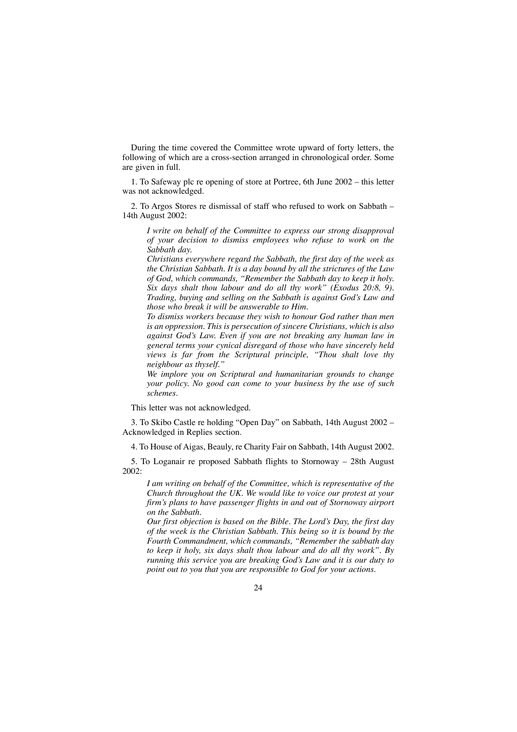During the time covered the Committee wrote upward of forty letters, the following of which are a cross-section arranged in chronological order. Some are given in full.

1. To Safeway plc re opening of store at Portree, 6th June 2002 – this letter was not acknowledged.

2. To Argos Stores re dismissal of staff who refused to work on Sabbath – 14th August 2002:

> *I write on behalf of the Committee to express our strong disapproval of your decision to dismiss employees who refuse to work on the Sabbath day.*
> *Christians everywhere regard the Sabbath, the first day of the week as the Christian Sabbath. It is a day bound by all the strictures of the Law of God, which commands, "Remember the Sabbath day to keep it holy. Six days shalt thou labour and do all thy work" (Exodus 20:8, 9). Trading, buying and selling on the Sabbath is against God's Law and those who break it will be answerable to Him.*
> *To dismiss workers because they wish to honour God rather than men is an oppression. This is persecution of sincere Christians, which is also against God's Law. Even if you are not breaking any human law in general terms your cynical disregard of those who have sincerely held views is far from the Scriptural principle, "Thou shalt love thy neighbour as thyself."*
> *We implore you on Scriptural and humanitarian grounds to change your policy. No good can come to your business by the use of such schemes.*

This letter was not acknowledged.

3. To Skibo Castle re holding "Open Day" on Sabbath, 14th August 2002 – Acknowledged in Replies section.

4. To House of Aigas, Beauly, re Charity Fair on Sabbath, 14th August 2002.

5. To Loganair re proposed Sabbath flights to Stornoway – 28th August 2002:

> *I am writing on behalf of the Committee, which is representative of the Church throughout the UK. We would like to voice our protest at your firm's plans to have passenger flights in and out of Stornoway airport on the Sabbath.*
> *Our first objection is based on the Bible. The Lord's Day, the first day of the week is the Christian Sabbath. This being so it is bound by the Fourth Commandment, which commands, "Remember the sabbath day to keep it holy, six days shalt thou labour and do all thy work". By running this service you are breaking God's Law and it is our duty to point out to you that you are responsible to God for your actions.*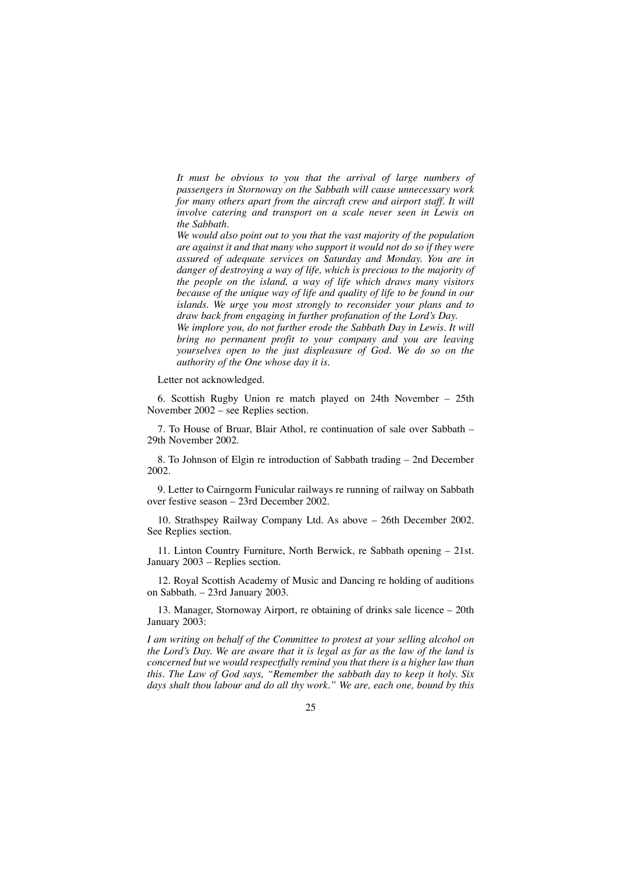> *It must be obvious to you that the arrival of large numbers of passengers in Stornoway on the Sabbath will cause unnecessary work for many others apart from the aircraft crew and airport staff. It will involve catering and transport on a scale never seen in Lewis on the Sabbath.*
>
> *We would also point out to you that the vast majority of the population are against it and that many who support it would not do so if they were assured of adequate services on Saturday and Monday. You are in danger of destroying a way of life, which is precious to the majority of the people on the island, a way of life which draws many visitors because of the unique way of life and quality of life to be found in our islands. We urge you most strongly to reconsider your plans and to draw back from engaging in further profanation of the Lord's Day.*
>
> *We implore you, do not further erode the Sabbath Day in Lewis. It will bring no permanent profit to your company and you are leaving yourselves open to the just displeasure of God. We do so on the authority of the One whose day it is.*

Letter not acknowledged.

6. Scottish Rugby Union re match played on 24th November – 25th November 2002 – see Replies section.

7. To House of Bruar, Blair Athol, re continuation of sale over Sabbath – 29th November 2002.

8. To Johnson of Elgin re introduction of Sabbath trading – 2nd December 2002.

9. Letter to Cairngorm Funicular railways re running of railway on Sabbath over festive season – 23rd December 2002.

10. Strathspey Railway Company Ltd. As above – 26th December 2002. See Replies section.

11. Linton Country Furniture, North Berwick, re Sabbath opening – 21st. January 2003 – Replies section.

12. Royal Scottish Academy of Music and Dancing re holding of auditions on Sabbath. – 23rd January 2003.

13. Manager, Stornoway Airport, re obtaining of drinks sale licence – 20th January 2003:

*I am writing on behalf of the Committee to protest at your selling alcohol on the Lord's Day. We are aware that it is legal as far as the law of the land is concerned but we would respectfully remind you that there is a higher law than this. The Law of God says, "Remember the sabbath day to keep it holy. Six days shalt thou labour and do all thy work." We are, each one, bound by this*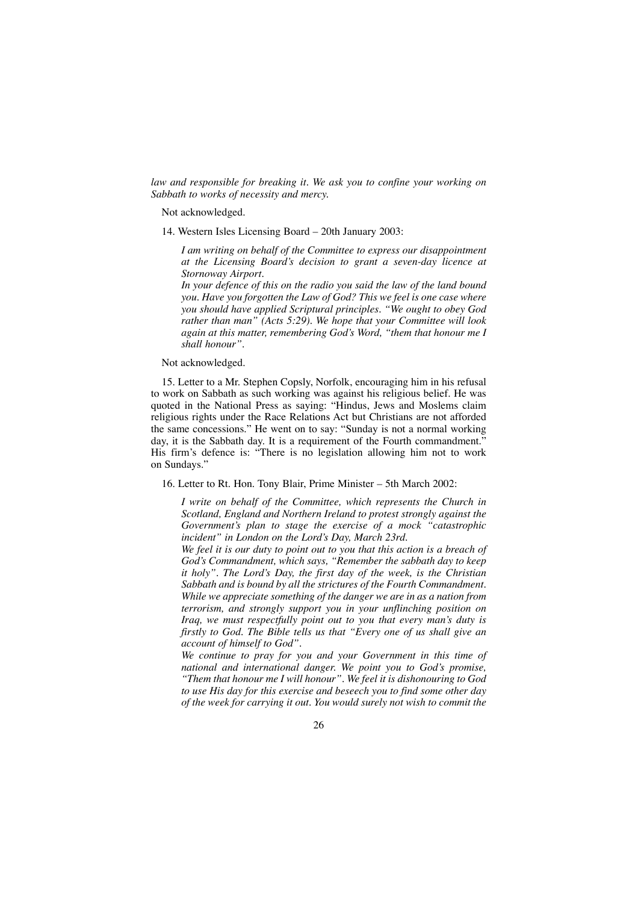*law and responsible for breaking it. We ask you to confine your working on Sabbath to works of necessity and mercy.*

Not acknowledged.

14. Western Isles Licensing Board – 20th January 2003:

> *I am writing on behalf of the Committee to express our disappointment at the Licensing Board's decision to grant a seven-day licence at Stornoway Airport.*
> *In your defence of this on the radio you said the law of the land bound you. Have you forgotten the Law of God? This we feel is one case where you should have applied Scriptural principles. "We ought to obey God rather than man" (Acts 5:29). We hope that your Committee will look again at this matter, remembering God's Word, "them that honour me I shall honour".*

Not acknowledged.

15. Letter to a Mr. Stephen Copsly, Norfolk, encouraging him in his refusal to work on Sabbath as such working was against his religious belief. He was quoted in the National Press as saying: "Hindus, Jews and Moslems claim religious rights under the Race Relations Act but Christians are not afforded the same concessions." He went on to say: "Sunday is not a normal working day, it is the Sabbath day. It is a requirement of the Fourth commandment." His firm's defence is: "There is no legislation allowing him not to work on Sundays."

16. Letter to Rt. Hon. Tony Blair, Prime Minister – 5th March 2002:

> *I write on behalf of the Committee, which represents the Church in Scotland, England and Northern Ireland to protest strongly against the Government's plan to stage the exercise of a mock "catastrophic incident" in London on the Lord's Day, March 23rd.*
> *We feel it is our duty to point out to you that this action is a breach of God's Commandment, which says, "Remember the sabbath day to keep it holy". The Lord's Day, the first day of the week, is the Christian Sabbath and is bound by all the strictures of the Fourth Commandment. While we appreciate something of the danger we are in as a nation from terrorism, and strongly support you in your unflinching position on Iraq, we must respectfully point out to you that every man's duty is firstly to God. The Bible tells us that "Every one of us shall give an account of himself to God".*
> *We continue to pray for you and your Government in this time of national and international danger. We point you to God's promise, "Them that honour me I will honour". We feel it is dishonouring to God to use His day for this exercise and beseech you to find some other day of the week for carrying it out. You would surely not wish to commit the*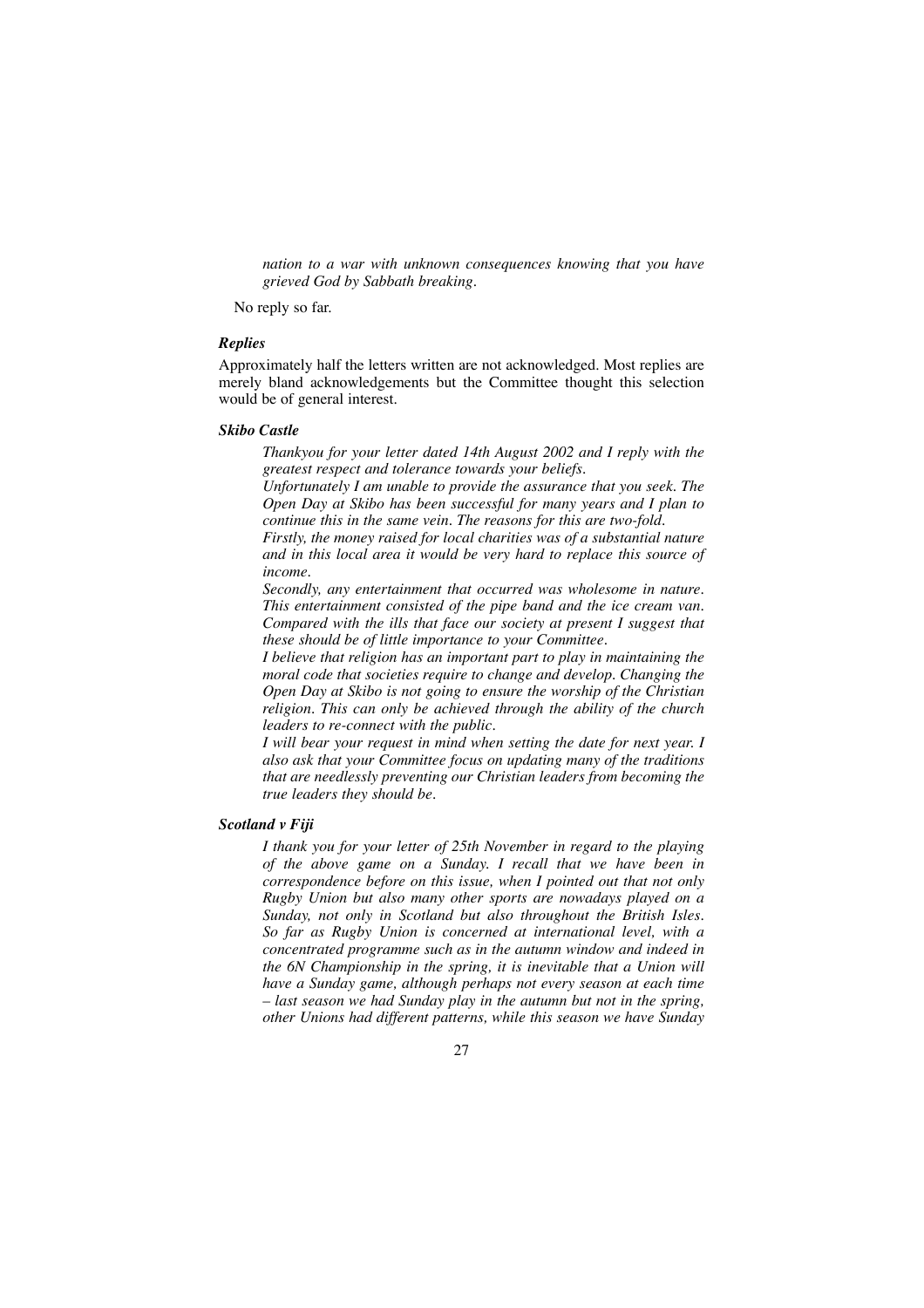*nation to a war with unknown consequences knowing that you have grieved God by Sabbath breaking.*

No reply so far.

### *Replies*

Approximately half the letters written are not acknowledged. Most replies are merely bland acknowledgements but the Committee thought this selection would be of general interest.

### *Skibo Castle*

> *Thankyou for your letter dated 14th August 2002 and I reply with the greatest respect and tolerance towards your beliefs.*
>
> *Unfortunately I am unable to provide the assurance that you seek. The Open Day at Skibo has been successful for many years and I plan to continue this in the same vein. The reasons for this are two-fold.*
>
> *Firstly, the money raised for local charities was of a substantial nature and in this local area it would be very hard to replace this source of income.*
>
> *Secondly, any entertainment that occurred was wholesome in nature. This entertainment consisted of the pipe band and the ice cream van. Compared with the ills that face our society at present I suggest that these should be of little importance to your Committee.*
>
> *I believe that religion has an important part to play in maintaining the moral code that societies require to change and develop. Changing the Open Day at Skibo is not going to ensure the worship of the Christian religion. This can only be achieved through the ability of the church leaders to re-connect with the public.*
>
> *I will bear your request in mind when setting the date for next year. I also ask that your Committee focus on updating many of the traditions that are needlessly preventing our Christian leaders from becoming the true leaders they should be.*

### *Scotland v Fiji*

> *I thank you for your letter of 25th November in regard to the playing of the above game on a Sunday. I recall that we have been in correspondence before on this issue, when I pointed out that not only Rugby Union but also many other sports are nowadays played on a Sunday, not only in Scotland but also throughout the British Isles. So far as Rugby Union is concerned at international level, with a concentrated programme such as in the autumn window and indeed in the 6N Championship in the spring, it is inevitable that a Union will have a Sunday game, although perhaps not every season at each time – last season we had Sunday play in the autumn but not in the spring, other Unions had different patterns, while this season we have Sunday*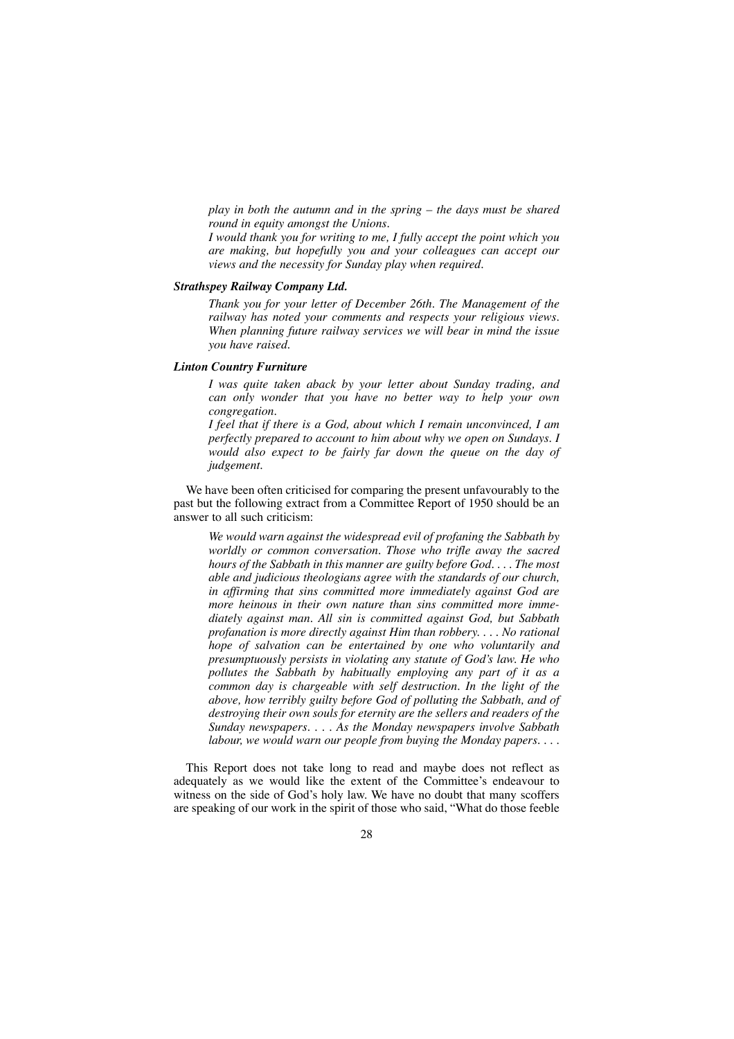*play in both the autumn and in the spring – the days must be shared round in equity amongst the Unions.*

*I would thank you for writing to me, I fully accept the point which you are making, but hopefully you and your colleagues can accept our views and the necessity for Sunday play when required.*

***Strathspey Railway Company Ltd.***

*Thank you for your letter of December 26th. The Management of the railway has noted your comments and respects your religious views. When planning future railway services we will bear in mind the issue you have raised.*

***Linton Country Furniture***

*I was quite taken aback by your letter about Sunday trading, and can only wonder that you have no better way to help your own congregation.*

*I feel that if there is a God, about which I remain unconvinced, I am perfectly prepared to account to him about why we open on Sundays. I would also expect to be fairly far down the queue on the day of judgement.*

We have been often criticised for comparing the present unfavourably to the past but the following extract from a Committee Report of 1950 should be an answer to all such criticism:

*We would warn against the widespread evil of profaning the Sabbath by worldly or common conversation. Those who trifle away the sacred hours of the Sabbath in this manner are guilty before God. . . . The most able and judicious theologians agree with the standards of our church, in affirming that sins committed more immediately against God are more heinous in their own nature than sins committed more immediately against man. All sin is committed against God, but Sabbath profanation is more directly against Him than robbery. . . . No rational hope of salvation can be entertained by one who voluntarily and presumptuously persists in violating any statute of God's law. He who pollutes the Sabbath by habitually employing any part of it as a common day is chargeable with self destruction. In the light of the above, how terribly guilty before God of polluting the Sabbath, and of destroying their own souls for eternity are the sellers and readers of the Sunday newspapers. . . . As the Monday newspapers involve Sabbath labour, we would warn our people from buying the Monday papers. . . .*

This Report does not take long to read and maybe does not reflect as adequately as we would like the extent of the Committee's endeavour to witness on the side of God's holy law. We have no doubt that many scoffers are speaking of our work in the spirit of those who said, "What do those feeble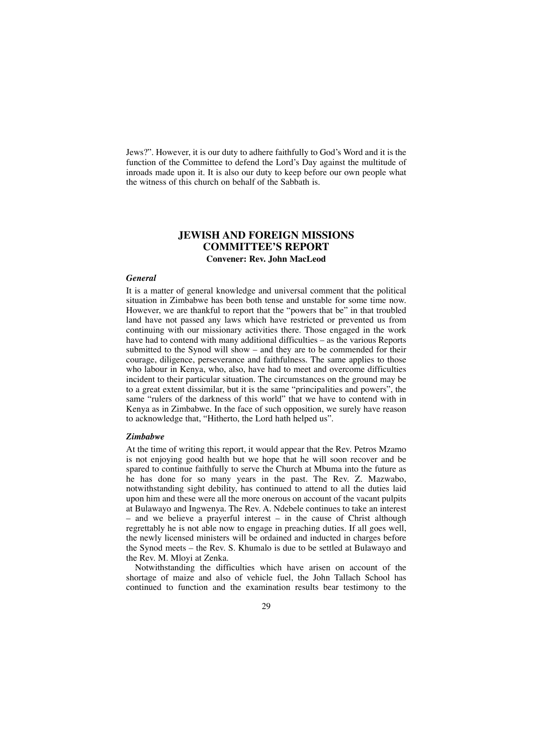Jews?". However, it is our duty to adhere faithfully to God's Word and it is the function of the Committee to defend the Lord's Day against the multitude of inroads made upon it. It is also our duty to keep before our own people what the witness of this church on behalf of the Sabbath is.

## JEWISH AND FOREIGN MISSIONS COMMITTEE'S REPORT

**Convener: Rev. John MacLeod**

### *General*

It is a matter of general knowledge and universal comment that the political situation in Zimbabwe has been both tense and unstable for some time now. However, we are thankful to report that the "powers that be" in that troubled land have not passed any laws which have restricted or prevented us from continuing with our missionary activities there. Those engaged in the work have had to contend with many additional difficulties – as the various Reports submitted to the Synod will show – and they are to be commended for their courage, diligence, perseverance and faithfulness. The same applies to those who labour in Kenya, who, also, have had to meet and overcome difficulties incident to their particular situation. The circumstances on the ground may be to a great extent dissimilar, but it is the same "principalities and powers", the same "rulers of the darkness of this world" that we have to contend with in Kenya as in Zimbabwe. In the face of such opposition, we surely have reason to acknowledge that, "Hitherto, the Lord hath helped us".

### *Zimbabwe*

At the time of writing this report, it would appear that the Rev. Petros Mzamo is not enjoying good health but we hope that he will soon recover and be spared to continue faithfully to serve the Church at Mbuma into the future as he has done for so many years in the past. The Rev. Z. Mazwabo, notwithstanding sight debility, has continued to attend to all the duties laid upon him and these were all the more onerous on account of the vacant pulpits at Bulawayo and Ingwenya. The Rev. A. Ndebele continues to take an interest – and we believe a prayerful interest – in the cause of Christ although regrettably he is not able now to engage in preaching duties. If all goes well, the newly licensed ministers will be ordained and inducted in charges before the Synod meets – the Rev. S. Khumalo is due to be settled at Bulawayo and the Rev. M. Mloyi at Zenka.

Notwithstanding the difficulties which have arisen on account of the shortage of maize and also of vehicle fuel, the John Tallach School has continued to function and the examination results bear testimony to the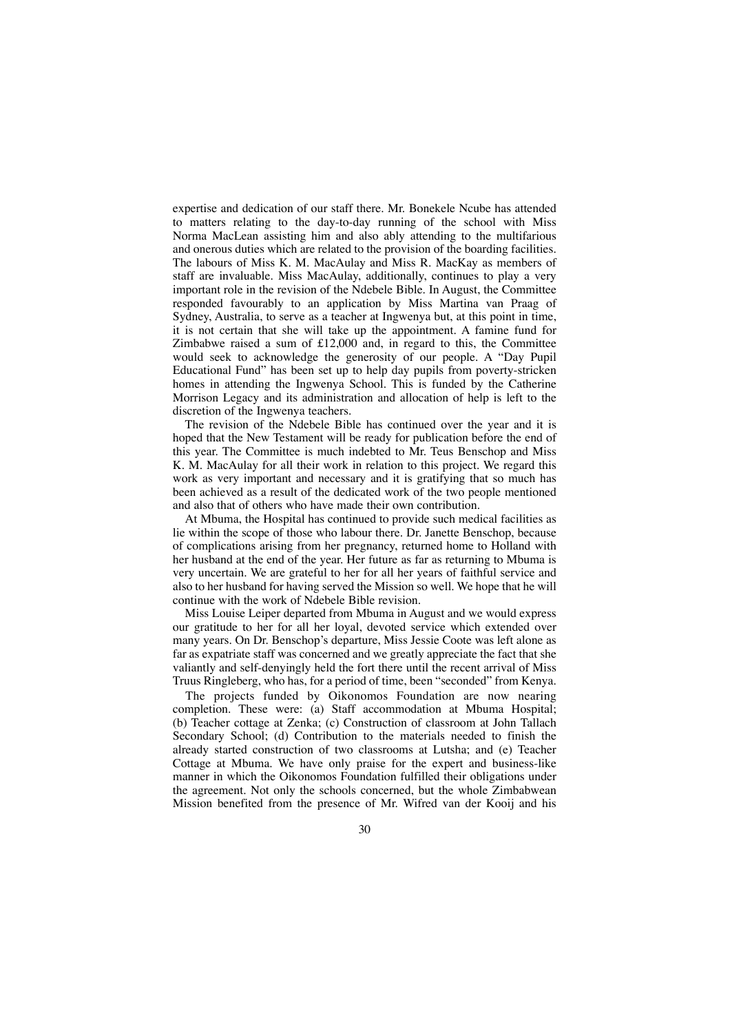expertise and dedication of our staff there. Mr. Bonekele Ncube has attended to matters relating to the day-to-day running of the school with Miss Norma MacLean assisting him and also ably attending to the multifarious and onerous duties which are related to the provision of the boarding facilities. The labours of Miss K. M. MacAulay and Miss R. MacKay as members of staff are invaluable. Miss MacAulay, additionally, continues to play a very important role in the revision of the Ndebele Bible. In August, the Committee responded favourably to an application by Miss Martina van Praag of Sydney, Australia, to serve as a teacher at Ingwenya but, at this point in time, it is not certain that she will take up the appointment. A famine fund for Zimbabwe raised a sum of £12,000 and, in regard to this, the Committee would seek to acknowledge the generosity of our people. A "Day Pupil Educational Fund" has been set up to help day pupils from poverty-stricken homes in attending the Ingwenya School. This is funded by the Catherine Morrison Legacy and its administration and allocation of help is left to the discretion of the Ingwenya teachers.

The revision of the Ndebele Bible has continued over the year and it is hoped that the New Testament will be ready for publication before the end of this year. The Committee is much indebted to Mr. Teus Benschop and Miss K. M. MacAulay for all their work in relation to this project. We regard this work as very important and necessary and it is gratifying that so much has been achieved as a result of the dedicated work of the two people mentioned and also that of others who have made their own contribution.

At Mbuma, the Hospital has continued to provide such medical facilities as lie within the scope of those who labour there. Dr. Janette Benschop, because of complications arising from her pregnancy, returned home to Holland with her husband at the end of the year. Her future as far as returning to Mbuma is very uncertain. We are grateful to her for all her years of faithful service and also to her husband for having served the Mission so well. We hope that he will continue with the work of Ndebele Bible revision.

Miss Louise Leiper departed from Mbuma in August and we would express our gratitude to her for all her loyal, devoted service which extended over many years. On Dr. Benschop's departure, Miss Jessie Coote was left alone as far as expatriate staff was concerned and we greatly appreciate the fact that she valiantly and self-denyingly held the fort there until the recent arrival of Miss Truus Ringleberg, who has, for a period of time, been "seconded" from Kenya.

The projects funded by Oikonomos Foundation are now nearing completion. These were: (a) Staff accommodation at Mbuma Hospital; (b) Teacher cottage at Zenka; (c) Construction of classroom at John Tallach Secondary School; (d) Contribution to the materials needed to finish the already started construction of two classrooms at Lutsha; and (e) Teacher Cottage at Mbuma. We have only praise for the expert and business-like manner in which the Oikonomos Foundation fulfilled their obligations under the agreement. Not only the schools concerned, but the whole Zimbabwean Mission benefited from the presence of Mr. Wifred van der Kooij and his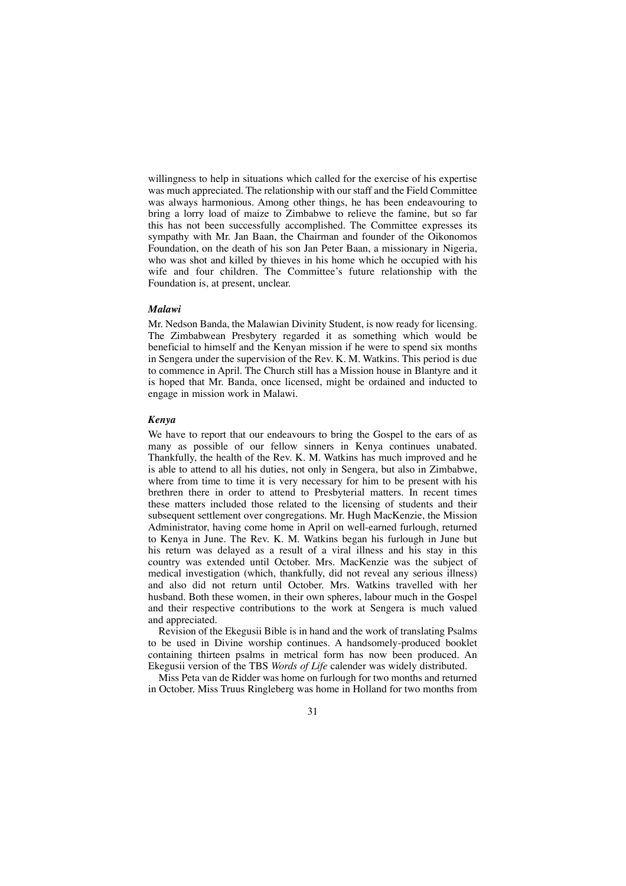willingness to help in situations which called for the exercise of his expertise was much appreciated. The relationship with our staff and the Field Committee was always harmonious. Among other things, he has been endeavouring to bring a lorry load of maize to Zimbabwe to relieve the famine, but so far this has not been successfully accomplished. The Committee expresses its sympathy with Mr. Jan Baan, the Chairman and founder of the Oikonomos Foundation, on the death of his son Jan Peter Baan, a missionary in Nigeria, who was shot and killed by thieves in his home which he occupied with his wife and four children. The Committee's future relationship with the Foundation is, at present, unclear.

### *Malawi*

Mr. Nedson Banda, the Malawian Divinity Student, is now ready for licensing. The Zimbabwean Presbytery regarded it as something which would be beneficial to himself and the Kenyan mission if he were to spend six months in Sengera under the supervision of the Rev. K. M. Watkins. This period is due to commence in April. The Church still has a Mission house in Blantyre and it is hoped that Mr. Banda, once licensed, might be ordained and inducted to engage in mission work in Malawi.

### *Kenya*

We have to report that our endeavours to bring the Gospel to the ears of as many as possible of our fellow sinners in Kenya continues unabated. Thankfully, the health of the Rev. K. M. Watkins has much improved and he is able to attend to all his duties, not only in Sengera, but also in Zimbabwe, where from time to time it is very necessary for him to be present with his brethren there in order to attend to Presbyterial matters. In recent times these matters included those related to the licensing of students and their subsequent settlement over congregations. Mr. Hugh MacKenzie, the Mission Administrator, having come home in April on well-earned furlough, returned to Kenya in June. The Rev. K. M. Watkins began his furlough in June but his return was delayed as a result of a viral illness and his stay in this country was extended until October. Mrs. MacKenzie was the subject of medical investigation (which, thankfully, did not reveal any serious illness) and also did not return until October. Mrs. Watkins travelled with her husband. Both these women, in their own spheres, labour much in the Gospel and their respective contributions to the work at Sengera is much valued and appreciated.

Revision of the Ekegusii Bible is in hand and the work of translating Psalms to be used in Divine worship continues. A handsomely-produced booklet containing thirteen psalms in metrical form has now been produced. An Ekegusii version of the TBS *Words of Life* calender was widely distributed.

Miss Peta van de Ridder was home on furlough for two months and returned in October. Miss Truus Ringleberg was home in Holland for two months from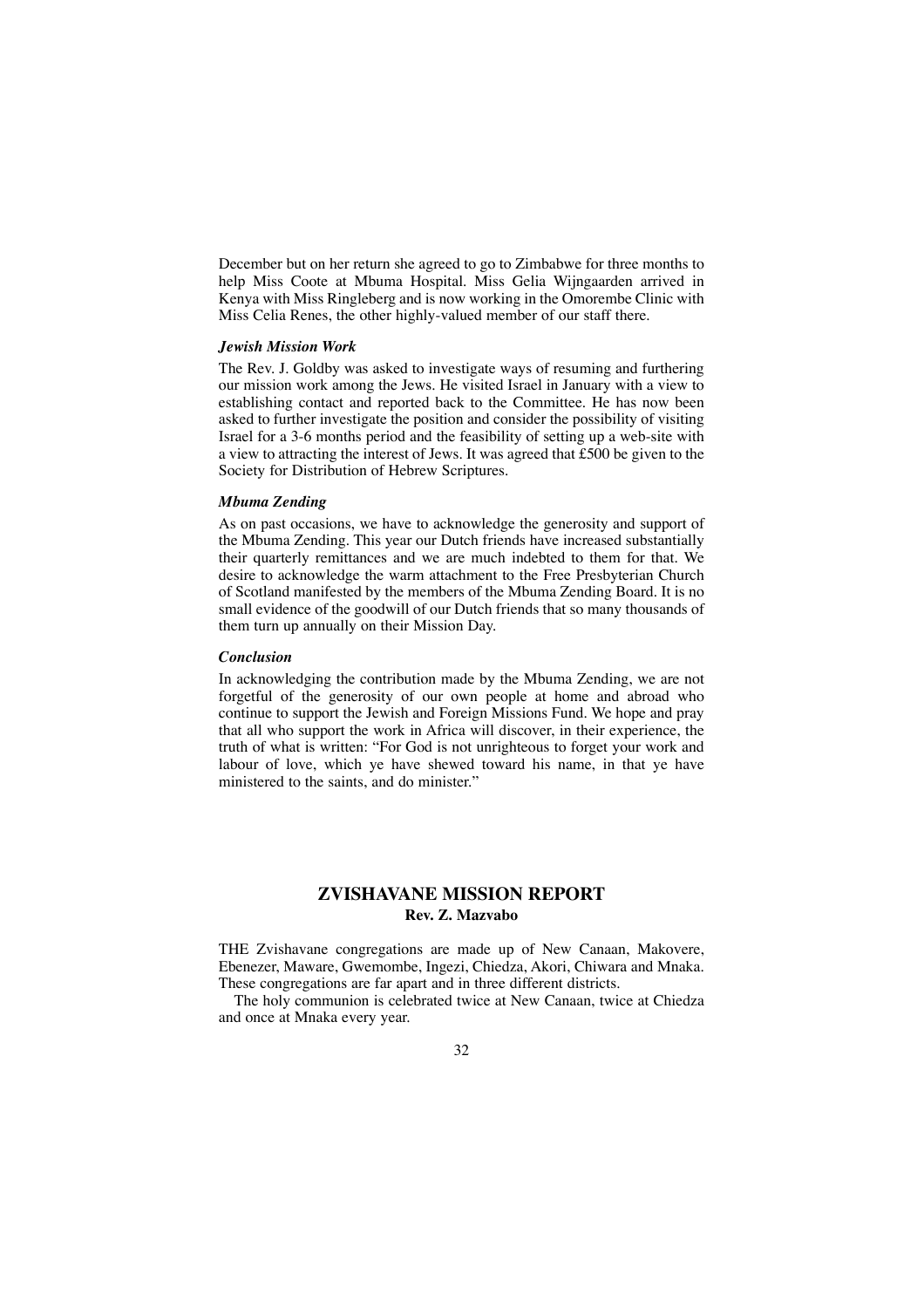December but on her return she agreed to go to Zimbabwe for three months to help Miss Coote at Mbuma Hospital. Miss Gelia Wijngaarden arrived in Kenya with Miss Ringleberg and is now working in the Omorembe Clinic with Miss Celia Renes, the other highly-valued member of our staff there.

### *Jewish Mission Work*

The Rev. J. Goldby was asked to investigate ways of resuming and furthering our mission work among the Jews. He visited Israel in January with a view to establishing contact and reported back to the Committee. He has now been asked to further investigate the position and consider the possibility of visiting Israel for a 3-6 months period and the feasibility of setting up a web-site with a view to attracting the interest of Jews. It was agreed that £500 be given to the Society for Distribution of Hebrew Scriptures.

### *Mbuma Zending*

As on past occasions, we have to acknowledge the generosity and support of the Mbuma Zending. This year our Dutch friends have increased substantially their quarterly remittances and we are much indebted to them for that. We desire to acknowledge the warm attachment to the Free Presbyterian Church of Scotland manifested by the members of the Mbuma Zending Board. It is no small evidence of the goodwill of our Dutch friends that so many thousands of them turn up annually on their Mission Day.

### *Conclusion*

In acknowledging the contribution made by the Mbuma Zending, we are not forgetful of the generosity of our own people at home and abroad who continue to support the Jewish and Foreign Missions Fund. We hope and pray that all who support the work in Africa will discover, in their experience, the truth of what is written: "For God is not unrighteous to forget your work and labour of love, which ye have shewed toward his name, in that ye have ministered to the saints, and do minister."

## ZVISHAVANE MISSION REPORT

**Rev. Z. Mazvabo**

THE Zvishavane congregations are made up of New Canaan, Makovere, Ebenezer, Maware, Gwemombe, Ingezi, Chiedza, Akori, Chiwara and Mnaka. These congregations are far apart and in three different districts.

The holy communion is celebrated twice at New Canaan, twice at Chiedza and once at Mnaka every year.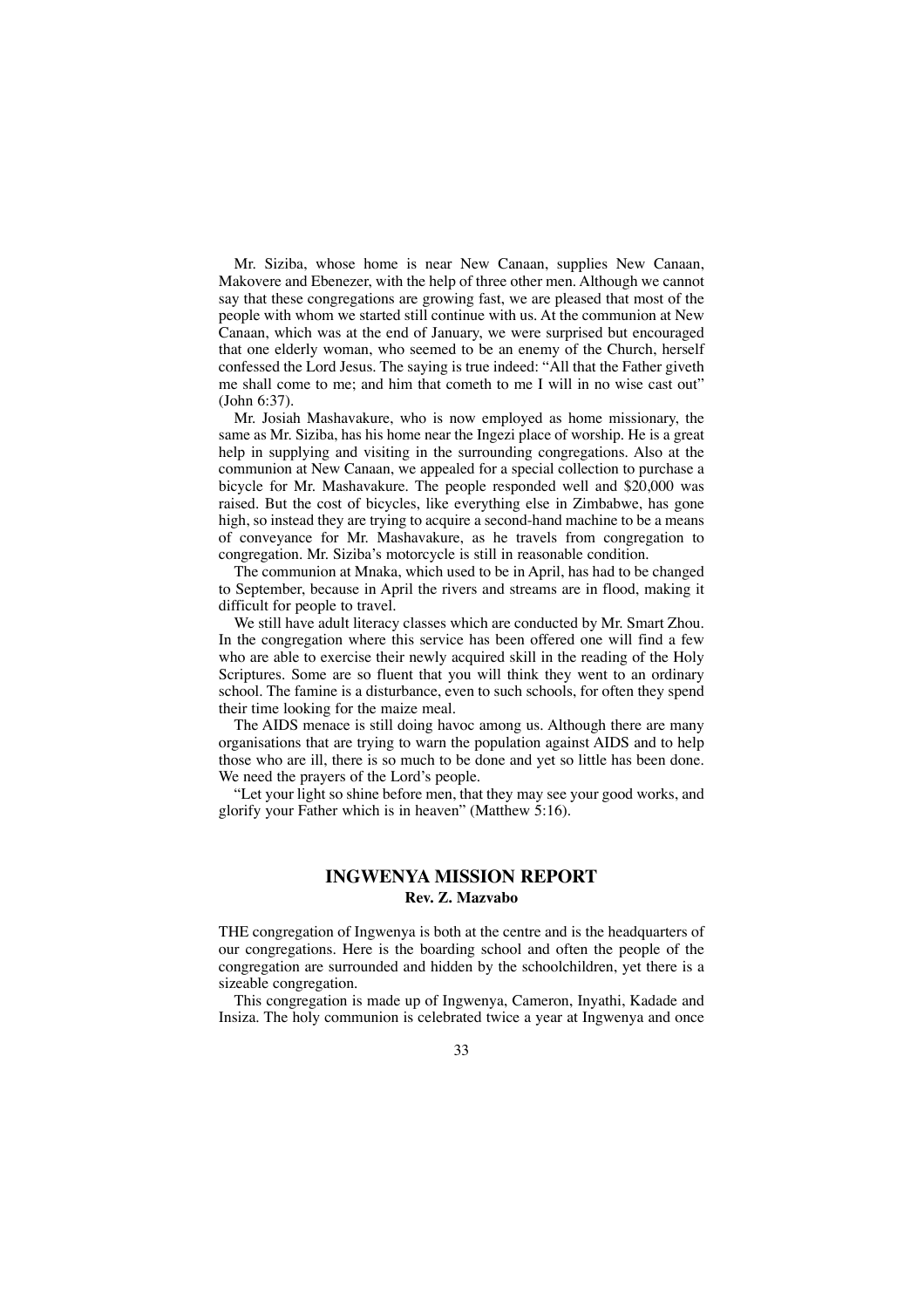Mr. Siziba, whose home is near New Canaan, supplies New Canaan, Makovere and Ebenezer, with the help of three other men. Although we cannot say that these congregations are growing fast, we are pleased that most of the people with whom we started still continue with us. At the communion at New Canaan, which was at the end of January, we were surprised but encouraged that one elderly woman, who seemed to be an enemy of the Church, herself confessed the Lord Jesus. The saying is true indeed: "All that the Father giveth me shall come to me; and him that cometh to me I will in no wise cast out" (John 6:37).

Mr. Josiah Mashavakure, who is now employed as home missionary, the same as Mr. Siziba, has his home near the Ingezi place of worship. He is a great help in supplying and visiting in the surrounding congregations. Also at the communion at New Canaan, we appealed for a special collection to purchase a bicycle for Mr. Mashavakure. The people responded well and $20,000 was raised. But the cost of bicycles, like everything else in Zimbabwe, has gone high, so instead they are trying to acquire a second-hand machine to be a means of conveyance for Mr. Mashavakure, as he travels from congregation to congregation. Mr. Siziba's motorcycle is still in reasonable condition.

The communion at Mnaka, which used to be in April, has had to be changed to September, because in April the rivers and streams are in flood, making it difficult for people to travel.

We still have adult literacy classes which are conducted by Mr. Smart Zhou. In the congregation where this service has been offered one will find a few who are able to exercise their newly acquired skill in the reading of the Holy Scriptures. Some are so fluent that you will think they went to an ordinary school. The famine is a disturbance, even to such schools, for often they spend their time looking for the maize meal.

The AIDS menace is still doing havoc among us. Although there are many organisations that are trying to warn the population against AIDS and to help those who are ill, there is so much to be done and yet so little has been done. We need the prayers of the Lord's people.

"Let your light so shine before men, that they may see your good works, and glorify your Father which is in heaven" (Matthew 5:16).

## INGWENYA MISSION REPORT

**Rev. Z. Mazvabo**

THE congregation of Ingwenya is both at the centre and is the headquarters of our congregations. Here is the boarding school and often the people of the congregation are surrounded and hidden by the schoolchildren, yet there is a sizeable congregation.

This congregation is made up of Ingwenya, Cameron, Inyathi, Kadade and Insiza. The holy communion is celebrated twice a year at Ingwenya and once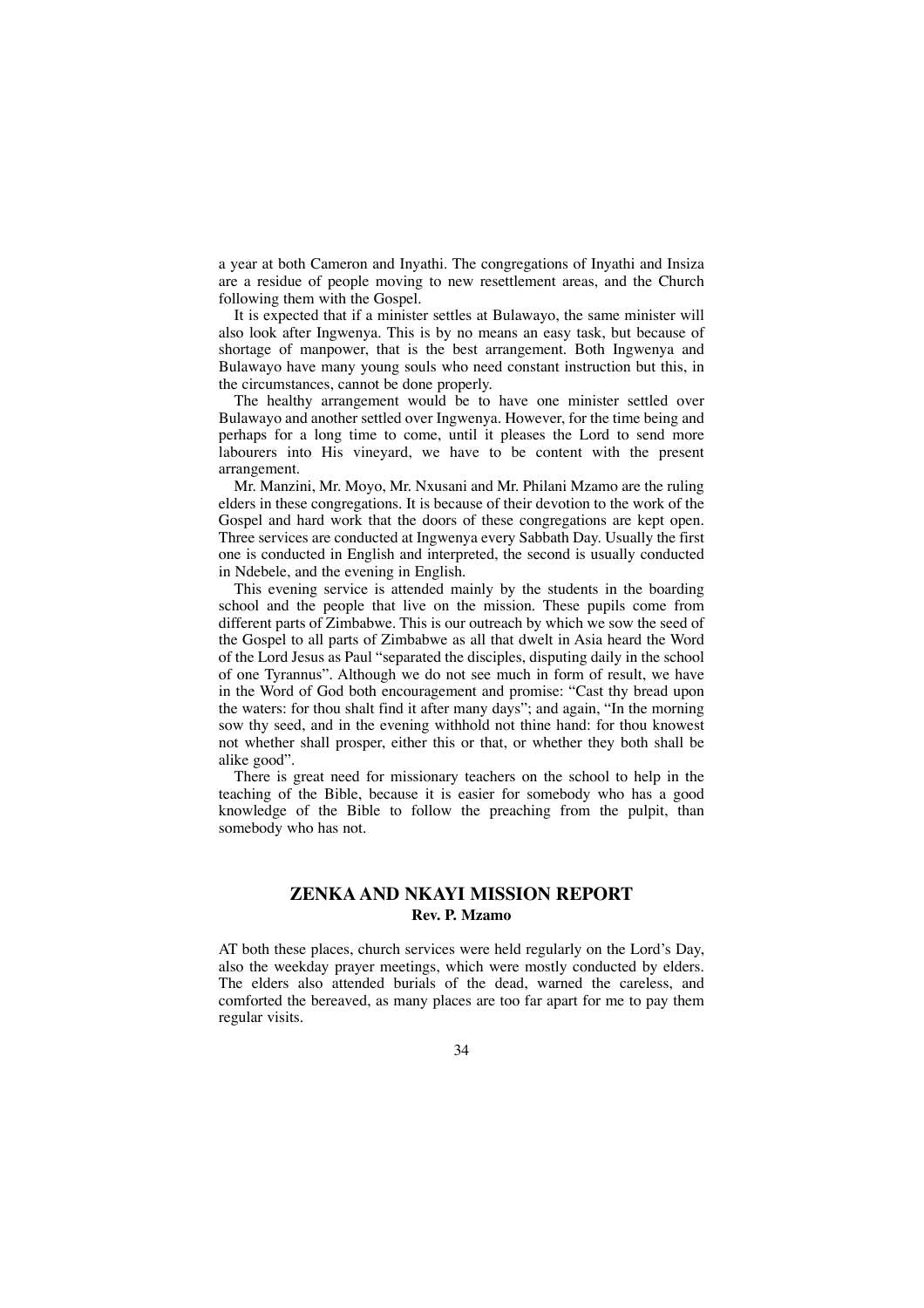a year at both Cameron and Inyathi. The congregations of Inyathi and Insiza are a residue of people moving to new resettlement areas, and the Church following them with the Gospel.

It is expected that if a minister settles at Bulawayo, the same minister will also look after Ingwenya. This is by no means an easy task, but because of shortage of manpower, that is the best arrangement. Both Ingwenya and Bulawayo have many young souls who need constant instruction but this, in the circumstances, cannot be done properly.

The healthy arrangement would be to have one minister settled over Bulawayo and another settled over Ingwenya. However, for the time being and perhaps for a long time to come, until it pleases the Lord to send more labourers into His vineyard, we have to be content with the present arrangement.

Mr. Manzini, Mr. Moyo, Mr. Nxusani and Mr. Philani Mzamo are the ruling elders in these congregations. It is because of their devotion to the work of the Gospel and hard work that the doors of these congregations are kept open. Three services are conducted at Ingwenya every Sabbath Day. Usually the first one is conducted in English and interpreted, the second is usually conducted in Ndebele, and the evening in English.

This evening service is attended mainly by the students in the boarding school and the people that live on the mission. These pupils come from different parts of Zimbabwe. This is our outreach by which we sow the seed of the Gospel to all parts of Zimbabwe as all that dwelt in Asia heard the Word of the Lord Jesus as Paul "separated the disciples, disputing daily in the school of one Tyrannus". Although we do not see much in form of result, we have in the Word of God both encouragement and promise: "Cast thy bread upon the waters: for thou shalt find it after many days"; and again, "In the morning sow thy seed, and in the evening withhold not thine hand: for thou knowest not whether shall prosper, either this or that, or whether they both shall be alike good".

There is great need for missionary teachers on the school to help in the teaching of the Bible, because it is easier for somebody who has a good knowledge of the Bible to follow the preaching from the pulpit, than somebody who has not.

## ZENKA AND NKAYI MISSION REPORT

**Rev. P. Mzamo**

AT both these places, church services were held regularly on the Lord's Day, also the weekday prayer meetings, which were mostly conducted by elders. The elders also attended burials of the dead, warned the careless, and comforted the bereaved, as many places are too far apart for me to pay them regular visits.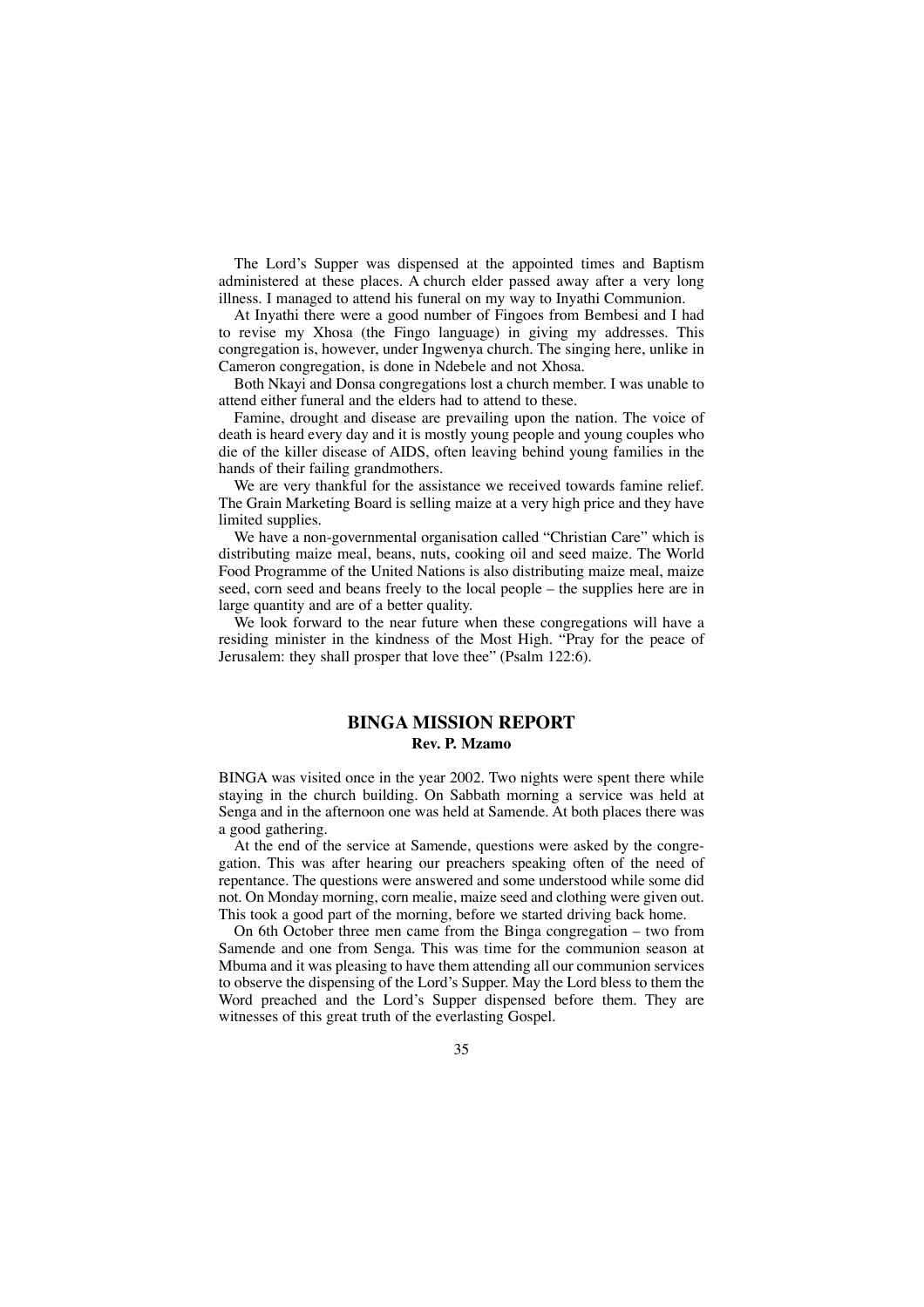The Lord's Supper was dispensed at the appointed times and Baptism administered at these places. A church elder passed away after a very long illness. I managed to attend his funeral on my way to Inyathi Communion.

At Inyathi there were a good number of Fingoes from Bembesi and I had to revise my Xhosa (the Fingo language) in giving my addresses. This congregation is, however, under Ingwenya church. The singing here, unlike in Cameron congregation, is done in Ndebele and not Xhosa.

Both Nkayi and Donsa congregations lost a church member. I was unable to attend either funeral and the elders had to attend to these.

Famine, drought and disease are prevailing upon the nation. The voice of death is heard every day and it is mostly young people and young couples who die of the killer disease of AIDS, often leaving behind young families in the hands of their failing grandmothers.

We are very thankful for the assistance we received towards famine relief. The Grain Marketing Board is selling maize at a very high price and they have limited supplies.

We have a non-governmental organisation called "Christian Care" which is distributing maize meal, beans, nuts, cooking oil and seed maize. The World Food Programme of the United Nations is also distributing maize meal, maize seed, corn seed and beans freely to the local people – the supplies here are in large quantity and are of a better quality.

We look forward to the near future when these congregations will have a residing minister in the kindness of the Most High. "Pray for the peace of Jerusalem: they shall prosper that love thee" (Psalm 122:6).

## BINGA MISSION REPORT

**Rev. P. Mzamo**

BINGA was visited once in the year 2002. Two nights were spent there while staying in the church building. On Sabbath morning a service was held at Senga and in the afternoon one was held at Samende. At both places there was a good gathering.

At the end of the service at Samende, questions were asked by the congregation. This was after hearing our preachers speaking often of the need of repentance. The questions were answered and some understood while some did not. On Monday morning, corn mealie, maize seed and clothing were given out. This took a good part of the morning, before we started driving back home.

On 6th October three men came from the Binga congregation – two from Samende and one from Senga. This was time for the communion season at Mbuma and it was pleasing to have them attending all our communion services to observe the dispensing of the Lord's Supper. May the Lord bless to them the Word preached and the Lord's Supper dispensed before them. They are witnesses of this great truth of the everlasting Gospel.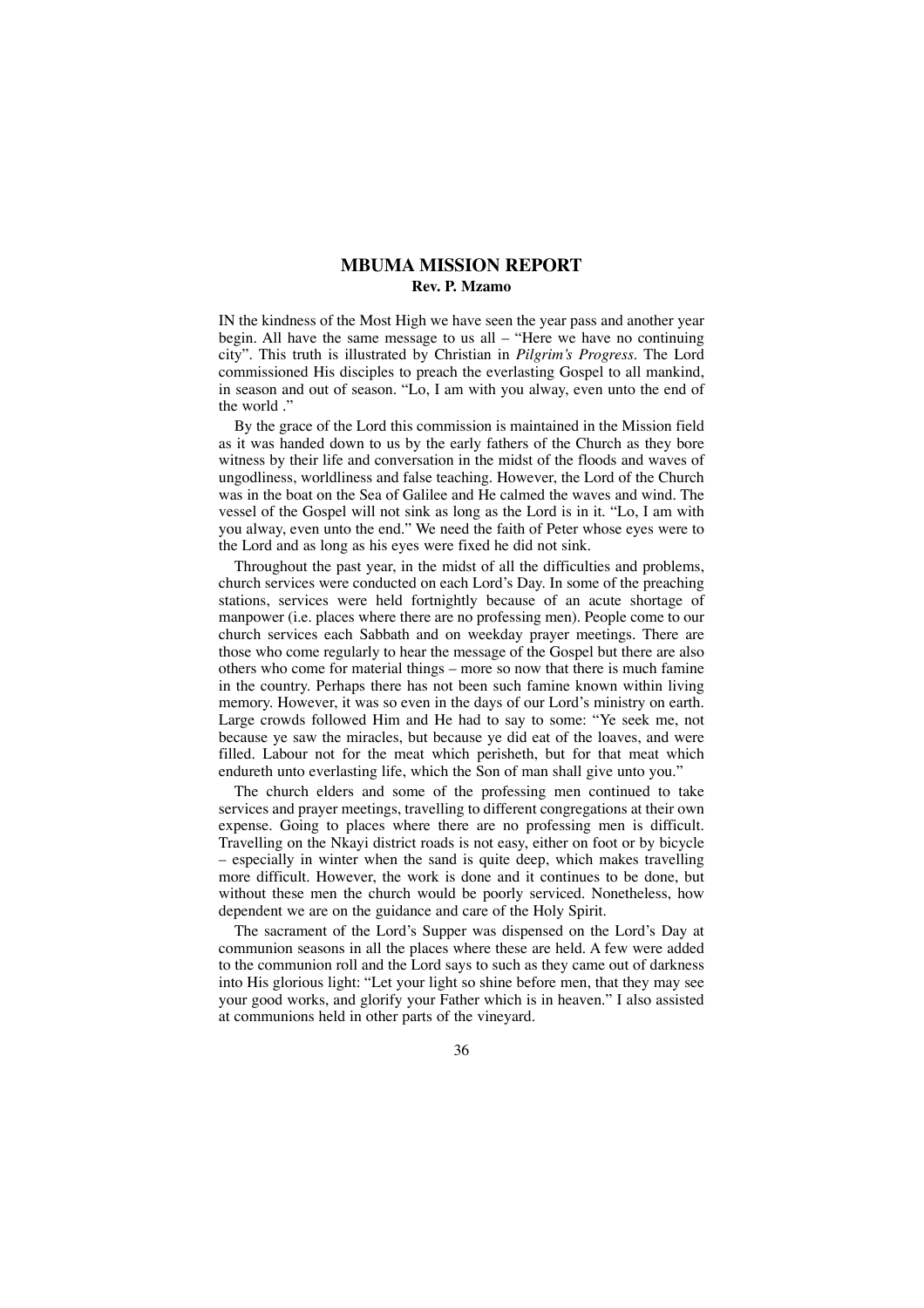## MBUMA MISSION REPORT

**Rev. P. Mzamo**

IN the kindness of the Most High we have seen the year pass and another year begin. All have the same message to us all – "Here we have no continuing city". This truth is illustrated by Christian in *Pilgrim's Progress*. The Lord commissioned His disciples to preach the everlasting Gospel to all mankind, in season and out of season. "Lo, I am with you alway, even unto the end of the world ."

By the grace of the Lord this commission is maintained in the Mission field as it was handed down to us by the early fathers of the Church as they bore witness by their life and conversation in the midst of the floods and waves of ungodliness, worldliness and false teaching. However, the Lord of the Church was in the boat on the Sea of Galilee and He calmed the waves and wind. The vessel of the Gospel will not sink as long as the Lord is in it. "Lo, I am with you alway, even unto the end." We need the faith of Peter whose eyes were to the Lord and as long as his eyes were fixed he did not sink.

Throughout the past year, in the midst of all the difficulties and problems, church services were conducted on each Lord's Day. In some of the preaching stations, services were held fortnightly because of an acute shortage of manpower (i.e. places where there are no professing men). People come to our church services each Sabbath and on weekday prayer meetings. There are those who come regularly to hear the message of the Gospel but there are also others who come for material things – more so now that there is much famine in the country. Perhaps there has not been such famine known within living memory. However, it was so even in the days of our Lord's ministry on earth. Large crowds followed Him and He had to say to some: "Ye seek me, not because ye saw the miracles, but because ye did eat of the loaves, and were filled. Labour not for the meat which perisheth, but for that meat which endureth unto everlasting life, which the Son of man shall give unto you."

The church elders and some of the professing men continued to take services and prayer meetings, travelling to different congregations at their own expense. Going to places where there are no professing men is difficult. Travelling on the Nkayi district roads is not easy, either on foot or by bicycle – especially in winter when the sand is quite deep, which makes travelling more difficult. However, the work is done and it continues to be done, but without these men the church would be poorly serviced. Nonetheless, how dependent we are on the guidance and care of the Holy Spirit.

The sacrament of the Lord's Supper was dispensed on the Lord's Day at communion seasons in all the places where these are held. A few were added to the communion roll and the Lord says to such as they came out of darkness into His glorious light: "Let your light so shine before men, that they may see your good works, and glorify your Father which is in heaven." I also assisted at communions held in other parts of the vineyard.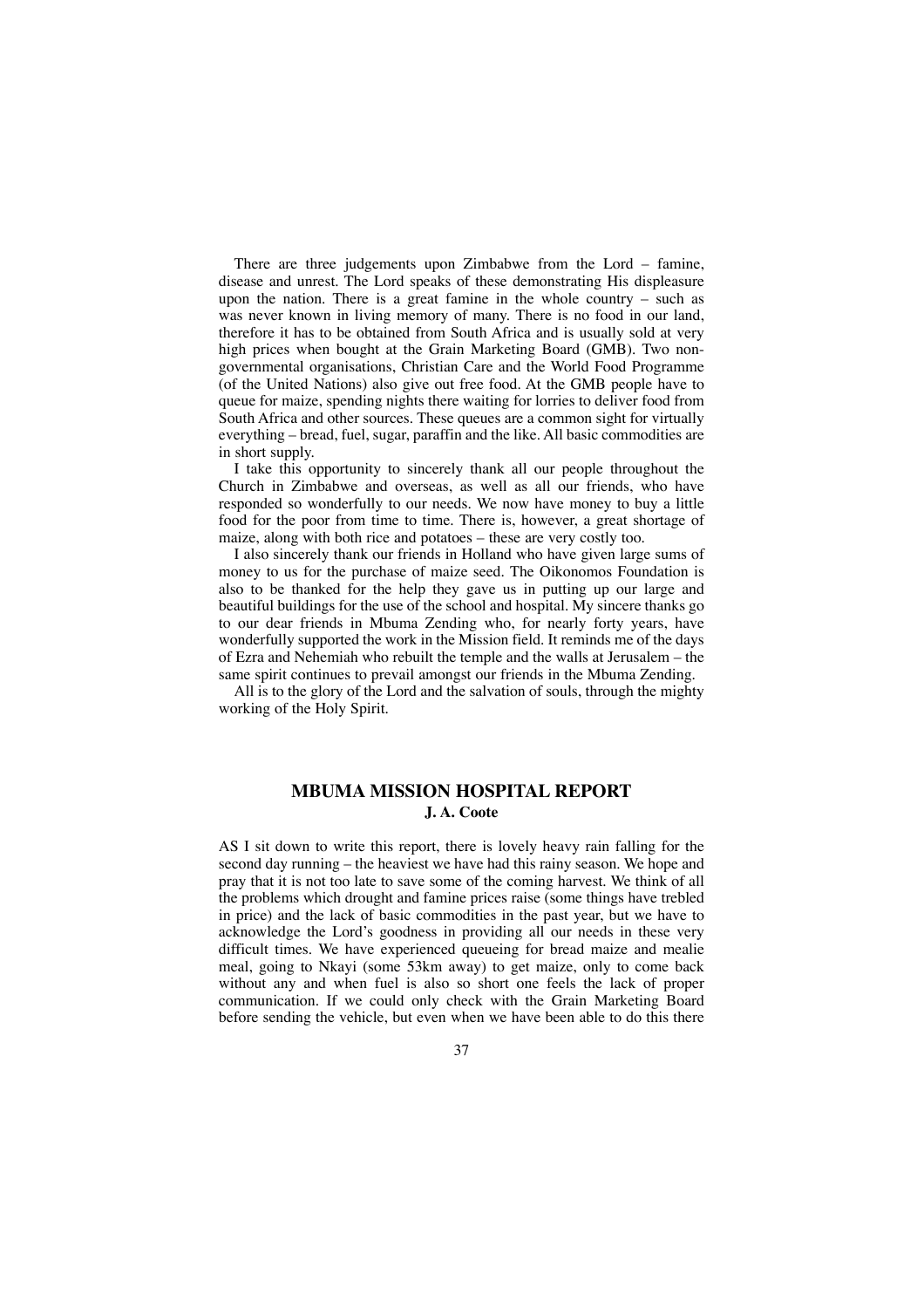There are three judgements upon Zimbabwe from the Lord – famine, disease and unrest. The Lord speaks of these demonstrating His displeasure upon the nation. There is a great famine in the whole country – such as was never known in living memory of many. There is no food in our land, therefore it has to be obtained from South Africa and is usually sold at very high prices when bought at the Grain Marketing Board (GMB). Two non-governmental organisations, Christian Care and the World Food Programme (of the United Nations) also give out free food. At the GMB people have to queue for maize, spending nights there waiting for lorries to deliver food from South Africa and other sources. These queues are a common sight for virtually everything – bread, fuel, sugar, paraffin and the like. All basic commodities are in short supply.

I take this opportunity to sincerely thank all our people throughout the Church in Zimbabwe and overseas, as well as all our friends, who have responded so wonderfully to our needs. We now have money to buy a little food for the poor from time to time. There is, however, a great shortage of maize, along with both rice and potatoes – these are very costly too.

I also sincerely thank our friends in Holland who have given large sums of money to us for the purchase of maize seed. The Oikonomos Foundation is also to be thanked for the help they gave us in putting up our large and beautiful buildings for the use of the school and hospital. My sincere thanks go to our dear friends in Mbuma Zending who, for nearly forty years, have wonderfully supported the work in the Mission field. It reminds me of the days of Ezra and Nehemiah who rebuilt the temple and the walls at Jerusalem – the same spirit continues to prevail amongst our friends in the Mbuma Zending.

All is to the glory of the Lord and the salvation of souls, through the mighty working of the Holy Spirit.

## MBUMA MISSION HOSPITAL REPORT

**J. A. Coote**

AS I sit down to write this report, there is lovely heavy rain falling for the second day running – the heaviest we have had this rainy season. We hope and pray that it is not too late to save some of the coming harvest. We think of all the problems which drought and famine prices raise (some things have trebled in price) and the lack of basic commodities in the past year, but we have to acknowledge the Lord's goodness in providing all our needs in these very difficult times. We have experienced queueing for bread maize and mealie meal, going to Nkayi (some 53km away) to get maize, only to come back without any and when fuel is also so short one feels the lack of proper communication. If we could only check with the Grain Marketing Board before sending the vehicle, but even when we have been able to do this there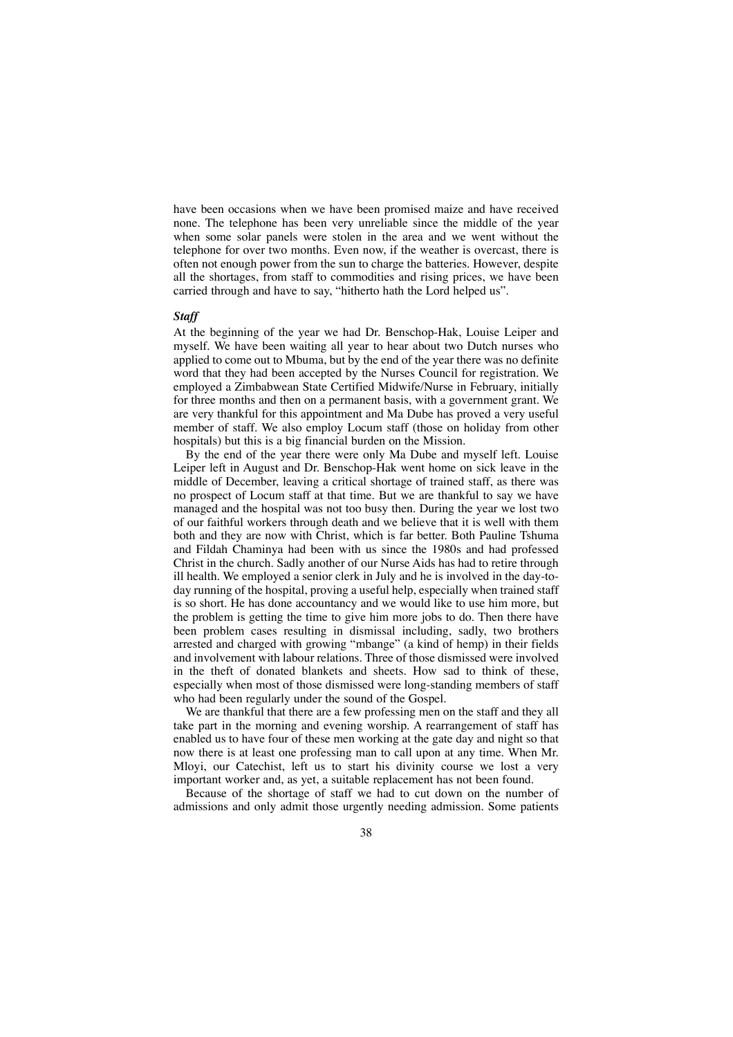have been occasions when we have been promised maize and have received none. The telephone has been very unreliable since the middle of the year when some solar panels were stolen in the area and we went without the telephone for over two months. Even now, if the weather is overcast, there is often not enough power from the sun to charge the batteries. However, despite all the shortages, from staff to commodities and rising prices, we have been carried through and have to say, "hitherto hath the Lord helped us".

***Staff***

At the beginning of the year we had Dr. Benschop-Hak, Louise Leiper and myself. We have been waiting all year to hear about two Dutch nurses who applied to come out to Mbuma, but by the end of the year there was no definite word that they had been accepted by the Nurses Council for registration. We employed a Zimbabwean State Certified Midwife/Nurse in February, initially for three months and then on a permanent basis, with a government grant. We are very thankful for this appointment and Ma Dube has proved a very useful member of staff. We also employ Locum staff (those on holiday from other hospitals) but this is a big financial burden on the Mission.

By the end of the year there were only Ma Dube and myself left. Louise Leiper left in August and Dr. Benschop-Hak went home on sick leave in the middle of December, leaving a critical shortage of trained staff, as there was no prospect of Locum staff at that time. But we are thankful to say we have managed and the hospital was not too busy then. During the year we lost two of our faithful workers through death and we believe that it is well with them both and they are now with Christ, which is far better. Both Pauline Tshuma and Fildah Chaminya had been with us since the 1980s and had professed Christ in the church. Sadly another of our Nurse Aids has had to retire through ill health. We employed a senior clerk in July and he is involved in the day-to-day running of the hospital, proving a useful help, especially when trained staff is so short. He has done accountancy and we would like to use him more, but the problem is getting the time to give him more jobs to do. Then there have been problem cases resulting in dismissal including, sadly, two brothers arrested and charged with growing "mbange" (a kind of hemp) in their fields and involvement with labour relations. Three of those dismissed were involved in the theft of donated blankets and sheets. How sad to think of these, especially when most of those dismissed were long-standing members of staff who had been regularly under the sound of the Gospel.

We are thankful that there are a few professing men on the staff and they all take part in the morning and evening worship. A rearrangement of staff has enabled us to have four of these men working at the gate day and night so that now there is at least one professing man to call upon at any time. When Mr. Mloyi, our Catechist, left us to start his divinity course we lost a very important worker and, as yet, a suitable replacement has not been found.

Because of the shortage of staff we had to cut down on the number of admissions and only admit those urgently needing admission. Some patients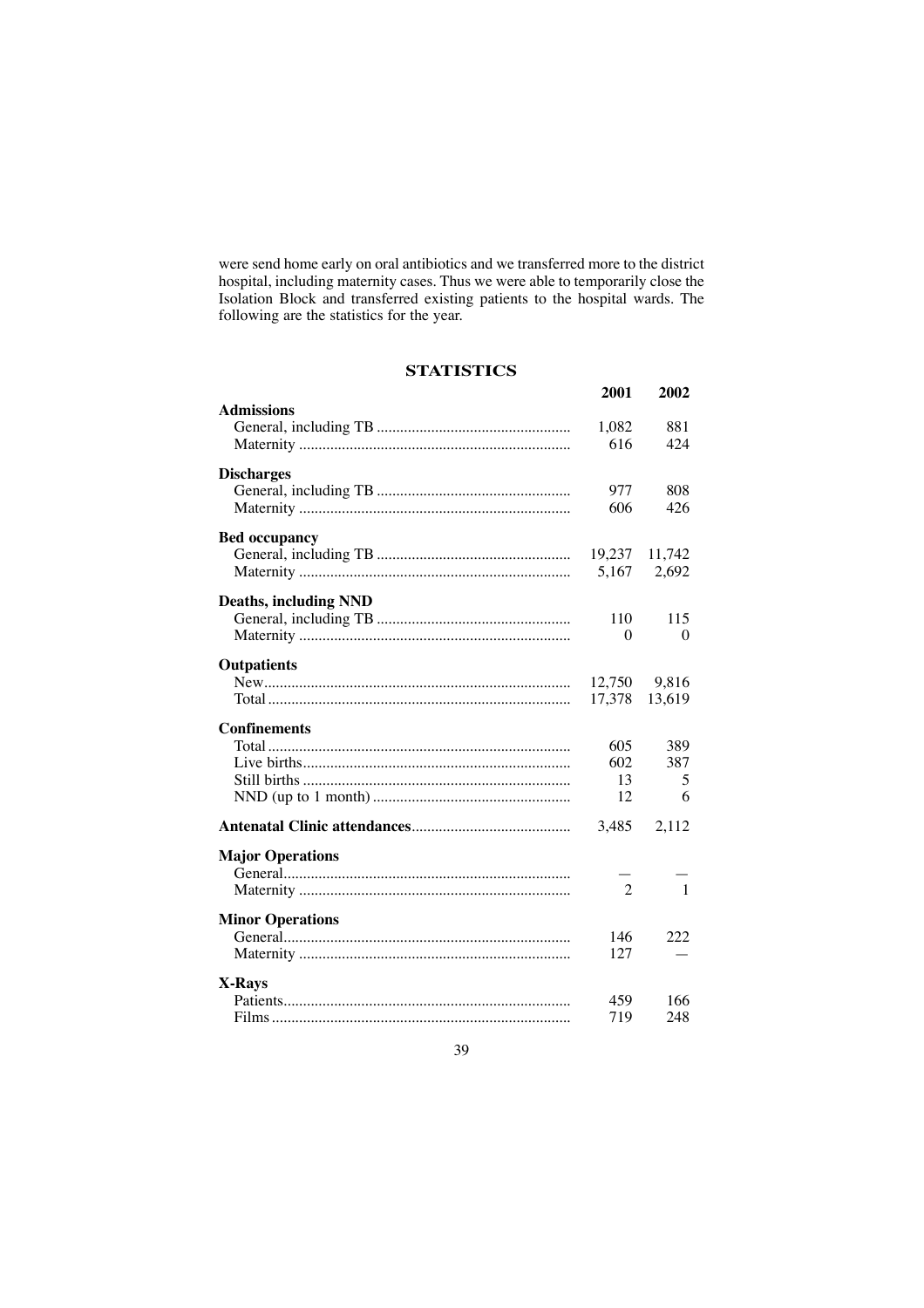were send home early on oral antibiotics and we transferred more to the district hospital, including maternity cases. Thus we were able to temporarily close the Isolation Block and transferred existing patients to the hospital wards. The following are the statistics for the year.

## STATISTICS

| | 2001 | 2002 |
|---|---|---|
| **Admissions** | | |
| General, including TB | 1,082 | 881 |
| Maternity | 616 | 424 |
| **Discharges** | | |
| General, including TB | 977 | 808 |
| Maternity | 606 | 426 |
| **Bed occupancy** | | |
| General, including TB | 19,237 | 11,742 |
| Maternity | 5,167 | 2,692 |
| **Deaths, including NND** | | |
| General, including TB | 110 | 115 |
| Maternity | 0 | 0 |
| **Outpatients** | | |
| New | 12,750 | 9,816 |
| Total | 17,378 | 13,619 |
| **Confinements** | | |
| Total | 605 | 389 |
| Live births | 602 | 387 |
| Still births | 13 | 5 |
| NND (up to 1 month) | 12 | 6 |
| **Antenatal Clinic attendances** | 3,485 | 2,112 |
| **Major Operations** | | |
| General | — | — |
| Maternity | 2 | 1 |
| **Minor Operations** | | |
| General | 146 | 222 |
| Maternity | 127 | — |
| **X-Rays** | | |
| Patients | 459 | 166 |
| Films | 719 | 248 |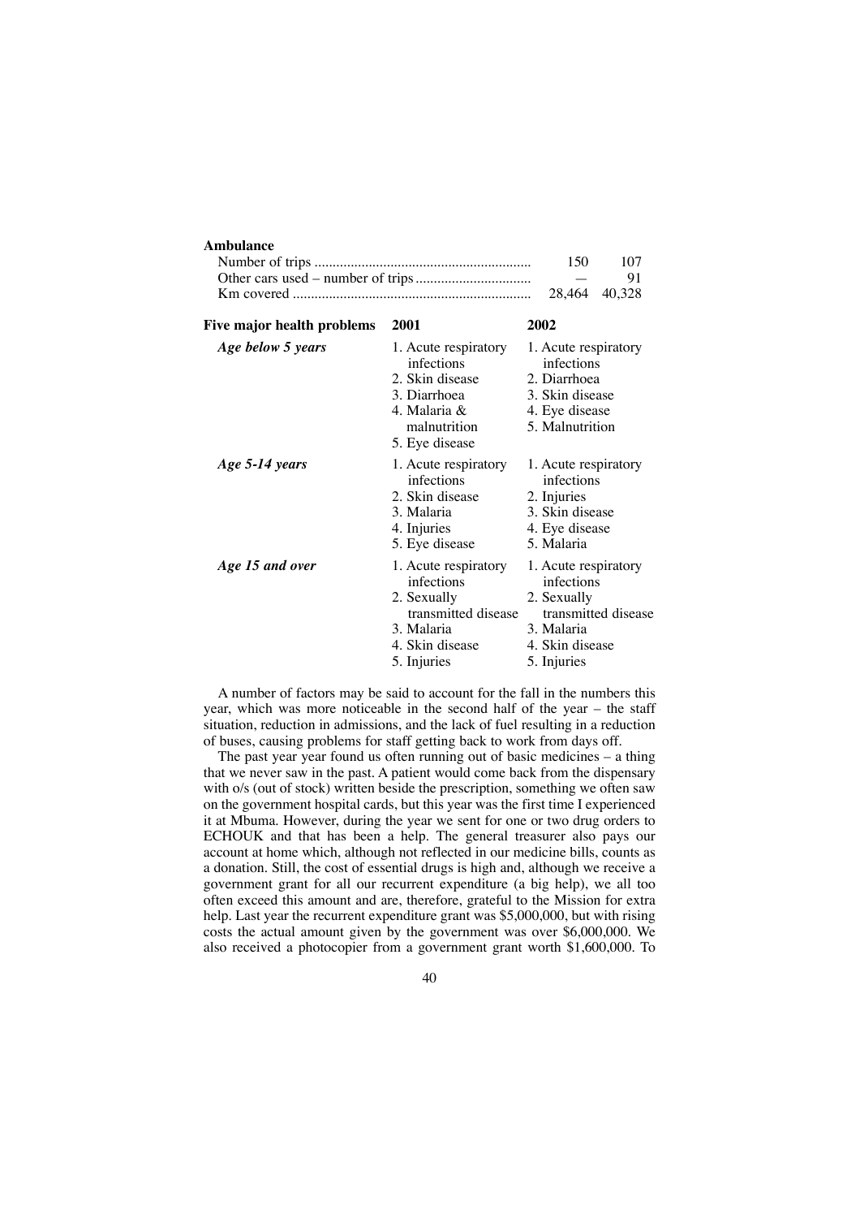**Ambulance**

| | | |
|---|---|---|
| Number of trips | 150 | 107 |
| Other cars used – number of trips | — | 91 |
| Km covered | 28,464 | 40,328 |

| **Five major health problems** | **2001** | **2002** |
|---|---|---|
| ***Age below 5 years*** | 1. Acute respiratory infections<br>2. Skin disease<br>3. Diarrhoea<br>4. Malaria & malnutrition<br>5. Eye disease | 1. Acute respiratory infections<br>2. Diarrhoea<br>3. Skin disease<br>4. Eye disease<br>5. Malnutrition |
| ***Age 5-14 years*** | 1. Acute respiratory infections<br>2. Skin disease<br>3. Malaria<br>4. Injuries<br>5. Eye disease | 1. Acute respiratory infections<br>2. Injuries<br>3. Skin disease<br>4. Eye disease<br>5. Malaria |
| ***Age 15 and over*** | 1. Acute respiratory infections<br>2. Sexually transmitted disease<br>3. Malaria<br>4. Skin disease<br>5. Injuries | 1. Acute respiratory infections<br>2. Sexually transmitted disease<br>3. Malaria<br>4. Skin disease<br>5. Injuries |

A number of factors may be said to account for the fall in the numbers this year, which was more noticeable in the second half of the year – the staff situation, reduction in admissions, and the lack of fuel resulting in a reduction of buses, causing problems for staff getting back to work from days off.

The past year year found us often running out of basic medicines – a thing that we never saw in the past. A patient would come back from the dispensary with o/s (out of stock) written beside the prescription, something we often saw on the government hospital cards, but this year was the first time I experienced it at Mbuma. However, during the year we sent for one or two drug orders to ECHOUK and that has been a help. The general treasurer also pays our account at home which, although not reflected in our medicine bills, counts as a donation. Still, the cost of essential drugs is high and, although we receive a government grant for all our recurrent expenditure (a big help), we all too often exceed this amount and are, therefore, grateful to the Mission for extra help. Last year the recurrent expenditure grant was $5,000,000, but with rising costs the actual amount given by the government was over $6,000,000. We also received a photocopier from a government grant worth $1,600,000. To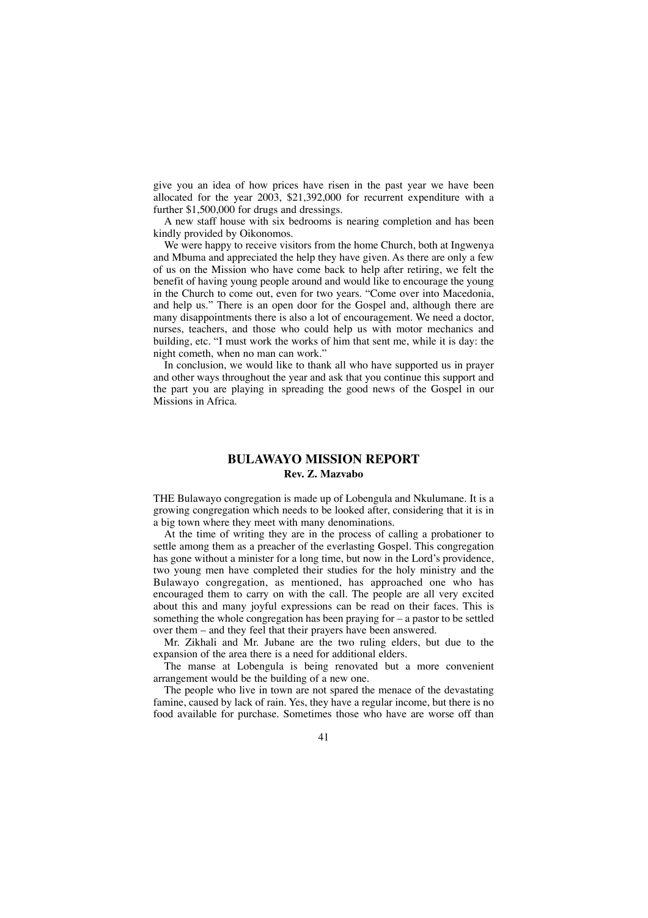give you an idea of how prices have risen in the past year we have been allocated for the year 2003, $21,392,000 for recurrent expenditure with a further $1,500,000 for drugs and dressings.

A new staff house with six bedrooms is nearing completion and has been kindly provided by Oikonomos.

We were happy to receive visitors from the home Church, both at Ingwenya and Mbuma and appreciated the help they have given. As there are only a few of us on the Mission who have come back to help after retiring, we felt the benefit of having young people around and would like to encourage the young in the Church to come out, even for two years. "Come over into Macedonia, and help us." There is an open door for the Gospel and, although there are many disappointments there is also a lot of encouragement. We need a doctor, nurses, teachers, and those who could help us with motor mechanics and building, etc. "I must work the works of him that sent me, while it is day: the night cometh, when no man can work."

In conclusion, we would like to thank all who have supported us in prayer and other ways throughout the year and ask that you continue this support and the part you are playing in spreading the good news of the Gospel in our Missions in Africa.

## BULAWAYO MISSION REPORT

**Rev. Z. Mazvabo**

THE Bulawayo congregation is made up of Lobengula and Nkulumane. It is a growing congregation which needs to be looked after, considering that it is in a big town where they meet with many denominations.

At the time of writing they are in the process of calling a probationer to settle among them as a preacher of the everlasting Gospel. This congregation has gone without a minister for a long time, but now in the Lord's providence, two young men have completed their studies for the holy ministry and the Bulawayo congregation, as mentioned, has approached one who has encouraged them to carry on with the call. The people are all very excited about this and many joyful expressions can be read on their faces. This is something the whole congregation has been praying for – a pastor to be settled over them – and they feel that their prayers have been answered.

Mr. Zikhali and Mr. Jubane are the two ruling elders, but due to the expansion of the area there is a need for additional elders.

The manse at Lobengula is being renovated but a more convenient arrangement would be the building of a new one.

The people who live in town are not spared the menace of the devastating famine, caused by lack of rain. Yes, they have a regular income, but there is no food available for purchase. Sometimes those who have are worse off than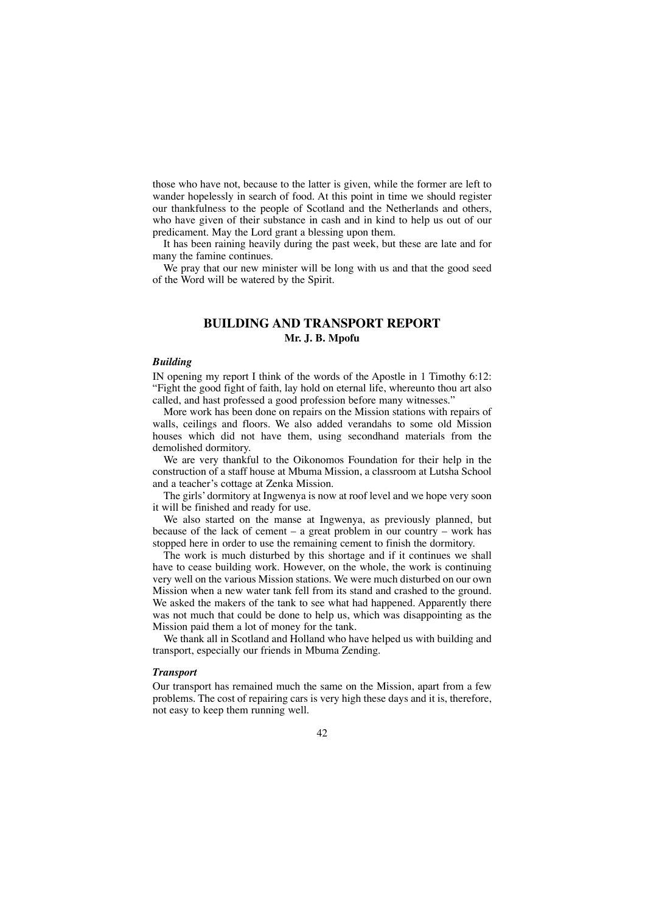those who have not, because to the latter is given, while the former are left to wander hopelessly in search of food. At this point in time we should register our thankfulness to the people of Scotland and the Netherlands and others, who have given of their substance in cash and in kind to help us out of our predicament. May the Lord grant a blessing upon them.

It has been raining heavily during the past week, but these are late and for many the famine continues.

We pray that our new minister will be long with us and that the good seed of the Word will be watered by the Spirit.

## BUILDING AND TRANSPORT REPORT

**Mr. J. B. Mpofu**

### *Building*

IN opening my report I think of the words of the Apostle in 1 Timothy 6:12: "Fight the good fight of faith, lay hold on eternal life, whereunto thou art also called, and hast professed a good profession before many witnesses."

More work has been done on repairs on the Mission stations with repairs of walls, ceilings and floors. We also added verandahs to some old Mission houses which did not have them, using secondhand materials from the demolished dormitory.

We are very thankful to the Oikonomos Foundation for their help in the construction of a staff house at Mbuma Mission, a classroom at Lutsha School and a teacher's cottage at Zenka Mission.

The girls' dormitory at Ingwenya is now at roof level and we hope very soon it will be finished and ready for use.

We also started on the manse at Ingwenya, as previously planned, but because of the lack of cement – a great problem in our country – work has stopped here in order to use the remaining cement to finish the dormitory.

The work is much disturbed by this shortage and if it continues we shall have to cease building work. However, on the whole, the work is continuing very well on the various Mission stations. We were much disturbed on our own Mission when a new water tank fell from its stand and crashed to the ground. We asked the makers of the tank to see what had happened. Apparently there was not much that could be done to help us, which was disappointing as the Mission paid them a lot of money for the tank.

We thank all in Scotland and Holland who have helped us with building and transport, especially our friends in Mbuma Zending.

### *Transport*

Our transport has remained much the same on the Mission, apart from a few problems. The cost of repairing cars is very high these days and it is, therefore, not easy to keep them running well.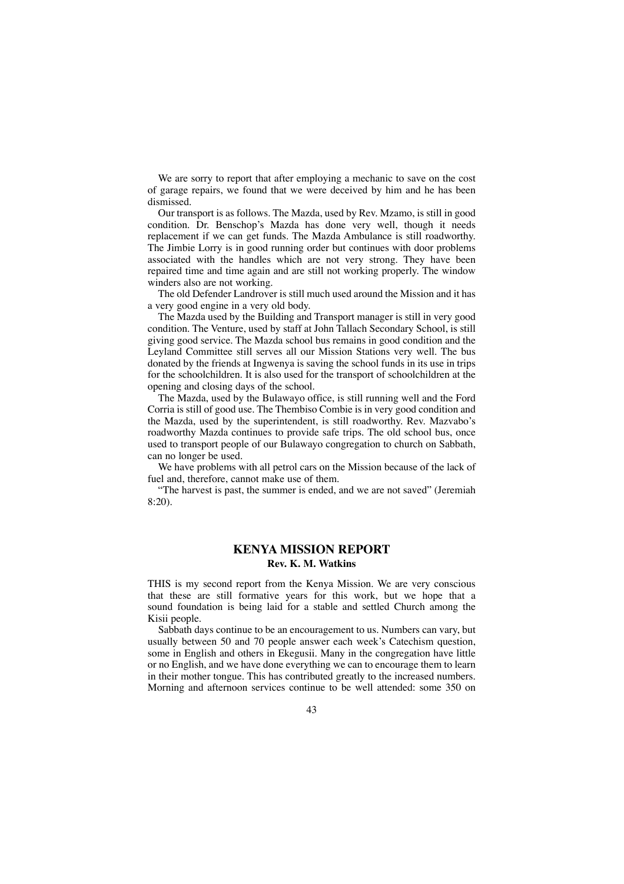We are sorry to report that after employing a mechanic to save on the cost of garage repairs, we found that we were deceived by him and he has been dismissed.

Our transport is as follows. The Mazda, used by Rev. Mzamo, is still in good condition. Dr. Benschop's Mazda has done very well, though it needs replacement if we can get funds. The Mazda Ambulance is still roadworthy. The Jimbie Lorry is in good running order but continues with door problems associated with the handles which are not very strong. They have been repaired time and time again and are still not working properly. The window winders also are not working.

The old Defender Landrover is still much used around the Mission and it has a very good engine in a very old body.

The Mazda used by the Building and Transport manager is still in very good condition. The Venture, used by staff at John Tallach Secondary School, is still giving good service. The Mazda school bus remains in good condition and the Leyland Committee still serves all our Mission Stations very well. The bus donated by the friends at Ingwenya is saving the school funds in its use in trips for the schoolchildren. It is also used for the transport of schoolchildren at the opening and closing days of the school.

The Mazda, used by the Bulawayo office, is still running well and the Ford Corria is still of good use. The Thembiso Combie is in very good condition and the Mazda, used by the superintendent, is still roadworthy. Rev. Mazvabo's roadworthy Mazda continues to provide safe trips. The old school bus, once used to transport people of our Bulawayo congregation to church on Sabbath, can no longer be used.

We have problems with all petrol cars on the Mission because of the lack of fuel and, therefore, cannot make use of them.

"The harvest is past, the summer is ended, and we are not saved" (Jeremiah 8:20).

## KENYA MISSION REPORT

**Rev. K. M. Watkins**

THIS is my second report from the Kenya Mission. We are very conscious that these are still formative years for this work, but we hope that a sound foundation is being laid for a stable and settled Church among the Kisii people.

Sabbath days continue to be an encouragement to us. Numbers can vary, but usually between 50 and 70 people answer each week's Catechism question, some in English and others in Ekegusii. Many in the congregation have little or no English, and we have done everything we can to encourage them to learn in their mother tongue. This has contributed greatly to the increased numbers. Morning and afternoon services continue to be well attended: some 350 on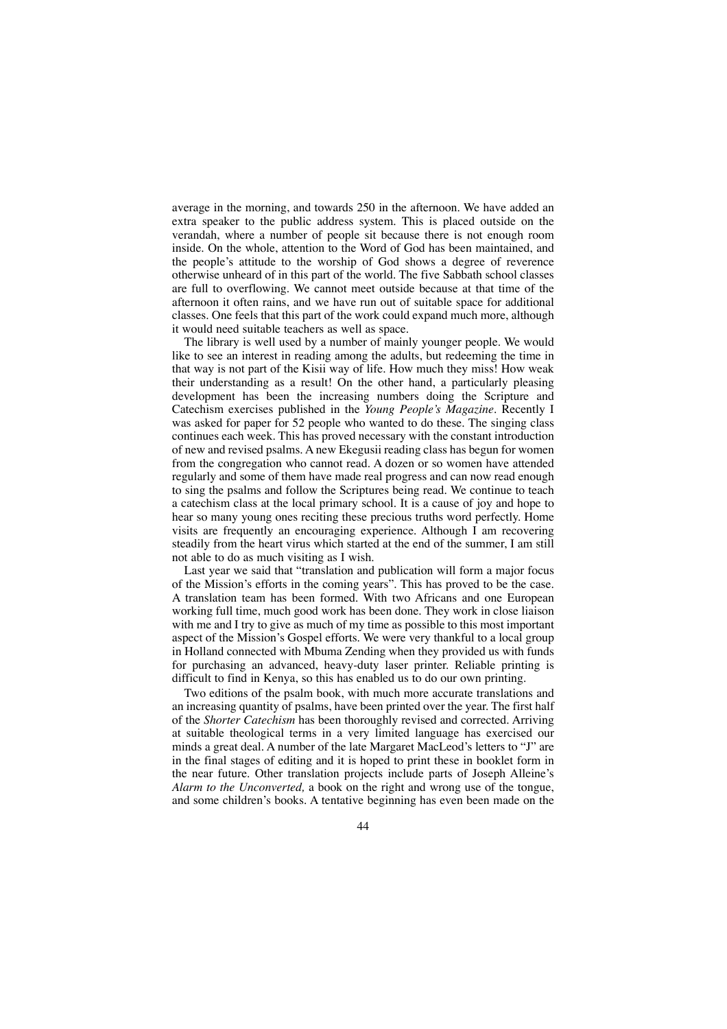average in the morning, and towards 250 in the afternoon. We have added an extra speaker to the public address system. This is placed outside on the verandah, where a number of people sit because there is not enough room inside. On the whole, attention to the Word of God has been maintained, and the people's attitude to the worship of God shows a degree of reverence otherwise unheard of in this part of the world. The five Sabbath school classes are full to overflowing. We cannot meet outside because at that time of the afternoon it often rains, and we have run out of suitable space for additional classes. One feels that this part of the work could expand much more, although it would need suitable teachers as well as space.

The library is well used by a number of mainly younger people. We would like to see an interest in reading among the adults, but redeeming the time in that way is not part of the Kisii way of life. How much they miss! How weak their understanding as a result! On the other hand, a particularly pleasing development has been the increasing numbers doing the Scripture and Catechism exercises published in the *Young People's Magazine*. Recently I was asked for paper for 52 people who wanted to do these. The singing class continues each week. This has proved necessary with the constant introduction of new and revised psalms. A new Ekegusii reading class has begun for women from the congregation who cannot read. A dozen or so women have attended regularly and some of them have made real progress and can now read enough to sing the psalms and follow the Scriptures being read. We continue to teach a catechism class at the local primary school. It is a cause of joy and hope to hear so many young ones reciting these precious truths word perfectly. Home visits are frequently an encouraging experience. Although I am recovering steadily from the heart virus which started at the end of the summer, I am still not able to do as much visiting as I wish.

Last year we said that "translation and publication will form a major focus of the Mission's efforts in the coming years". This has proved to be the case. A translation team has been formed. With two Africans and one European working full time, much good work has been done. They work in close liaison with me and I try to give as much of my time as possible to this most important aspect of the Mission's Gospel efforts. We were very thankful to a local group in Holland connected with Mbuma Zending when they provided us with funds for purchasing an advanced, heavy-duty laser printer. Reliable printing is difficult to find in Kenya, so this has enabled us to do our own printing.

Two editions of the psalm book, with much more accurate translations and an increasing quantity of psalms, have been printed over the year. The first half of the *Shorter Catechism* has been thoroughly revised and corrected. Arriving at suitable theological terms in a very limited language has exercised our minds a great deal. A number of the late Margaret MacLeod's letters to "J" are in the final stages of editing and it is hoped to print these in booklet form in the near future. Other translation projects include parts of Joseph Alleine's *Alarm to the Unconverted,* a book on the right and wrong use of the tongue, and some children's books. A tentative beginning has even been made on the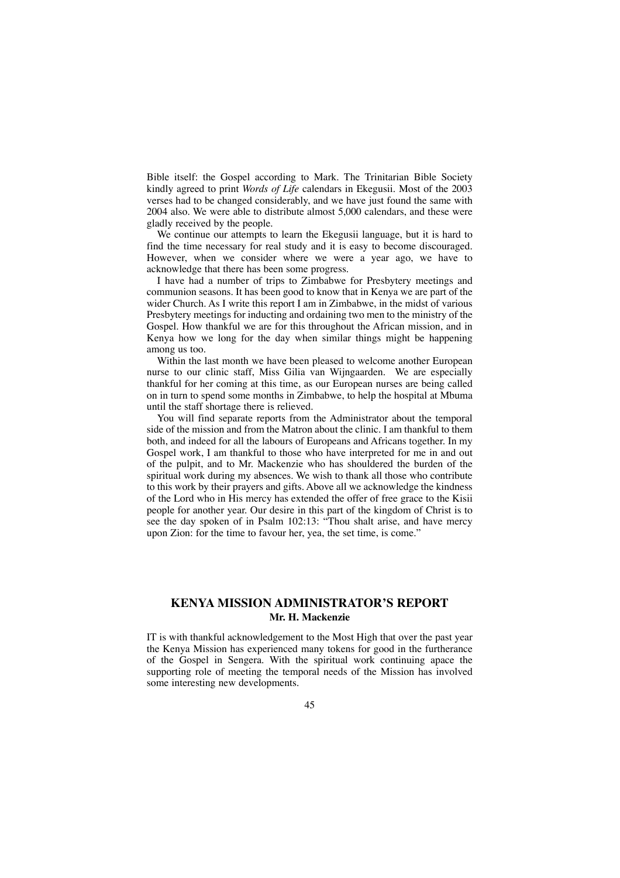Bible itself: the Gospel according to Mark. The Trinitarian Bible Society kindly agreed to print *Words of Life* calendars in Ekegusii. Most of the 2003 verses had to be changed considerably, and we have just found the same with 2004 also. We were able to distribute almost 5,000 calendars, and these were gladly received by the people.

We continue our attempts to learn the Ekegusii language, but it is hard to find the time necessary for real study and it is easy to become discouraged. However, when we consider where we were a year ago, we have to acknowledge that there has been some progress.

I have had a number of trips to Zimbabwe for Presbytery meetings and communion seasons. It has been good to know that in Kenya we are part of the wider Church. As I write this report I am in Zimbabwe, in the midst of various Presbytery meetings for inducting and ordaining two men to the ministry of the Gospel. How thankful we are for this throughout the African mission, and in Kenya how we long for the day when similar things might be happening among us too.

Within the last month we have been pleased to welcome another European nurse to our clinic staff, Miss Gilia van Wijngaarden. We are especially thankful for her coming at this time, as our European nurses are being called on in turn to spend some months in Zimbabwe, to help the hospital at Mbuma until the staff shortage there is relieved.

You will find separate reports from the Administrator about the temporal side of the mission and from the Matron about the clinic. I am thankful to them both, and indeed for all the labours of Europeans and Africans together. In my Gospel work, I am thankful to those who have interpreted for me in and out of the pulpit, and to Mr. Mackenzie who has shouldered the burden of the spiritual work during my absences. We wish to thank all those who contribute to this work by their prayers and gifts. Above all we acknowledge the kindness of the Lord who in His mercy has extended the offer of free grace to the Kisii people for another year. Our desire in this part of the kingdom of Christ is to see the day spoken of in Psalm 102:13: "Thou shalt arise, and have mercy upon Zion: for the time to favour her, yea, the set time, is come."

## KENYA MISSION ADMINISTRATOR'S REPORT

**Mr. H. Mackenzie**

IT is with thankful acknowledgement to the Most High that over the past year the Kenya Mission has experienced many tokens for good in the furtherance of the Gospel in Sengera. With the spiritual work continuing apace the supporting role of meeting the temporal needs of the Mission has involved some interesting new developments.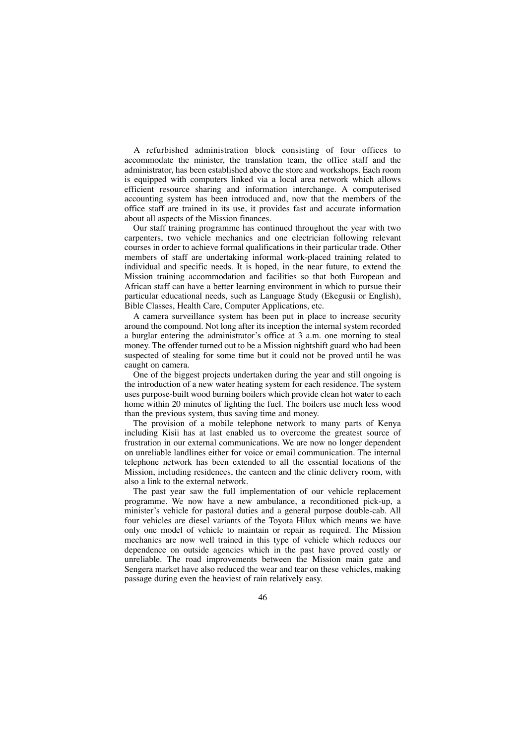A refurbished administration block consisting of four offices to accommodate the minister, the translation team, the office staff and the administrator, has been established above the store and workshops. Each room is equipped with computers linked via a local area network which allows efficient resource sharing and information interchange. A computerised accounting system has been introduced and, now that the members of the office staff are trained in its use, it provides fast and accurate information about all aspects of the Mission finances.

Our staff training programme has continued throughout the year with two carpenters, two vehicle mechanics and one electrician following relevant courses in order to achieve formal qualifications in their particular trade. Other members of staff are undertaking informal work-placed training related to individual and specific needs. It is hoped, in the near future, to extend the Mission training accommodation and facilities so that both European and African staff can have a better learning environment in which to pursue their particular educational needs, such as Language Study (Ekegusii or English), Bible Classes, Health Care, Computer Applications, etc.

A camera surveillance system has been put in place to increase security around the compound. Not long after its inception the internal system recorded a burglar entering the administrator's office at 3 a.m. one morning to steal money. The offender turned out to be a Mission nightshift guard who had been suspected of stealing for some time but it could not be proved until he was caught on camera.

One of the biggest projects undertaken during the year and still ongoing is the introduction of a new water heating system for each residence. The system uses purpose-built wood burning boilers which provide clean hot water to each home within 20 minutes of lighting the fuel. The boilers use much less wood than the previous system, thus saving time and money.

The provision of a mobile telephone network to many parts of Kenya including Kisii has at last enabled us to overcome the greatest source of frustration in our external communications. We are now no longer dependent on unreliable landlines either for voice or email communication. The internal telephone network has been extended to all the essential locations of the Mission, including residences, the canteen and the clinic delivery room, with also a link to the external network.

The past year saw the full implementation of our vehicle replacement programme. We now have a new ambulance, a reconditioned pick-up, a minister's vehicle for pastoral duties and a general purpose double-cab. All four vehicles are diesel variants of the Toyota Hilux which means we have only one model of vehicle to maintain or repair as required. The Mission mechanics are now well trained in this type of vehicle which reduces our dependence on outside agencies which in the past have proved costly or unreliable. The road improvements between the Mission main gate and Sengera market have also reduced the wear and tear on these vehicles, making passage during even the heaviest of rain relatively easy.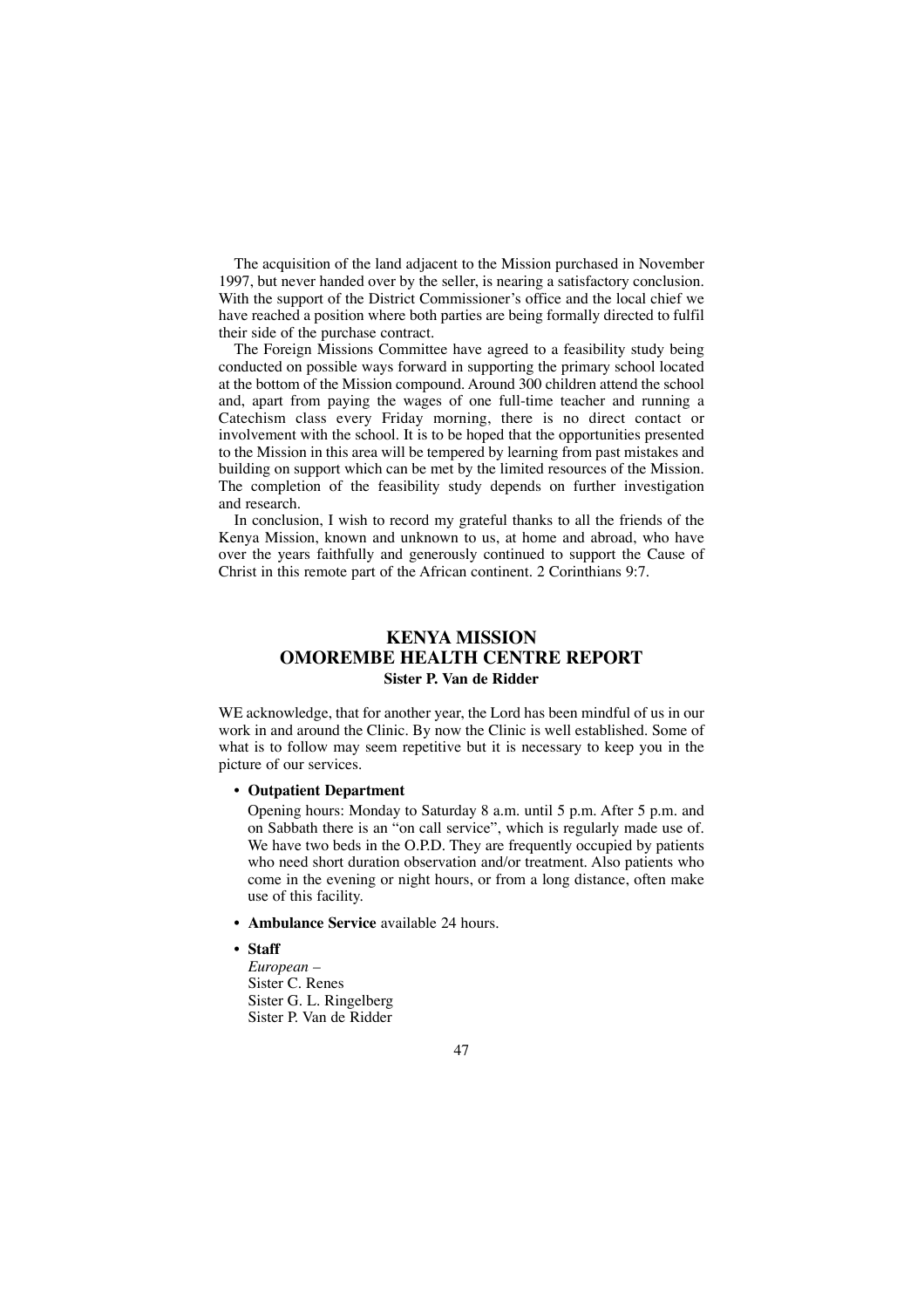The acquisition of the land adjacent to the Mission purchased in November 1997, but never handed over by the seller, is nearing a satisfactory conclusion. With the support of the District Commissioner's office and the local chief we have reached a position where both parties are being formally directed to fulfil their side of the purchase contract.

The Foreign Missions Committee have agreed to a feasibility study being conducted on possible ways forward in supporting the primary school located at the bottom of the Mission compound. Around 300 children attend the school and, apart from paying the wages of one full-time teacher and running a Catechism class every Friday morning, there is no direct contact or involvement with the school. It is to be hoped that the opportunities presented to the Mission in this area will be tempered by learning from past mistakes and building on support which can be met by the limited resources of the Mission. The completion of the feasibility study depends on further investigation and research.

In conclusion, I wish to record my grateful thanks to all the friends of the Kenya Mission, known and unknown to us, at home and abroad, who have over the years faithfully and generously continued to support the Cause of Christ in this remote part of the African continent. 2 Corinthians 9:7.

## KENYA MISSION
## OMOREMBE HEALTH CENTRE REPORT

**Sister P. Van de Ridder**

WE acknowledge, that for another year, the Lord has been mindful of us in our work in and around the Clinic. By now the Clinic is well established. Some of what is to follow may seem repetitive but it is necessary to keep you in the picture of our services.

- **Outpatient Department**

  Opening hours: Monday to Saturday 8 a.m. until 5 p.m. After 5 p.m. and on Sabbath there is an "on call service", which is regularly made use of. We have two beds in the O.P.D. They are frequently occupied by patients who need short duration observation and/or treatment. Also patients who come in the evening or night hours, or from a long distance, often make use of this facility.

- **Ambulance Service** available 24 hours.

- **Staff**

  *European* –
  Sister C. Renes
  Sister G. L. Ringelberg
  Sister P. Van de Ridder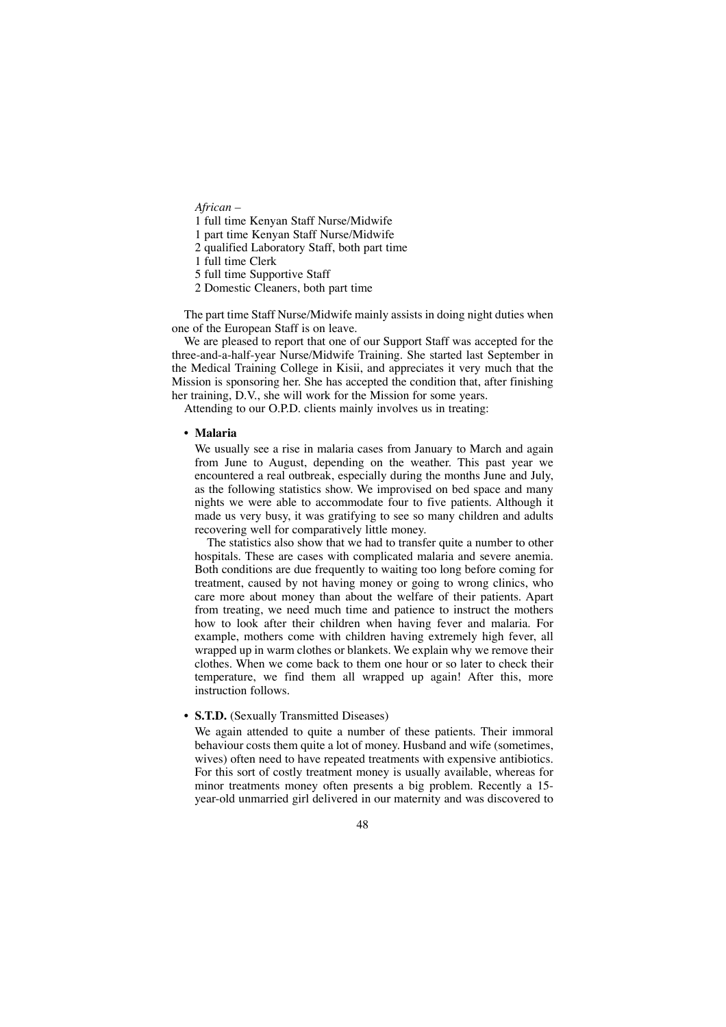*African* –

1 full time Kenyan Staff Nurse/Midwife
1 part time Kenyan Staff Nurse/Midwife
2 qualified Laboratory Staff, both part time
1 full time Clerk
5 full time Supportive Staff
2 Domestic Cleaners, both part time

The part time Staff Nurse/Midwife mainly assists in doing night duties when one of the European Staff is on leave.

We are pleased to report that one of our Support Staff was accepted for the three-and-a-half-year Nurse/Midwife Training. She started last September in the Medical Training College in Kisii, and appreciates it very much that the Mission is sponsoring her. She has accepted the condition that, after finishing her training, D.V., she will work for the Mission for some years.

Attending to our O.P.D. clients mainly involves us in treating:

- **Malaria**

  We usually see a rise in malaria cases from January to March and again from June to August, depending on the weather. This past year we encountered a real outbreak, especially during the months June and July, as the following statistics show. We improvised on bed space and many nights we were able to accommodate four to five patients. Although it made us very busy, it was gratifying to see so many children and adults recovering well for comparatively little money.

  The statistics also show that we had to transfer quite a number to other hospitals. These are cases with complicated malaria and severe anemia. Both conditions are due frequently to waiting too long before coming for treatment, caused by not having money or going to wrong clinics, who care more about money than about the welfare of their patients. Apart from treating, we need much time and patience to instruct the mothers how to look after their children when having fever and malaria. For example, mothers come with children having extremely high fever, all wrapped up in warm clothes or blankets. We explain why we remove their clothes. When we come back to them one hour or so later to check their temperature, we find them all wrapped up again! After this, more instruction follows.

- **S.T.D.** (Sexually Transmitted Diseases)

  We again attended to quite a number of these patients. Their immoral behaviour costs them quite a lot of money. Husband and wife (sometimes, wives) often need to have repeated treatments with expensive antibiotics. For this sort of costly treatment money is usually available, whereas for minor treatments money often presents a big problem. Recently a 15-year-old unmarried girl delivered in our maternity and was discovered to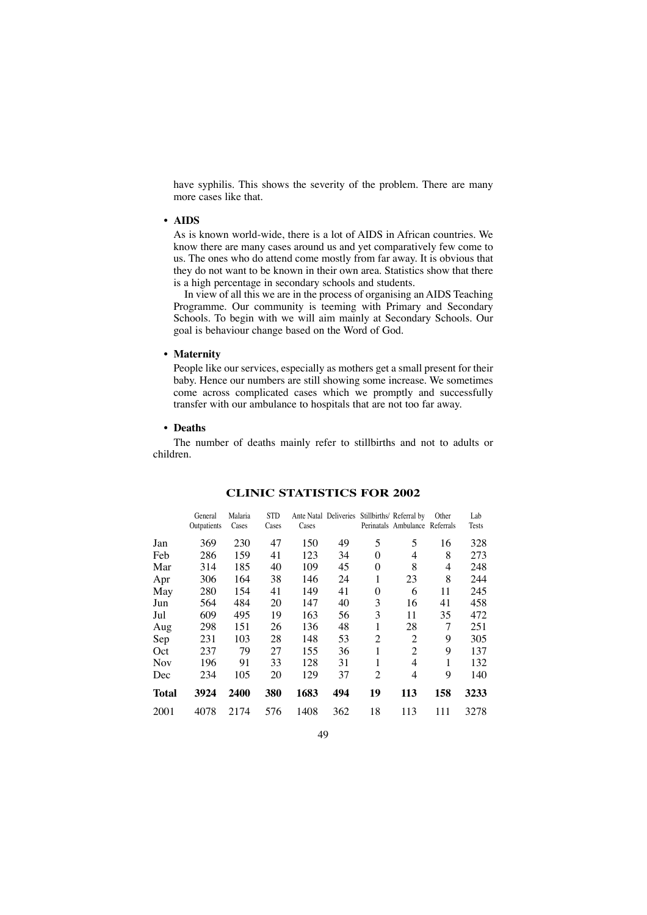have syphilis. This shows the severity of the problem. There are many more cases like that.

- **AIDS**

  As is known world-wide, there is a lot of AIDS in African countries. We know there are many cases around us and yet comparatively few come to us. The ones who do attend come mostly from far away. It is obvious that they do not want to be known in their own area. Statistics show that there is a high percentage in secondary schools and students.

  In view of all this we are in the process of organising an AIDS Teaching Programme. Our community is teeming with Primary and Secondary Schools. To begin with we will aim mainly at Secondary Schools. Our goal is behaviour change based on the Word of God.

- **Maternity**

  People like our services, especially as mothers get a small present for their baby. Hence our numbers are still showing some increase. We sometimes come across complicated cases which we promptly and successfully transfer with our ambulance to hospitals that are not too far away.

- **Deaths**

  The number of deaths mainly refer to stillbirths and not to adults or children.

## CLINIC STATISTICS FOR 2002

| | General Outpatients | Malaria Cases | STD Cases | Ante Natal Cases | Deliveries | Stillbirths/ Perinatals | Referral by Ambulance | Other Referrals | Lab Tests |
|---|---|---|---|---|---|---|---|---|---|
| Jan | 369 | 230 | 47 | 150 | 49 | 5 | 5 | 16 | 328 |
| Feb | 286 | 159 | 41 | 123 | 34 | 0 | 4 | 8 | 273 |
| Mar | 314 | 185 | 40 | 109 | 45 | 0 | 8 | 4 | 248 |
| Apr | 306 | 164 | 38 | 146 | 24 | 1 | 23 | 8 | 244 |
| May | 280 | 154 | 41 | 149 | 41 | 0 | 6 | 11 | 245 |
| Jun | 564 | 484 | 20 | 147 | 40 | 3 | 16 | 41 | 458 |
| Jul | 609 | 495 | 19 | 163 | 56 | 3 | 11 | 35 | 472 |
| Aug | 298 | 151 | 26 | 136 | 48 | 1 | 28 | 7 | 251 |
| Sep | 231 | 103 | 28 | 148 | 53 | 2 | 2 | 9 | 305 |
| Oct | 237 | 79 | 27 | 155 | 36 | 1 | 2 | 9 | 137 |
| Nov | 196 | 91 | 33 | 128 | 31 | 1 | 4 | 1 | 132 |
| Dec | 234 | 105 | 20 | 129 | 37 | 2 | 4 | 9 | 140 |
| **Total** | **3924** | **2400** | **380** | **1683** | **494** | **19** | **113** | **158** | **3233** |
| 2001 | 4078 | 2174 | 576 | 1408 | 362 | 18 | 113 | 111 | 3278 |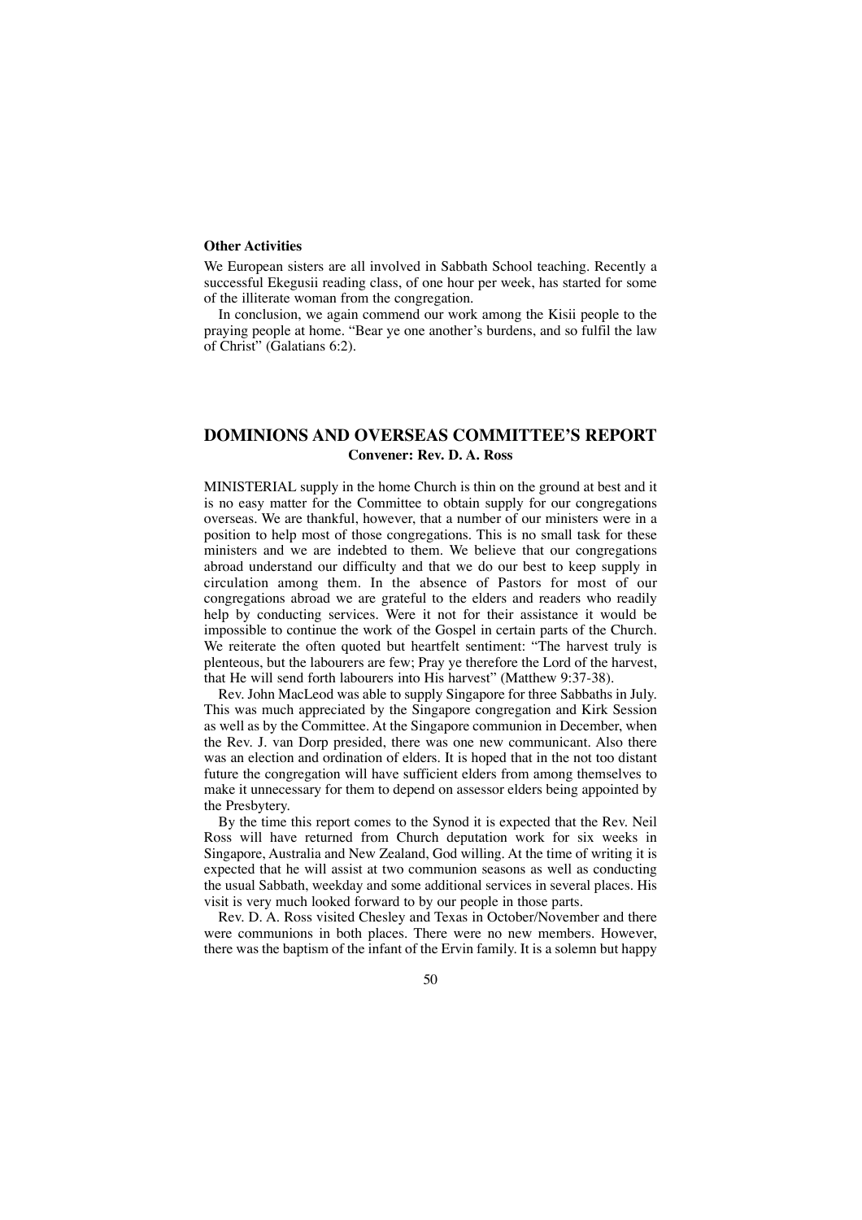**Other Activities**

We European sisters are all involved in Sabbath School teaching. Recently a successful Ekegusii reading class, of one hour per week, has started for some of the illiterate woman from the congregation.

In conclusion, we again commend our work among the Kisii people to the praying people at home. "Bear ye one another's burdens, and so fulfil the law of Christ" (Galatians 6:2).

## DOMINIONS AND OVERSEAS COMMITTEE'S REPORT

**Convener: Rev. D. A. Ross**

MINISTERIAL supply in the home Church is thin on the ground at best and it is no easy matter for the Committee to obtain supply for our congregations overseas. We are thankful, however, that a number of our ministers were in a position to help most of those congregations. This is no small task for these ministers and we are indebted to them. We believe that our congregations abroad understand our difficulty and that we do our best to keep supply in circulation among them. In the absence of Pastors for most of our congregations abroad we are grateful to the elders and readers who readily help by conducting services. Were it not for their assistance it would be impossible to continue the work of the Gospel in certain parts of the Church. We reiterate the often quoted but heartfelt sentiment: "The harvest truly is plenteous, but the labourers are few; Pray ye therefore the Lord of the harvest, that He will send forth labourers into His harvest" (Matthew 9:37-38).

Rev. John MacLeod was able to supply Singapore for three Sabbaths in July. This was much appreciated by the Singapore congregation and Kirk Session as well as by the Committee. At the Singapore communion in December, when the Rev. J. van Dorp presided, there was one new communicant. Also there was an election and ordination of elders. It is hoped that in the not too distant future the congregation will have sufficient elders from among themselves to make it unnecessary for them to depend on assessor elders being appointed by the Presbytery.

By the time this report comes to the Synod it is expected that the Rev. Neil Ross will have returned from Church deputation work for six weeks in Singapore, Australia and New Zealand, God willing. At the time of writing it is expected that he will assist at two communion seasons as well as conducting the usual Sabbath, weekday and some additional services in several places. His visit is very much looked forward to by our people in those parts.

Rev. D. A. Ross visited Chesley and Texas in October/November and there were communions in both places. There were no new members. However, there was the baptism of the infant of the Ervin family. It is a solemn but happy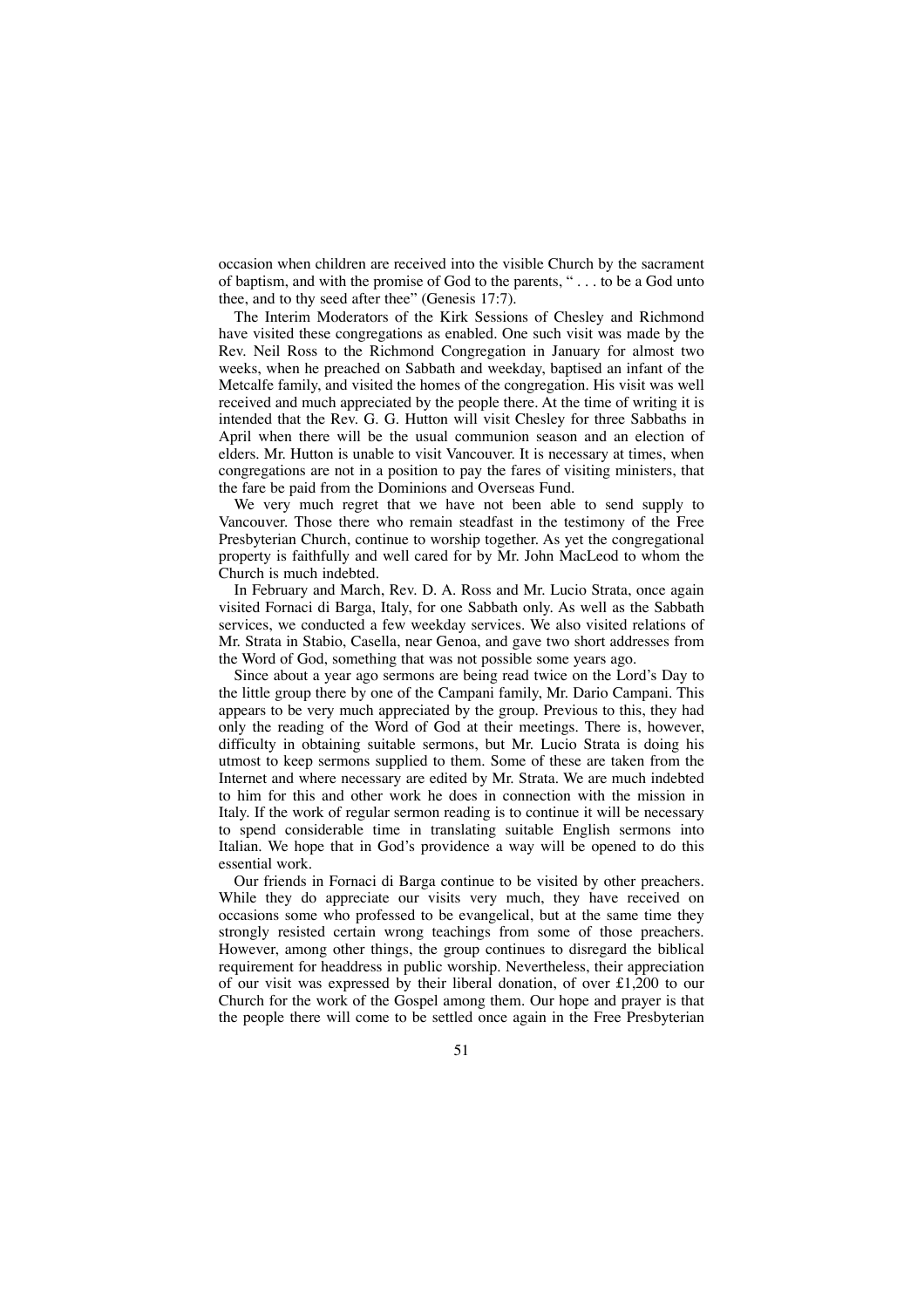occasion when children are received into the visible Church by the sacrament of baptism, and with the promise of God to the parents, " . . . to be a God unto thee, and to thy seed after thee" (Genesis 17:7).

The Interim Moderators of the Kirk Sessions of Chesley and Richmond have visited these congregations as enabled. One such visit was made by the Rev. Neil Ross to the Richmond Congregation in January for almost two weeks, when he preached on Sabbath and weekday, baptised an infant of the Metcalfe family, and visited the homes of the congregation. His visit was well received and much appreciated by the people there. At the time of writing it is intended that the Rev. G. G. Hutton will visit Chesley for three Sabbaths in April when there will be the usual communion season and an election of elders. Mr. Hutton is unable to visit Vancouver. It is necessary at times, when congregations are not in a position to pay the fares of visiting ministers, that the fare be paid from the Dominions and Overseas Fund.

We very much regret that we have not been able to send supply to Vancouver. Those there who remain steadfast in the testimony of the Free Presbyterian Church, continue to worship together. As yet the congregational property is faithfully and well cared for by Mr. John MacLeod to whom the Church is much indebted.

In February and March, Rev. D. A. Ross and Mr. Lucio Strata, once again visited Fornaci di Barga, Italy, for one Sabbath only. As well as the Sabbath services, we conducted a few weekday services. We also visited relations of Mr. Strata in Stabio, Casella, near Genoa, and gave two short addresses from the Word of God, something that was not possible some years ago.

Since about a year ago sermons are being read twice on the Lord's Day to the little group there by one of the Campani family, Mr. Dario Campani. This appears to be very much appreciated by the group. Previous to this, they had only the reading of the Word of God at their meetings. There is, however, difficulty in obtaining suitable sermons, but Mr. Lucio Strata is doing his utmost to keep sermons supplied to them. Some of these are taken from the Internet and where necessary are edited by Mr. Strata. We are much indebted to him for this and other work he does in connection with the mission in Italy. If the work of regular sermon reading is to continue it will be necessary to spend considerable time in translating suitable English sermons into Italian. We hope that in God's providence a way will be opened to do this essential work.

Our friends in Fornaci di Barga continue to be visited by other preachers. While they do appreciate our visits very much, they have received on occasions some who professed to be evangelical, but at the same time they strongly resisted certain wrong teachings from some of those preachers. However, among other things, the group continues to disregard the biblical requirement for headdress in public worship. Nevertheless, their appreciation of our visit was expressed by their liberal donation, of over £1,200 to our Church for the work of the Gospel among them. Our hope and prayer is that the people there will come to be settled once again in the Free Presbyterian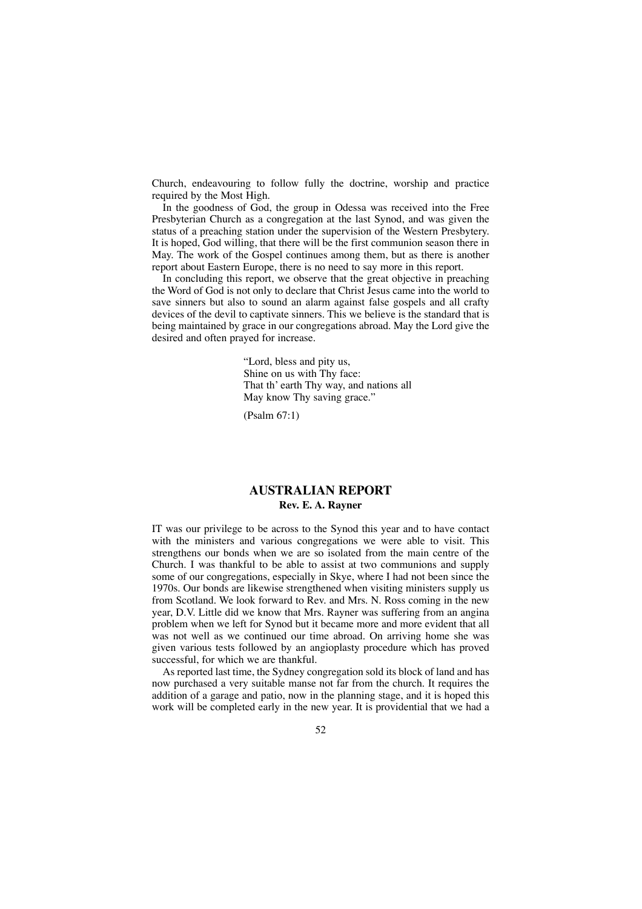Church, endeavouring to follow fully the doctrine, worship and practice required by the Most High.

In the goodness of God, the group in Odessa was received into the Free Presbyterian Church as a congregation at the last Synod, and was given the status of a preaching station under the supervision of the Western Presbytery. It is hoped, God willing, that there will be the first communion season there in May. The work of the Gospel continues among them, but as there is another report about Eastern Europe, there is no need to say more in this report.

In concluding this report, we observe that the great objective in preaching the Word of God is not only to declare that Christ Jesus came into the world to save sinners but also to sound an alarm against false gospels and all crafty devices of the devil to captivate sinners. This we believe is the standard that is being maintained by grace in our congregations abroad. May the Lord give the desired and often prayed for increase.

> "Lord, bless and pity us,
> Shine on us with Thy face:
> That th' earth Thy way, and nations all
> May know Thy saving grace."
>
> (Psalm 67:1)

## AUSTRALIAN REPORT

**Rev. E. A. Rayner**

IT was our privilege to be across to the Synod this year and to have contact with the ministers and various congregations we were able to visit. This strengthens our bonds when we are so isolated from the main centre of the Church. I was thankful to be able to assist at two communions and supply some of our congregations, especially in Skye, where I had not been since the 1970s. Our bonds are likewise strengthened when visiting ministers supply us from Scotland. We look forward to Rev. and Mrs. N. Ross coming in the new year, D.V. Little did we know that Mrs. Rayner was suffering from an angina problem when we left for Synod but it became more and more evident that all was not well as we continued our time abroad. On arriving home she was given various tests followed by an angioplasty procedure which has proved successful, for which we are thankful.

As reported last time, the Sydney congregation sold its block of land and has now purchased a very suitable manse not far from the church. It requires the addition of a garage and patio, now in the planning stage, and it is hoped this work will be completed early in the new year. It is providential that we had a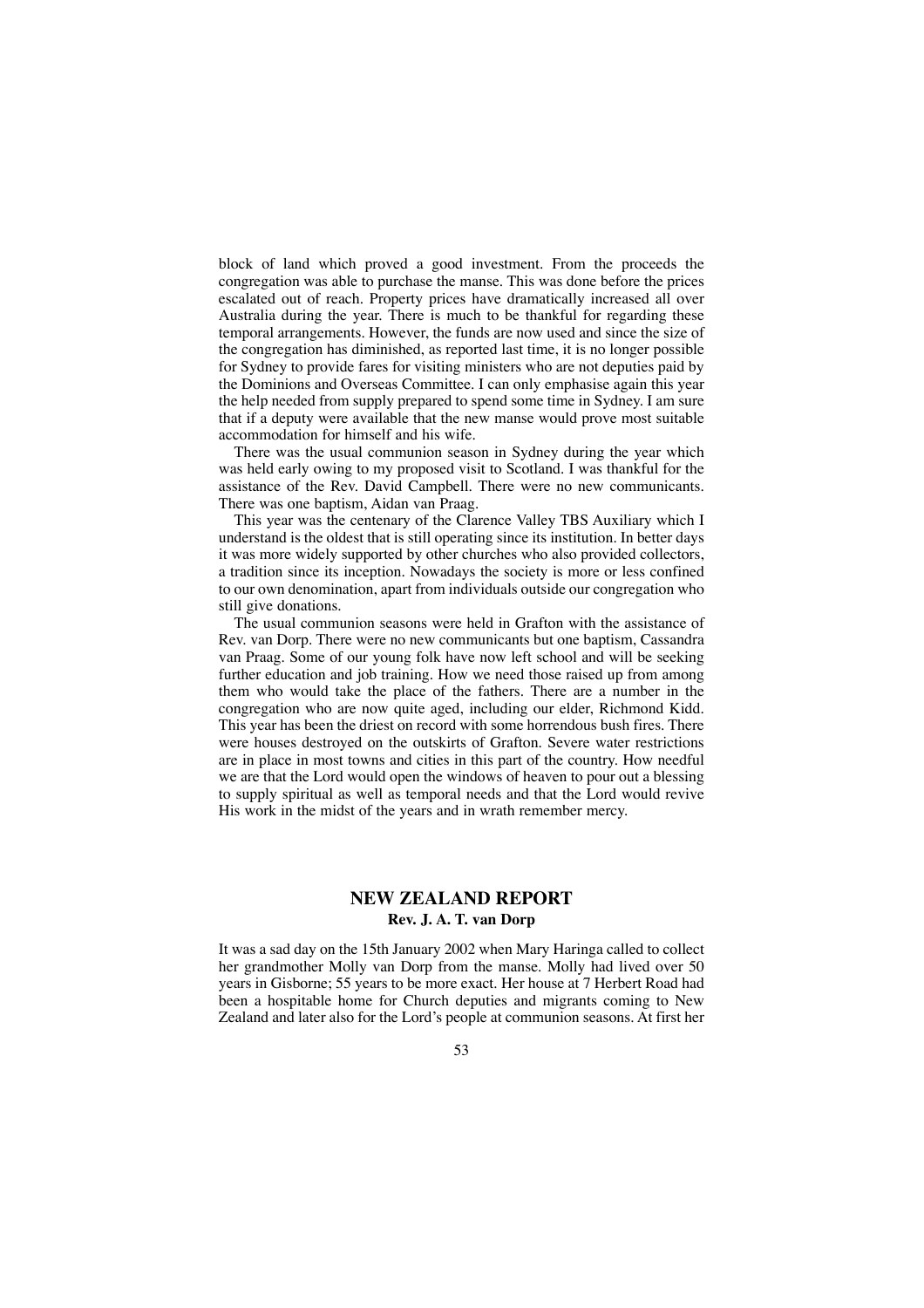block of land which proved a good investment. From the proceeds the congregation was able to purchase the manse. This was done before the prices escalated out of reach. Property prices have dramatically increased all over Australia during the year. There is much to be thankful for regarding these temporal arrangements. However, the funds are now used and since the size of the congregation has diminished, as reported last time, it is no longer possible for Sydney to provide fares for visiting ministers who are not deputies paid by the Dominions and Overseas Committee. I can only emphasise again this year the help needed from supply prepared to spend some time in Sydney. I am sure that if a deputy were available that the new manse would prove most suitable accommodation for himself and his wife.

There was the usual communion season in Sydney during the year which was held early owing to my proposed visit to Scotland. I was thankful for the assistance of the Rev. David Campbell. There were no new communicants. There was one baptism, Aidan van Praag.

This year was the centenary of the Clarence Valley TBS Auxiliary which I understand is the oldest that is still operating since its institution. In better days it was more widely supported by other churches who also provided collectors, a tradition since its inception. Nowadays the society is more or less confined to our own denomination, apart from individuals outside our congregation who still give donations.

The usual communion seasons were held in Grafton with the assistance of Rev. van Dorp. There were no new communicants but one baptism, Cassandra van Praag. Some of our young folk have now left school and will be seeking further education and job training. How we need those raised up from among them who would take the place of the fathers. There are a number in the congregation who are now quite aged, including our elder, Richmond Kidd. This year has been the driest on record with some horrendous bush fires. There were houses destroyed on the outskirts of Grafton. Severe water restrictions are in place in most towns and cities in this part of the country. How needful we are that the Lord would open the windows of heaven to pour out a blessing to supply spiritual as well as temporal needs and that the Lord would revive His work in the midst of the years and in wrath remember mercy.

## NEW ZEALAND REPORT

**Rev. J. A. T. van Dorp**

It was a sad day on the 15th January 2002 when Mary Haringa called to collect her grandmother Molly van Dorp from the manse. Molly had lived over 50 years in Gisborne; 55 years to be more exact. Her house at 7 Herbert Road had been a hospitable home for Church deputies and migrants coming to New Zealand and later also for the Lord's people at communion seasons. At first her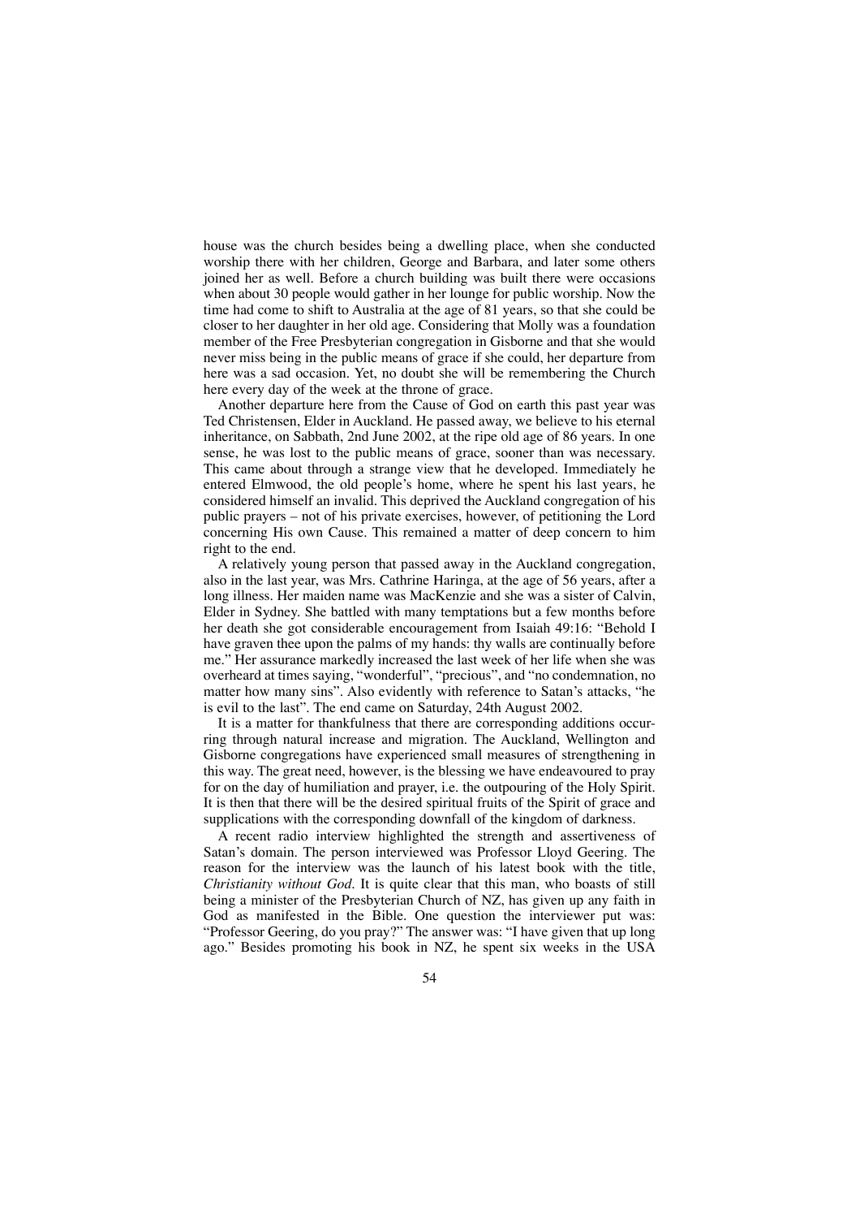house was the church besides being a dwelling place, when she conducted worship there with her children, George and Barbara, and later some others joined her as well. Before a church building was built there were occasions when about 30 people would gather in her lounge for public worship. Now the time had come to shift to Australia at the age of 81 years, so that she could be closer to her daughter in her old age. Considering that Molly was a foundation member of the Free Presbyterian congregation in Gisborne and that she would never miss being in the public means of grace if she could, her departure from here was a sad occasion. Yet, no doubt she will be remembering the Church here every day of the week at the throne of grace.

Another departure here from the Cause of God on earth this past year was Ted Christensen, Elder in Auckland. He passed away, we believe to his eternal inheritance, on Sabbath, 2nd June 2002, at the ripe old age of 86 years. In one sense, he was lost to the public means of grace, sooner than was necessary. This came about through a strange view that he developed. Immediately he entered Elmwood, the old people's home, where he spent his last years, he considered himself an invalid. This deprived the Auckland congregation of his public prayers – not of his private exercises, however, of petitioning the Lord concerning His own Cause. This remained a matter of deep concern to him right to the end.

A relatively young person that passed away in the Auckland congregation, also in the last year, was Mrs. Cathrine Haringa, at the age of 56 years, after a long illness. Her maiden name was MacKenzie and she was a sister of Calvin, Elder in Sydney. She battled with many temptations but a few months before her death she got considerable encouragement from Isaiah 49:16: "Behold I have graven thee upon the palms of my hands: thy walls are continually before me." Her assurance markedly increased the last week of her life when she was overheard at times saying, "wonderful", "precious", and "no condemnation, no matter how many sins". Also evidently with reference to Satan's attacks, "he is evil to the last". The end came on Saturday, 24th August 2002.

It is a matter for thankfulness that there are corresponding additions occurring through natural increase and migration. The Auckland, Wellington and Gisborne congregations have experienced small measures of strengthening in this way. The great need, however, is the blessing we have endeavoured to pray for on the day of humiliation and prayer, i.e. the outpouring of the Holy Spirit. It is then that there will be the desired spiritual fruits of the Spirit of grace and supplications with the corresponding downfall of the kingdom of darkness.

A recent radio interview highlighted the strength and assertiveness of Satan's domain. The person interviewed was Professor Lloyd Geering. The reason for the interview was the launch of his latest book with the title, *Christianity without God*. It is quite clear that this man, who boasts of still being a minister of the Presbyterian Church of NZ, has given up any faith in God as manifested in the Bible. One question the interviewer put was: "Professor Geering, do you pray?" The answer was: "I have given that up long ago." Besides promoting his book in NZ, he spent six weeks in the USA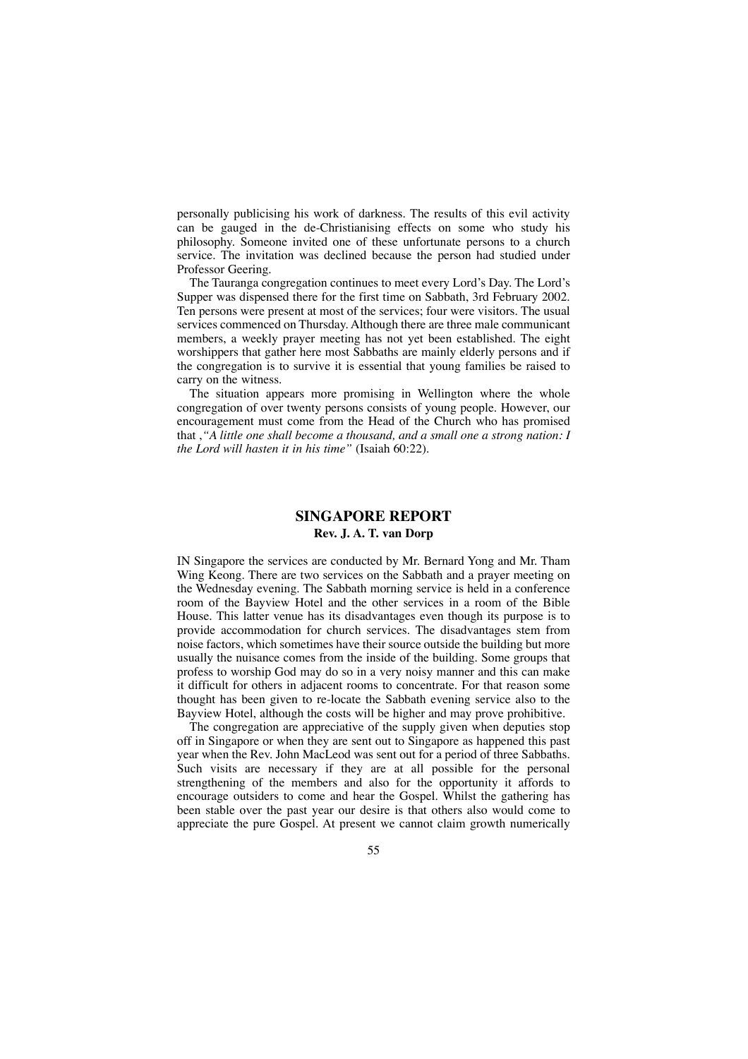personally publicising his work of darkness. The results of this evil activity can be gauged in the de-Christianising effects on some who study his philosophy. Someone invited one of these unfortunate persons to a church service. The invitation was declined because the person had studied under Professor Geering.

The Tauranga congregation continues to meet every Lord's Day. The Lord's Supper was dispensed there for the first time on Sabbath, 3rd February 2002. Ten persons were present at most of the services; four were visitors. The usual services commenced on Thursday. Although there are three male communicant members, a weekly prayer meeting has not yet been established. The eight worshippers that gather here most Sabbaths are mainly elderly persons and if the congregation is to survive it is essential that young families be raised to carry on the witness.

The situation appears more promising in Wellington where the whole congregation of over twenty persons consists of young people. However, our encouragement must come from the Head of the Church who has promised that ,*"A little one shall become a thousand, and a small one a strong nation: I the Lord will hasten it in his time"* (Isaiah 60:22).

## SINGAPORE REPORT

**Rev. J. A. T. van Dorp**

IN Singapore the services are conducted by Mr. Bernard Yong and Mr. Tham Wing Keong. There are two services on the Sabbath and a prayer meeting on the Wednesday evening. The Sabbath morning service is held in a conference room of the Bayview Hotel and the other services in a room of the Bible House. This latter venue has its disadvantages even though its purpose is to provide accommodation for church services. The disadvantages stem from noise factors, which sometimes have their source outside the building but more usually the nuisance comes from the inside of the building. Some groups that profess to worship God may do so in a very noisy manner and this can make it difficult for others in adjacent rooms to concentrate. For that reason some thought has been given to re-locate the Sabbath evening service also to the Bayview Hotel, although the costs will be higher and may prove prohibitive.

The congregation are appreciative of the supply given when deputies stop off in Singapore or when they are sent out to Singapore as happened this past year when the Rev. John MacLeod was sent out for a period of three Sabbaths. Such visits are necessary if they are at all possible for the personal strengthening of the members and also for the opportunity it affords to encourage outsiders to come and hear the Gospel. Whilst the gathering has been stable over the past year our desire is that others also would come to appreciate the pure Gospel. At present we cannot claim growth numerically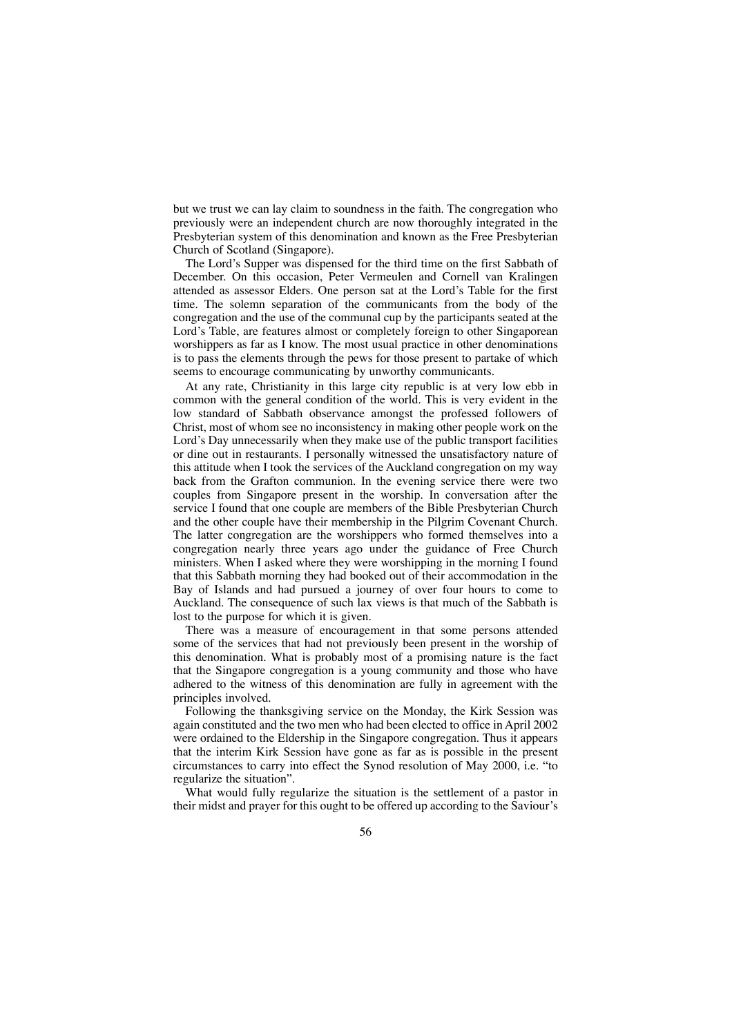but we trust we can lay claim to soundness in the faith. The congregation who previously were an independent church are now thoroughly integrated in the Presbyterian system of this denomination and known as the Free Presbyterian Church of Scotland (Singapore).

The Lord's Supper was dispensed for the third time on the first Sabbath of December. On this occasion, Peter Vermeulen and Cornell van Kralingen attended as assessor Elders. One person sat at the Lord's Table for the first time. The solemn separation of the communicants from the body of the congregation and the use of the communal cup by the participants seated at the Lord's Table, are features almost or completely foreign to other Singaporean worshippers as far as I know. The most usual practice in other denominations is to pass the elements through the pews for those present to partake of which seems to encourage communicating by unworthy communicants.

At any rate, Christianity in this large city republic is at very low ebb in common with the general condition of the world. This is very evident in the low standard of Sabbath observance amongst the professed followers of Christ, most of whom see no inconsistency in making other people work on the Lord's Day unnecessarily when they make use of the public transport facilities or dine out in restaurants. I personally witnessed the unsatisfactory nature of this attitude when I took the services of the Auckland congregation on my way back from the Grafton communion. In the evening service there were two couples from Singapore present in the worship. In conversation after the service I found that one couple are members of the Bible Presbyterian Church and the other couple have their membership in the Pilgrim Covenant Church. The latter congregation are the worshippers who formed themselves into a congregation nearly three years ago under the guidance of Free Church ministers. When I asked where they were worshipping in the morning I found that this Sabbath morning they had booked out of their accommodation in the Bay of Islands and had pursued a journey of over four hours to come to Auckland. The consequence of such lax views is that much of the Sabbath is lost to the purpose for which it is given.

There was a measure of encouragement in that some persons attended some of the services that had not previously been present in the worship of this denomination. What is probably most of a promising nature is the fact that the Singapore congregation is a young community and those who have adhered to the witness of this denomination are fully in agreement with the principles involved.

Following the thanksgiving service on the Monday, the Kirk Session was again constituted and the two men who had been elected to office in April 2002 were ordained to the Eldership in the Singapore congregation. Thus it appears that the interim Kirk Session have gone as far as is possible in the present circumstances to carry into effect the Synod resolution of May 2000, i.e. "to regularize the situation".

What would fully regularize the situation is the settlement of a pastor in their midst and prayer for this ought to be offered up according to the Saviour's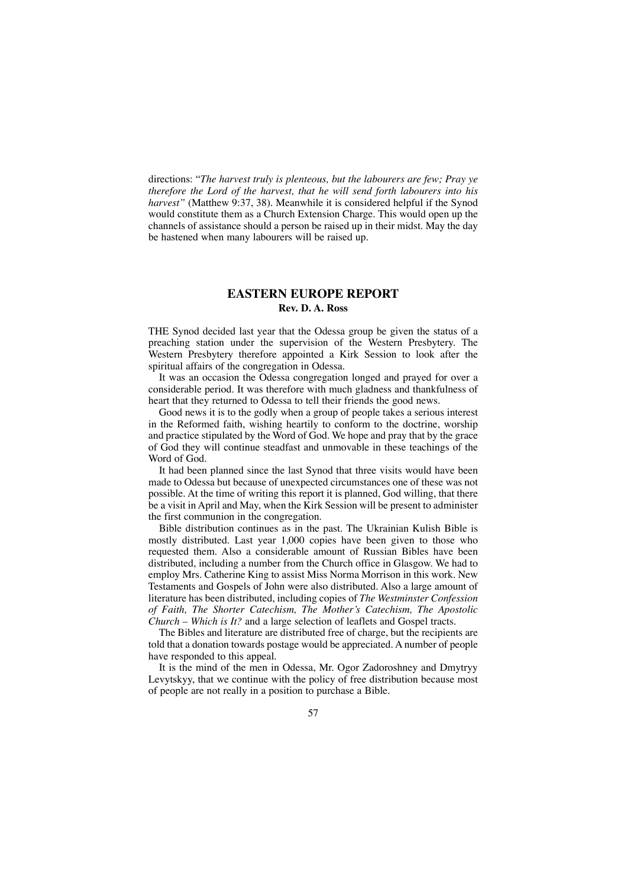directions: "*The harvest truly is plenteous, but the labourers are few; Pray ye therefore the Lord of the harvest, that he will send forth labourers into his harvest*" (Matthew 9:37, 38). Meanwhile it is considered helpful if the Synod would constitute them as a Church Extension Charge. This would open up the channels of assistance should a person be raised up in their midst. May the day be hastened when many labourers will be raised up.

## EASTERN EUROPE REPORT

**Rev. D. A. Ross**

THE Synod decided last year that the Odessa group be given the status of a preaching station under the supervision of the Western Presbytery. The Western Presbytery therefore appointed a Kirk Session to look after the spiritual affairs of the congregation in Odessa.

It was an occasion the Odessa congregation longed and prayed for over a considerable period. It was therefore with much gladness and thankfulness of heart that they returned to Odessa to tell their friends the good news.

Good news it is to the godly when a group of people takes a serious interest in the Reformed faith, wishing heartily to conform to the doctrine, worship and practice stipulated by the Word of God. We hope and pray that by the grace of God they will continue steadfast and unmovable in these teachings of the Word of God.

It had been planned since the last Synod that three visits would have been made to Odessa but because of unexpected circumstances one of these was not possible. At the time of writing this report it is planned, God willing, that there be a visit in April and May, when the Kirk Session will be present to administer the first communion in the congregation.

Bible distribution continues as in the past. The Ukrainian Kulish Bible is mostly distributed. Last year 1,000 copies have been given to those who requested them. Also a considerable amount of Russian Bibles have been distributed, including a number from the Church office in Glasgow. We had to employ Mrs. Catherine King to assist Miss Norma Morrison in this work. New Testaments and Gospels of John were also distributed. Also a large amount of literature has been distributed, including copies of *The Westminster Confession of Faith, The Shorter Catechism, The Mother's Catechism, The Apostolic Church – Which is It?* and a large selection of leaflets and Gospel tracts.

The Bibles and literature are distributed free of charge, but the recipients are told that a donation towards postage would be appreciated. A number of people have responded to this appeal.

It is the mind of the men in Odessa, Mr. Ogor Zadoroshney and Dmytryy Levytskyy, that we continue with the policy of free distribution because most of people are not really in a position to purchase a Bible.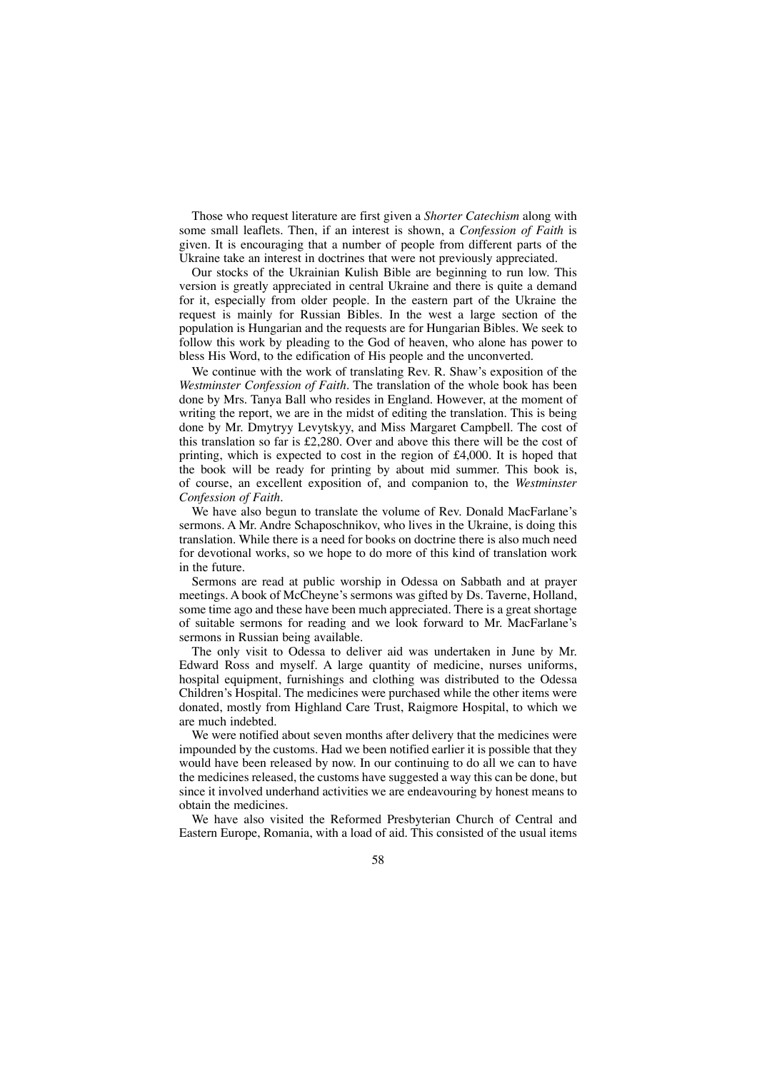Those who request literature are first given a *Shorter Catechism* along with some small leaflets. Then, if an interest is shown, a *Confession of Faith* is given. It is encouraging that a number of people from different parts of the Ukraine take an interest in doctrines that were not previously appreciated.

Our stocks of the Ukrainian Kulish Bible are beginning to run low. This version is greatly appreciated in central Ukraine and there is quite a demand for it, especially from older people. In the eastern part of the Ukraine the request is mainly for Russian Bibles. In the west a large section of the population is Hungarian and the requests are for Hungarian Bibles. We seek to follow this work by pleading to the God of heaven, who alone has power to bless His Word, to the edification of His people and the unconverted.

We continue with the work of translating Rev. R. Shaw's exposition of the *Westminster Confession of Faith*. The translation of the whole book has been done by Mrs. Tanya Ball who resides in England. However, at the moment of writing the report, we are in the midst of editing the translation. This is being done by Mr. Dmytryy Levytskyy, and Miss Margaret Campbell. The cost of this translation so far is £2,280. Over and above this there will be the cost of printing, which is expected to cost in the region of £4,000. It is hoped that the book will be ready for printing by about mid summer. This book is, of course, an excellent exposition of, and companion to, the *Westminster Confession of Faith*.

We have also begun to translate the volume of Rev. Donald MacFarlane's sermons. A Mr. Andre Schaposchnikov, who lives in the Ukraine, is doing this translation. While there is a need for books on doctrine there is also much need for devotional works, so we hope to do more of this kind of translation work in the future.

Sermons are read at public worship in Odessa on Sabbath and at prayer meetings. A book of McCheyne's sermons was gifted by Ds. Taverne, Holland, some time ago and these have been much appreciated. There is a great shortage of suitable sermons for reading and we look forward to Mr. MacFarlane's sermons in Russian being available.

The only visit to Odessa to deliver aid was undertaken in June by Mr. Edward Ross and myself. A large quantity of medicine, nurses uniforms, hospital equipment, furnishings and clothing was distributed to the Odessa Children's Hospital. The medicines were purchased while the other items were donated, mostly from Highland Care Trust, Raigmore Hospital, to which we are much indebted.

We were notified about seven months after delivery that the medicines were impounded by the customs. Had we been notified earlier it is possible that they would have been released by now. In our continuing to do all we can to have the medicines released, the customs have suggested a way this can be done, but since it involved underhand activities we are endeavouring by honest means to obtain the medicines.

We have also visited the Reformed Presbyterian Church of Central and Eastern Europe, Romania, with a load of aid. This consisted of the usual items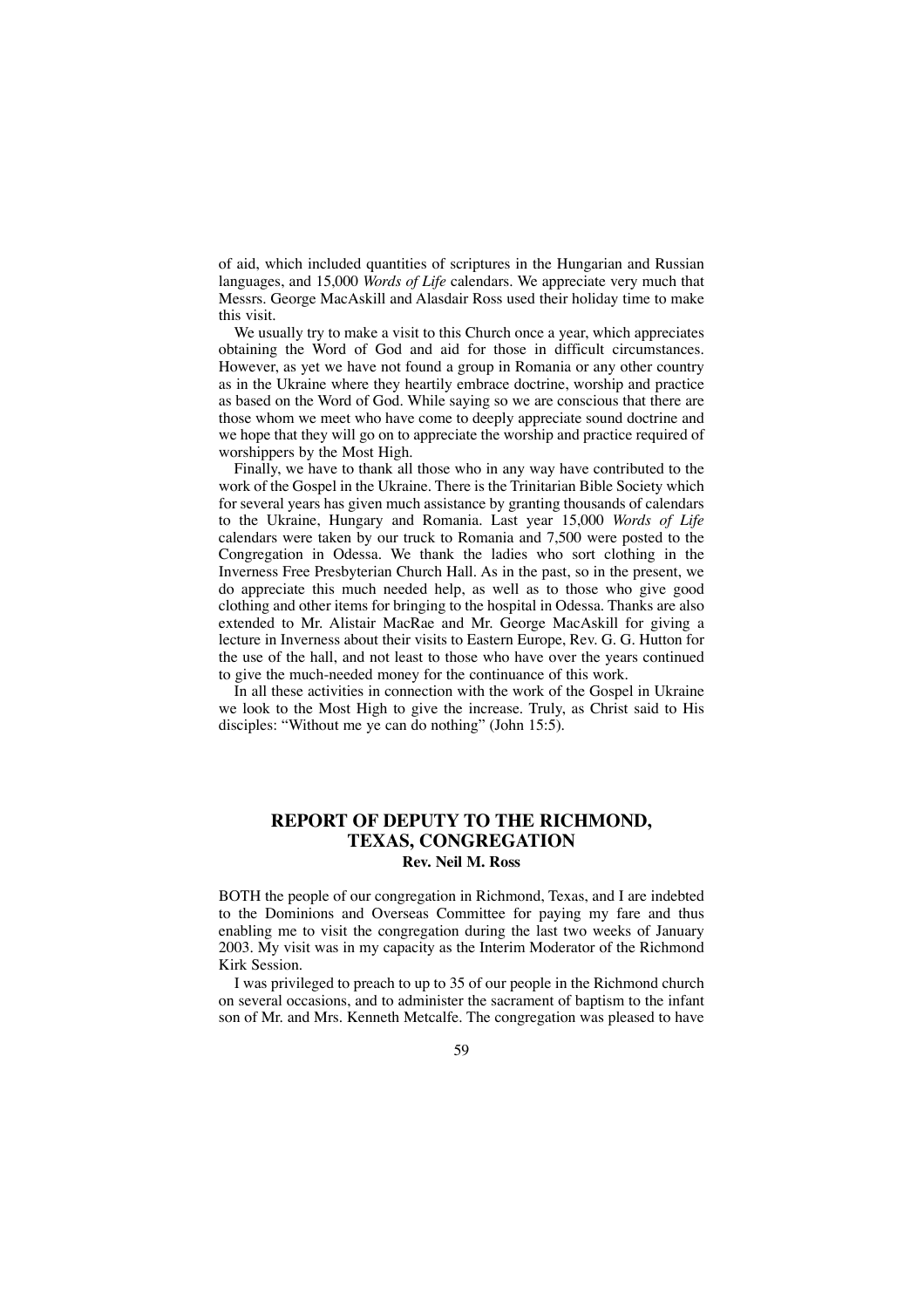of aid, which included quantities of scriptures in the Hungarian and Russian languages, and 15,000 *Words of Life* calendars. We appreciate very much that Messrs. George MacAskill and Alasdair Ross used their holiday time to make this visit.

We usually try to make a visit to this Church once a year, which appreciates obtaining the Word of God and aid for those in difficult circumstances. However, as yet we have not found a group in Romania or any other country as in the Ukraine where they heartily embrace doctrine, worship and practice as based on the Word of God. While saying so we are conscious that there are those whom we meet who have come to deeply appreciate sound doctrine and we hope that they will go on to appreciate the worship and practice required of worshippers by the Most High.

Finally, we have to thank all those who in any way have contributed to the work of the Gospel in the Ukraine. There is the Trinitarian Bible Society which for several years has given much assistance by granting thousands of calendars to the Ukraine, Hungary and Romania. Last year 15,000 *Words of Life* calendars were taken by our truck to Romania and 7,500 were posted to the Congregation in Odessa. We thank the ladies who sort clothing in the Inverness Free Presbyterian Church Hall. As in the past, so in the present, we do appreciate this much needed help, as well as to those who give good clothing and other items for bringing to the hospital in Odessa. Thanks are also extended to Mr. Alistair MacRae and Mr. George MacAskill for giving a lecture in Inverness about their visits to Eastern Europe, Rev. G. G. Hutton for the use of the hall, and not least to those who have over the years continued to give the much-needed money for the continuance of this work.

In all these activities in connection with the work of the Gospel in Ukraine we look to the Most High to give the increase. Truly, as Christ said to His disciples: "Without me ye can do nothing" (John 15:5).

## REPORT OF DEPUTY TO THE RICHMOND, TEXAS, CONGREGATION

**Rev. Neil M. Ross**

BOTH the people of our congregation in Richmond, Texas, and I are indebted to the Dominions and Overseas Committee for paying my fare and thus enabling me to visit the congregation during the last two weeks of January 2003. My visit was in my capacity as the Interim Moderator of the Richmond Kirk Session.

I was privileged to preach to up to 35 of our people in the Richmond church on several occasions, and to administer the sacrament of baptism to the infant son of Mr. and Mrs. Kenneth Metcalfe. The congregation was pleased to have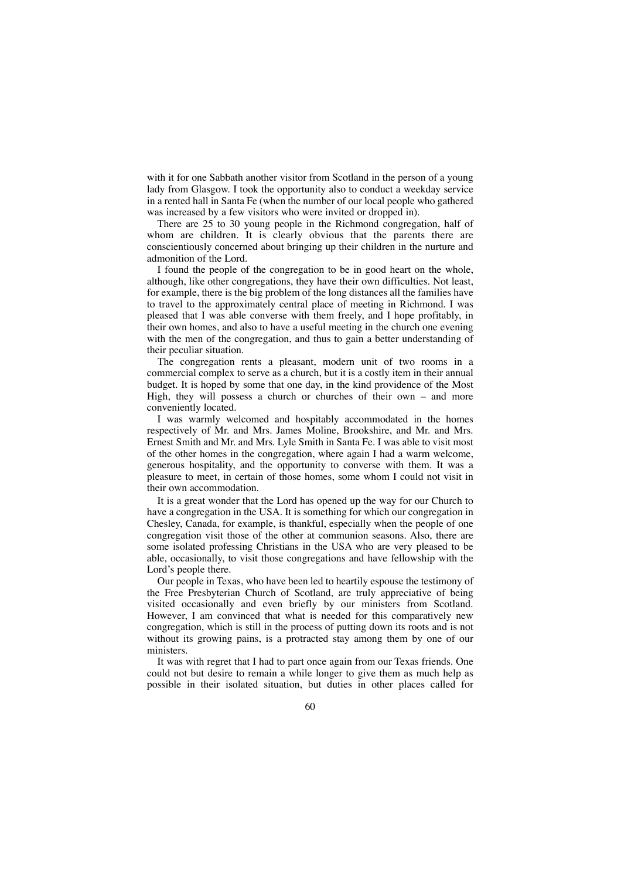with it for one Sabbath another visitor from Scotland in the person of a young lady from Glasgow. I took the opportunity also to conduct a weekday service in a rented hall in Santa Fe (when the number of our local people who gathered was increased by a few visitors who were invited or dropped in).

There are 25 to 30 young people in the Richmond congregation, half of whom are children. It is clearly obvious that the parents there are conscientiously concerned about bringing up their children in the nurture and admonition of the Lord.

I found the people of the congregation to be in good heart on the whole, although, like other congregations, they have their own difficulties. Not least, for example, there is the big problem of the long distances all the families have to travel to the approximately central place of meeting in Richmond. I was pleased that I was able converse with them freely, and I hope profitably, in their own homes, and also to have a useful meeting in the church one evening with the men of the congregation, and thus to gain a better understanding of their peculiar situation.

The congregation rents a pleasant, modern unit of two rooms in a commercial complex to serve as a church, but it is a costly item in their annual budget. It is hoped by some that one day, in the kind providence of the Most High, they will possess a church or churches of their own – and more conveniently located.

I was warmly welcomed and hospitably accommodated in the homes respectively of Mr. and Mrs. James Moline, Brookshire, and Mr. and Mrs. Ernest Smith and Mr. and Mrs. Lyle Smith in Santa Fe. I was able to visit most of the other homes in the congregation, where again I had a warm welcome, generous hospitality, and the opportunity to converse with them. It was a pleasure to meet, in certain of those homes, some whom I could not visit in their own accommodation.

It is a great wonder that the Lord has opened up the way for our Church to have a congregation in the USA. It is something for which our congregation in Chesley, Canada, for example, is thankful, especially when the people of one congregation visit those of the other at communion seasons. Also, there are some isolated professing Christians in the USA who are very pleased to be able, occasionally, to visit those congregations and have fellowship with the Lord's people there.

Our people in Texas, who have been led to heartily espouse the testimony of the Free Presbyterian Church of Scotland, are truly appreciative of being visited occasionally and even briefly by our ministers from Scotland. However, I am convinced that what is needed for this comparatively new congregation, which is still in the process of putting down its roots and is not without its growing pains, is a protracted stay among them by one of our ministers.

It was with regret that I had to part once again from our Texas friends. One could not but desire to remain a while longer to give them as much help as possible in their isolated situation, but duties in other places called for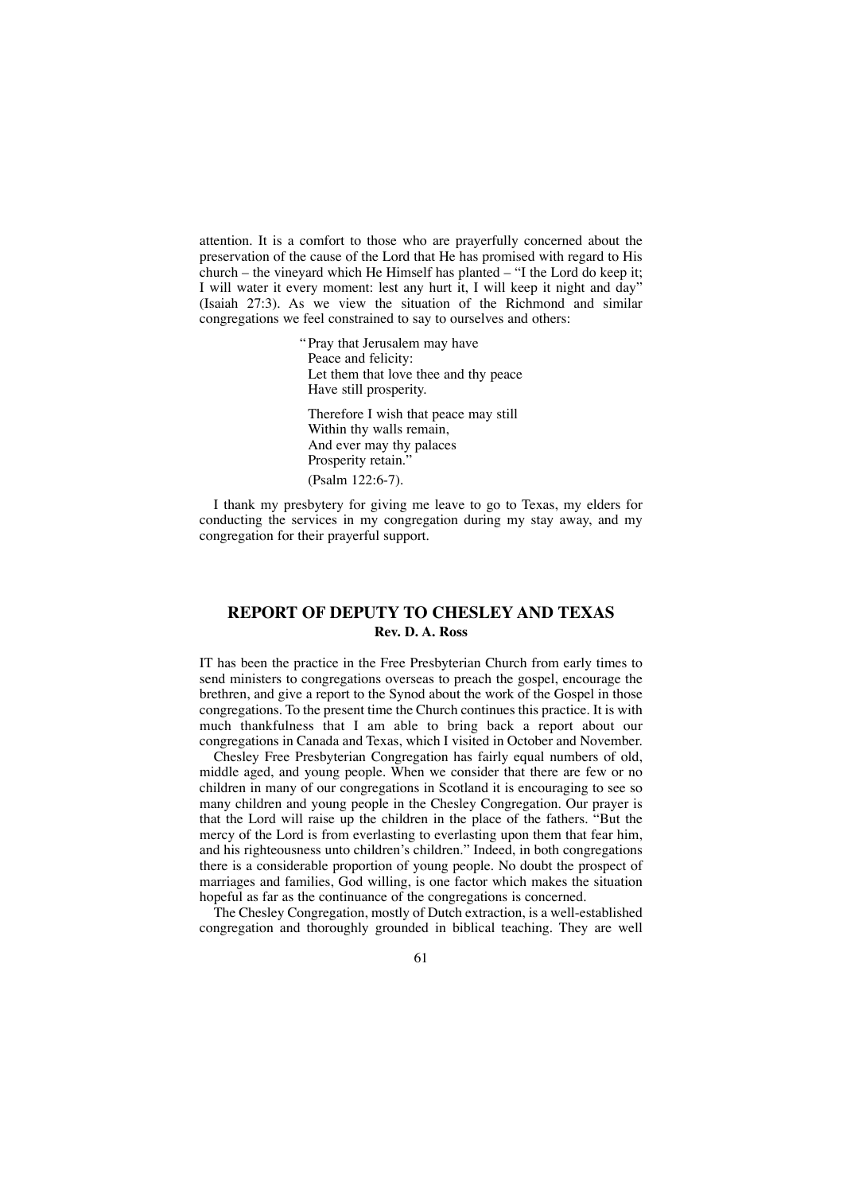attention. It is a comfort to those who are prayerfully concerned about the preservation of the cause of the Lord that He has promised with regard to His church – the vineyard which He Himself has planted – "I the Lord do keep it; I will water it every moment: lest any hurt it, I will keep it night and day" (Isaiah 27:3). As we view the situation of the Richmond and similar congregations we feel constrained to say to ourselves and others:

> "Pray that Jerusalem may have
> Peace and felicity:
> Let them that love thee and thy peace
> Have still prosperity.
>
> Therefore I wish that peace may still
> Within thy walls remain,
> And ever may thy palaces
> Prosperity retain."
>
> (Psalm 122:6-7).

I thank my presbytery for giving me leave to go to Texas, my elders for conducting the services in my congregation during my stay away, and my congregation for their prayerful support.

## REPORT OF DEPUTY TO CHESLEY AND TEXAS

**Rev. D. A. Ross**

IT has been the practice in the Free Presbyterian Church from early times to send ministers to congregations overseas to preach the gospel, encourage the brethren, and give a report to the Synod about the work of the Gospel in those congregations. To the present time the Church continues this practice. It is with much thankfulness that I am able to bring back a report about our congregations in Canada and Texas, which I visited in October and November.

Chesley Free Presbyterian Congregation has fairly equal numbers of old, middle aged, and young people. When we consider that there are few or no children in many of our congregations in Scotland it is encouraging to see so many children and young people in the Chesley Congregation. Our prayer is that the Lord will raise up the children in the place of the fathers. "But the mercy of the Lord is from everlasting to everlasting upon them that fear him, and his righteousness unto children's children." Indeed, in both congregations there is a considerable proportion of young people. No doubt the prospect of marriages and families, God willing, is one factor which makes the situation hopeful as far as the continuance of the congregations is concerned.

The Chesley Congregation, mostly of Dutch extraction, is a well-established congregation and thoroughly grounded in biblical teaching. They are well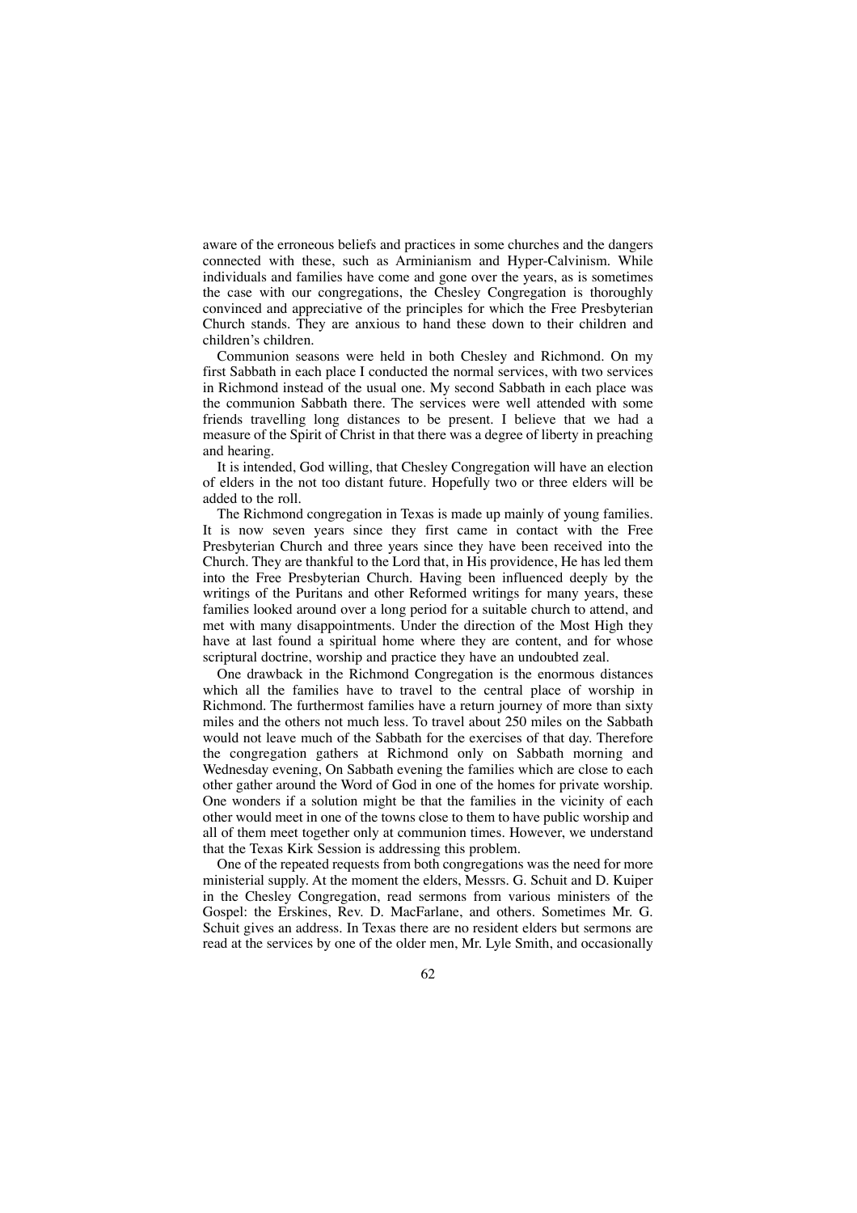aware of the erroneous beliefs and practices in some churches and the dangers connected with these, such as Arminianism and Hyper-Calvinism. While individuals and families have come and gone over the years, as is sometimes the case with our congregations, the Chesley Congregation is thoroughly convinced and appreciative of the principles for which the Free Presbyterian Church stands. They are anxious to hand these down to their children and children's children.

Communion seasons were held in both Chesley and Richmond. On my first Sabbath in each place I conducted the normal services, with two services in Richmond instead of the usual one. My second Sabbath in each place was the communion Sabbath there. The services were well attended with some friends travelling long distances to be present. I believe that we had a measure of the Spirit of Christ in that there was a degree of liberty in preaching and hearing.

It is intended, God willing, that Chesley Congregation will have an election of elders in the not too distant future. Hopefully two or three elders will be added to the roll.

The Richmond congregation in Texas is made up mainly of young families. It is now seven years since they first came in contact with the Free Presbyterian Church and three years since they have been received into the Church. They are thankful to the Lord that, in His providence, He has led them into the Free Presbyterian Church. Having been influenced deeply by the writings of the Puritans and other Reformed writings for many years, these families looked around over a long period for a suitable church to attend, and met with many disappointments. Under the direction of the Most High they have at last found a spiritual home where they are content, and for whose scriptural doctrine, worship and practice they have an undoubted zeal.

One drawback in the Richmond Congregation is the enormous distances which all the families have to travel to the central place of worship in Richmond. The furthermost families have a return journey of more than sixty miles and the others not much less. To travel about 250 miles on the Sabbath would not leave much of the Sabbath for the exercises of that day. Therefore the congregation gathers at Richmond only on Sabbath morning and Wednesday evening, On Sabbath evening the families which are close to each other gather around the Word of God in one of the homes for private worship. One wonders if a solution might be that the families in the vicinity of each other would meet in one of the towns close to them to have public worship and all of them meet together only at communion times. However, we understand that the Texas Kirk Session is addressing this problem.

One of the repeated requests from both congregations was the need for more ministerial supply. At the moment the elders, Messrs. G. Schuit and D. Kuiper in the Chesley Congregation, read sermons from various ministers of the Gospel: the Erskines, Rev. D. MacFarlane, and others. Sometimes Mr. G. Schuit gives an address. In Texas there are no resident elders but sermons are read at the services by one of the older men, Mr. Lyle Smith, and occasionally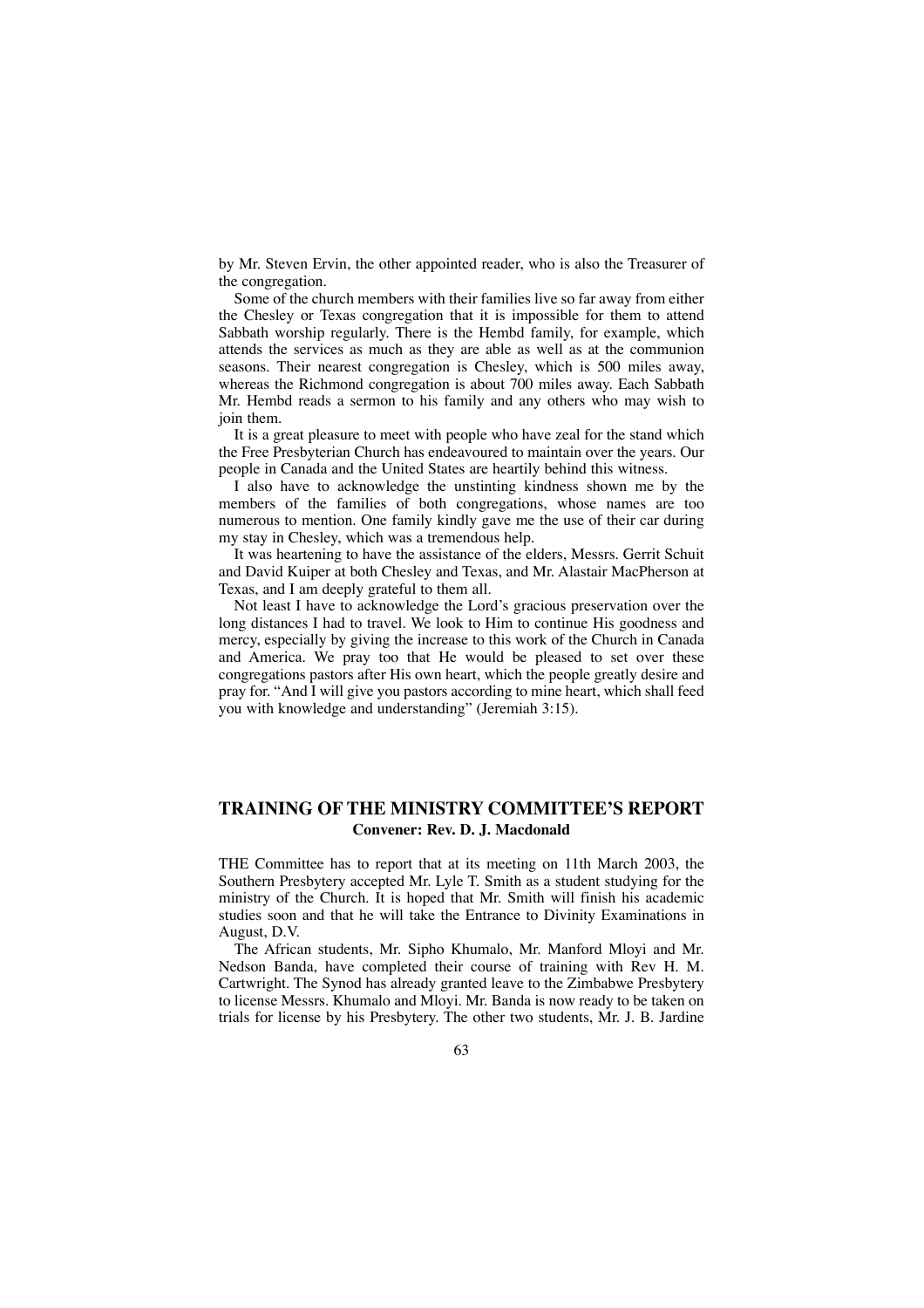by Mr. Steven Ervin, the other appointed reader, who is also the Treasurer of the congregation.

Some of the church members with their families live so far away from either the Chesley or Texas congregation that it is impossible for them to attend Sabbath worship regularly. There is the Hembd family, for example, which attends the services as much as they are able as well as at the communion seasons. Their nearest congregation is Chesley, which is 500 miles away, whereas the Richmond congregation is about 700 miles away. Each Sabbath Mr. Hembd reads a sermon to his family and any others who may wish to join them.

It is a great pleasure to meet with people who have zeal for the stand which the Free Presbyterian Church has endeavoured to maintain over the years. Our people in Canada and the United States are heartily behind this witness.

I also have to acknowledge the unstinting kindness shown me by the members of the families of both congregations, whose names are too numerous to mention. One family kindly gave me the use of their car during my stay in Chesley, which was a tremendous help.

It was heartening to have the assistance of the elders, Messrs. Gerrit Schuit and David Kuiper at both Chesley and Texas, and Mr. Alastair MacPherson at Texas, and I am deeply grateful to them all.

Not least I have to acknowledge the Lord's gracious preservation over the long distances I had to travel. We look to Him to continue His goodness and mercy, especially by giving the increase to this work of the Church in Canada and America. We pray too that He would be pleased to set over these congregations pastors after His own heart, which the people greatly desire and pray for. "And I will give you pastors according to mine heart, which shall feed you with knowledge and understanding" (Jeremiah 3:15).

## TRAINING OF THE MINISTRY COMMITTEE'S REPORT

**Convener: Rev. D. J. Macdonald**

THE Committee has to report that at its meeting on 11th March 2003, the Southern Presbytery accepted Mr. Lyle T. Smith as a student studying for the ministry of the Church. It is hoped that Mr. Smith will finish his academic studies soon and that he will take the Entrance to Divinity Examinations in August, D.V.

The African students, Mr. Sipho Khumalo, Mr. Manford Mloyi and Mr. Nedson Banda, have completed their course of training with Rev H. M. Cartwright. The Synod has already granted leave to the Zimbabwe Presbytery to license Messrs. Khumalo and Mloyi. Mr. Banda is now ready to be taken on trials for license by his Presbytery. The other two students, Mr. J. B. Jardine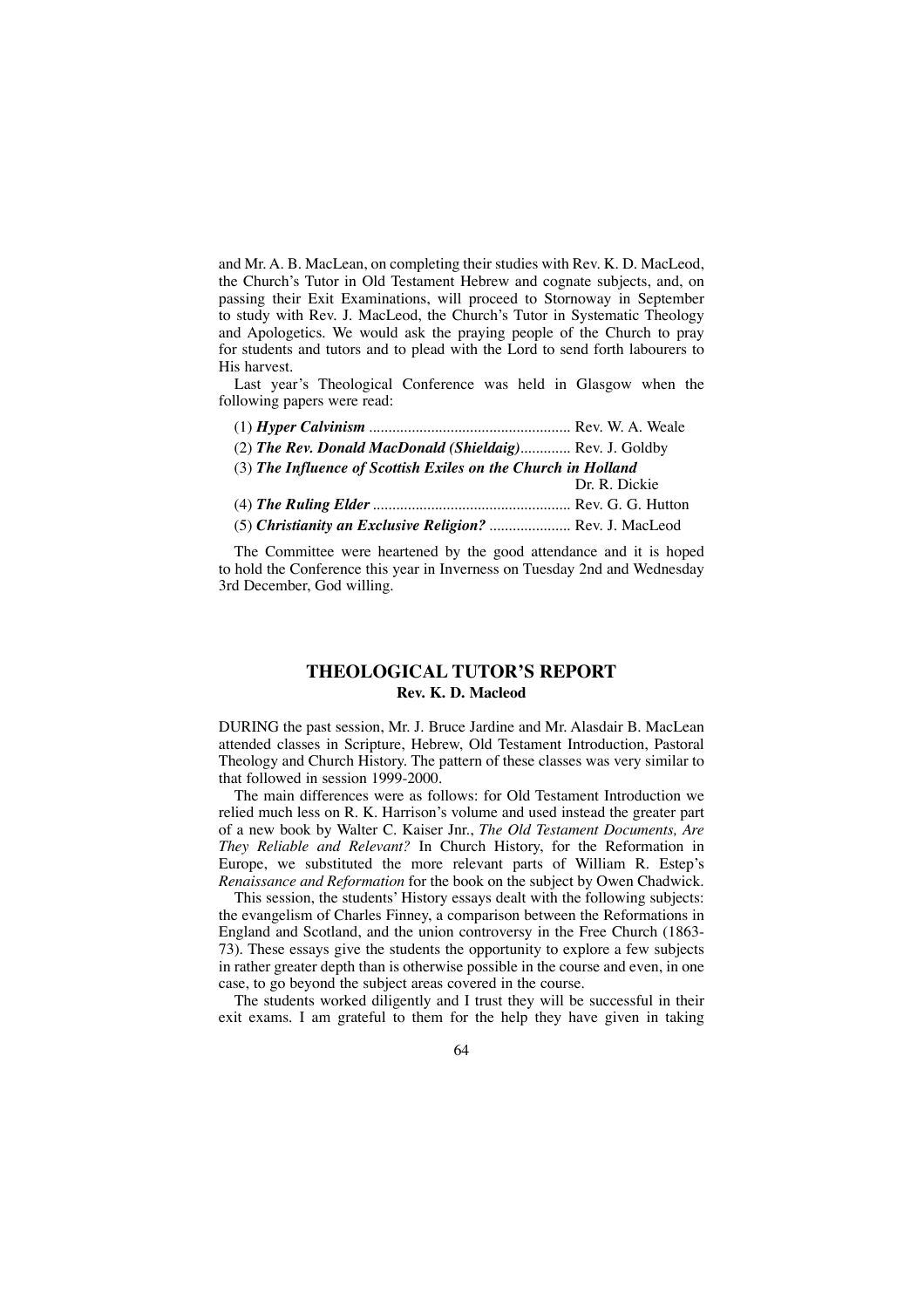and Mr. A. B. MacLean, on completing their studies with Rev. K. D. MacLeod, the Church's Tutor in Old Testament Hebrew and cognate subjects, and, on passing their Exit Examinations, will proceed to Stornoway in September to study with Rev. J. MacLeod, the Church's Tutor in Systematic Theology and Apologetics. We would ask the praying people of the Church to pray for students and tutors and to plead with the Lord to send forth labourers to His harvest.

Last year's Theological Conference was held in Glasgow when the following papers were read:

(1) ***Hyper Calvinism*** .................................................... Rev. W. A. Weale

(2) ***The Rev. Donald MacDonald (Shieldaig)*** ............. Rev. J. Goldby

(3) ***The Influence of Scottish Exiles on the Church in Holland*** Dr. R. Dickie

(4) ***The Ruling Elder*** ................................................... Rev. G. G. Hutton

(5) ***Christianity an Exclusive Religion?*** ..................... Rev. J. MacLeod

The Committee were heartened by the good attendance and it is hoped to hold the Conference this year in Inverness on Tuesday 2nd and Wednesday 3rd December, God willing.

## THEOLOGICAL TUTOR'S REPORT

**Rev. K. D. Macleod**

DURING the past session, Mr. J. Bruce Jardine and Mr. Alasdair B. MacLean attended classes in Scripture, Hebrew, Old Testament Introduction, Pastoral Theology and Church History. The pattern of these classes was very similar to that followed in session 1999-2000.

The main differences were as follows: for Old Testament Introduction we relied much less on R. K. Harrison's volume and used instead the greater part of a new book by Walter C. Kaiser Jnr., *The Old Testament Documents, Are They Reliable and Relevant?* In Church History, for the Reformation in Europe, we substituted the more relevant parts of William R. Estep's *Renaissance and Reformation* for the book on the subject by Owen Chadwick.

This session, the students' History essays dealt with the following subjects: the evangelism of Charles Finney, a comparison between the Reformations in England and Scotland, and the union controversy in the Free Church (1863-73). These essays give the students the opportunity to explore a few subjects in rather greater depth than is otherwise possible in the course and even, in one case, to go beyond the subject areas covered in the course.

The students worked diligently and I trust they will be successful in their exit exams. I am grateful to them for the help they have given in taking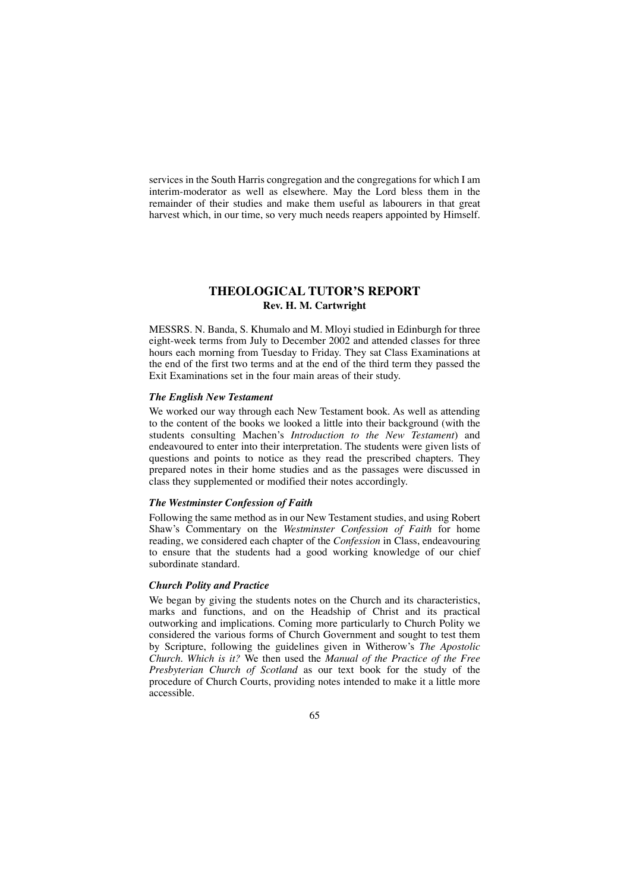services in the South Harris congregation and the congregations for which I am interim-moderator as well as elsewhere. May the Lord bless them in the remainder of their studies and make them useful as labourers in that great harvest which, in our time, so very much needs reapers appointed by Himself.

## THEOLOGICAL TUTOR'S REPORT

**Rev. H. M. Cartwright**

MESSRS. N. Banda, S. Khumalo and M. Mloyi studied in Edinburgh for three eight-week terms from July to December 2002 and attended classes for three hours each morning from Tuesday to Friday. They sat Class Examinations at the end of the first two terms and at the end of the third term they passed the Exit Examinations set in the four main areas of their study.

### *The English New Testament*

We worked our way through each New Testament book. As well as attending to the content of the books we looked a little into their background (with the students consulting Machen's *Introduction to the New Testament*) and endeavoured to enter into their interpretation. The students were given lists of questions and points to notice as they read the prescribed chapters. They prepared notes in their home studies and as the passages were discussed in class they supplemented or modified their notes accordingly.

### *The Westminster Confession of Faith*

Following the same method as in our New Testament studies, and using Robert Shaw's Commentary on the *Westminster Confession of Faith* for home reading, we considered each chapter of the *Confession* in Class, endeavouring to ensure that the students had a good working knowledge of our chief subordinate standard.

### *Church Polity and Practice*

We began by giving the students notes on the Church and its characteristics, marks and functions, and on the Headship of Christ and its practical outworking and implications. Coming more particularly to Church Polity we considered the various forms of Church Government and sought to test them by Scripture, following the guidelines given in Witherow's *The Apostolic Church. Which is it?* We then used the *Manual of the Practice of the Free Presbyterian Church of Scotland* as our text book for the study of the procedure of Church Courts, providing notes intended to make it a little more accessible.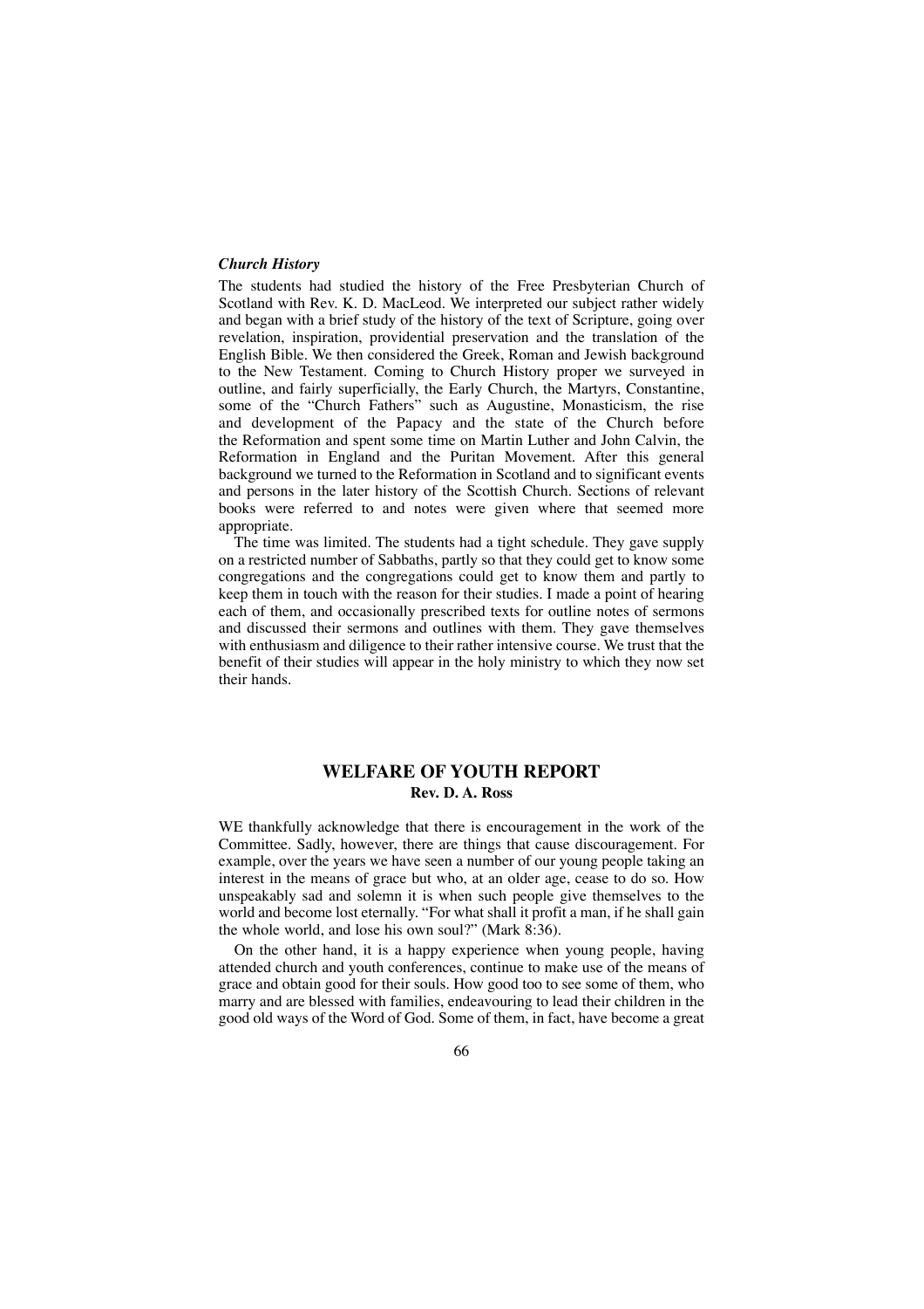### *Church History*

The students had studied the history of the Free Presbyterian Church of Scotland with Rev. K. D. MacLeod. We interpreted our subject rather widely and began with a brief study of the history of the text of Scripture, going over revelation, inspiration, providential preservation and the translation of the English Bible. We then considered the Greek, Roman and Jewish background to the New Testament. Coming to Church History proper we surveyed in outline, and fairly superficially, the Early Church, the Martyrs, Constantine, some of the "Church Fathers" such as Augustine, Monasticism, the rise and development of the Papacy and the state of the Church before the Reformation and spent some time on Martin Luther and John Calvin, the Reformation in England and the Puritan Movement. After this general background we turned to the Reformation in Scotland and to significant events and persons in the later history of the Scottish Church. Sections of relevant books were referred to and notes were given where that seemed more appropriate.

The time was limited. The students had a tight schedule. They gave supply on a restricted number of Sabbaths, partly so that they could get to know some congregations and the congregations could get to know them and partly to keep them in touch with the reason for their studies. I made a point of hearing each of them, and occasionally prescribed texts for outline notes of sermons and discussed their sermons and outlines with them. They gave themselves with enthusiasm and diligence to their rather intensive course. We trust that the benefit of their studies will appear in the holy ministry to which they now set their hands.

## WELFARE OF YOUTH REPORT

**Rev. D. A. Ross**

WE thankfully acknowledge that there is encouragement in the work of the Committee. Sadly, however, there are things that cause discouragement. For example, over the years we have seen a number of our young people taking an interest in the means of grace but who, at an older age, cease to do so. How unspeakably sad and solemn it is when such people give themselves to the world and become lost eternally. "For what shall it profit a man, if he shall gain the whole world, and lose his own soul?" (Mark 8:36).

On the other hand, it is a happy experience when young people, having attended church and youth conferences, continue to make use of the means of grace and obtain good for their souls. How good too to see some of them, who marry and are blessed with families, endeavouring to lead their children in the good old ways of the Word of God. Some of them, in fact, have become a great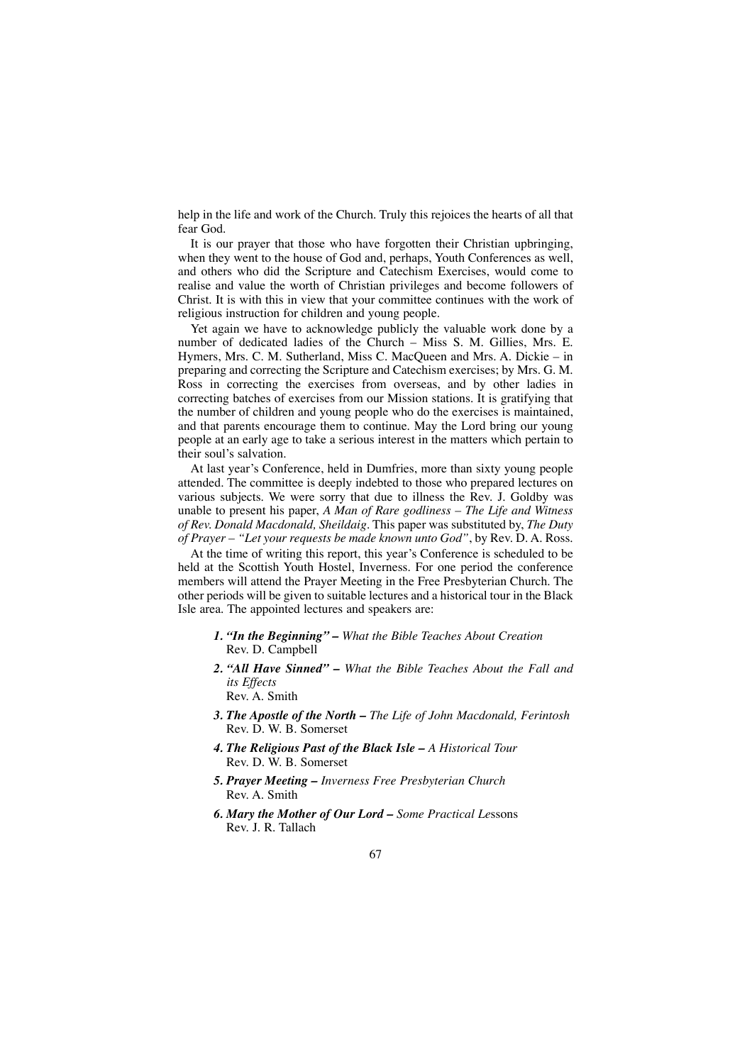help in the life and work of the Church. Truly this rejoices the hearts of all that fear God.

It is our prayer that those who have forgotten their Christian upbringing, when they went to the house of God and, perhaps, Youth Conferences as well, and others who did the Scripture and Catechism Exercises, would come to realise and value the worth of Christian privileges and become followers of Christ. It is with this in view that your committee continues with the work of religious instruction for children and young people.

Yet again we have to acknowledge publicly the valuable work done by a number of dedicated ladies of the Church – Miss S. M. Gillies, Mrs. E. Hymers, Mrs. C. M. Sutherland, Miss C. MacQueen and Mrs. A. Dickie – in preparing and correcting the Scripture and Catechism exercises; by Mrs. G. M. Ross in correcting the exercises from overseas, and by other ladies in correcting batches of exercises from our Mission stations. It is gratifying that the number of children and young people who do the exercises is maintained, and that parents encourage them to continue. May the Lord bring our young people at an early age to take a serious interest in the matters which pertain to their soul's salvation.

At last year's Conference, held in Dumfries, more than sixty young people attended. The committee is deeply indebted to those who prepared lectures on various subjects. We were sorry that due to illness the Rev. J. Goldby was unable to present his paper, *A Man of Rare godliness – The Life and Witness of Rev. Donald Macdonald, Sheildaig*. This paper was substituted by, *The Duty of Prayer – "Let your requests be made known unto God"*, by Rev. D. A. Ross.

At the time of writing this report, this year's Conference is scheduled to be held at the Scottish Youth Hostel, Inverness. For one period the conference members will attend the Prayer Meeting in the Free Presbyterian Church. The other periods will be given to suitable lectures and a historical tour in the Black Isle area. The appointed lectures and speakers are:

1. ***"In the Beginning" –*** *What the Bible Teaches About Creation*
   Rev. D. Campbell
2. ***"All Have Sinned" –*** *What the Bible Teaches About the Fall and its Effects*
   Rev. A. Smith
3. ***The Apostle of the North –*** *The Life of John Macdonald, Ferintosh*
   Rev. D. W. B. Somerset
4. ***The Religious Past of the Black Isle –*** *A Historical Tour*
   Rev. D. W. B. Somerset
5. ***Prayer Meeting –*** *Inverness Free Presbyterian Church*
   Rev. A. Smith
6. ***Mary the Mother of Our Lord –*** *Some Practical Le*ssons
   Rev. J. R. Tallach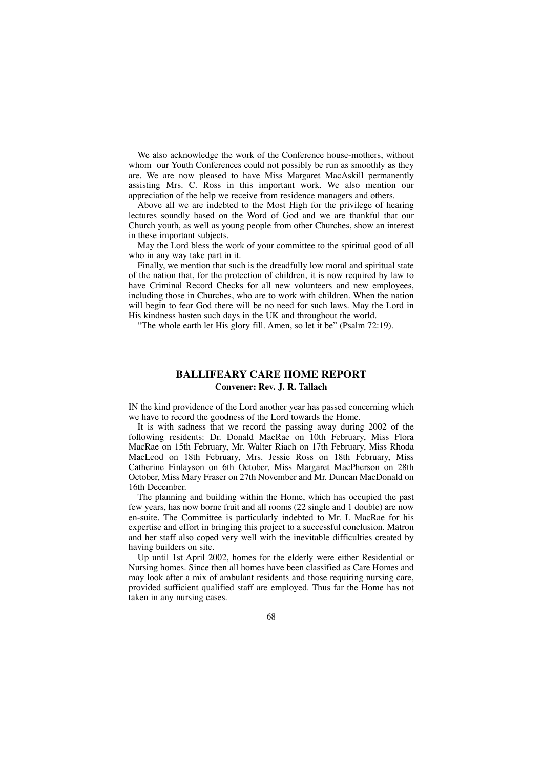We also acknowledge the work of the Conference house-mothers, without whom our Youth Conferences could not possibly be run as smoothly as they are. We are now pleased to have Miss Margaret MacAskill permanently assisting Mrs. C. Ross in this important work. We also mention our appreciation of the help we receive from residence managers and others.

Above all we are indebted to the Most High for the privilege of hearing lectures soundly based on the Word of God and we are thankful that our Church youth, as well as young people from other Churches, show an interest in these important subjects.

May the Lord bless the work of your committee to the spiritual good of all who in any way take part in it.

Finally, we mention that such is the dreadfully low moral and spiritual state of the nation that, for the protection of children, it is now required by law to have Criminal Record Checks for all new volunteers and new employees, including those in Churches, who are to work with children. When the nation will begin to fear God there will be no need for such laws. May the Lord in His kindness hasten such days in the UK and throughout the world.

"The whole earth let His glory fill. Amen, so let it be" (Psalm 72:19).

## BALLIFEARY CARE HOME REPORT

**Convener: Rev. J. R. Tallach**

IN the kind providence of the Lord another year has passed concerning which we have to record the goodness of the Lord towards the Home.

It is with sadness that we record the passing away during 2002 of the following residents: Dr. Donald MacRae on 10th February, Miss Flora MacRae on 15th February, Mr. Walter Riach on 17th February, Miss Rhoda MacLeod on 18th February, Mrs. Jessie Ross on 18th February, Miss Catherine Finlayson on 6th October, Miss Margaret MacPherson on 28th October, Miss Mary Fraser on 27th November and Mr. Duncan MacDonald on 16th December.

The planning and building within the Home, which has occupied the past few years, has now borne fruit and all rooms (22 single and 1 double) are now en-suite. The Committee is particularly indebted to Mr. I. MacRae for his expertise and effort in bringing this project to a successful conclusion. Matron and her staff also coped very well with the inevitable difficulties created by having builders on site.

Up until 1st April 2002, homes for the elderly were either Residential or Nursing homes. Since then all homes have been classified as Care Homes and may look after a mix of ambulant residents and those requiring nursing care, provided sufficient qualified staff are employed. Thus far the Home has not taken in any nursing cases.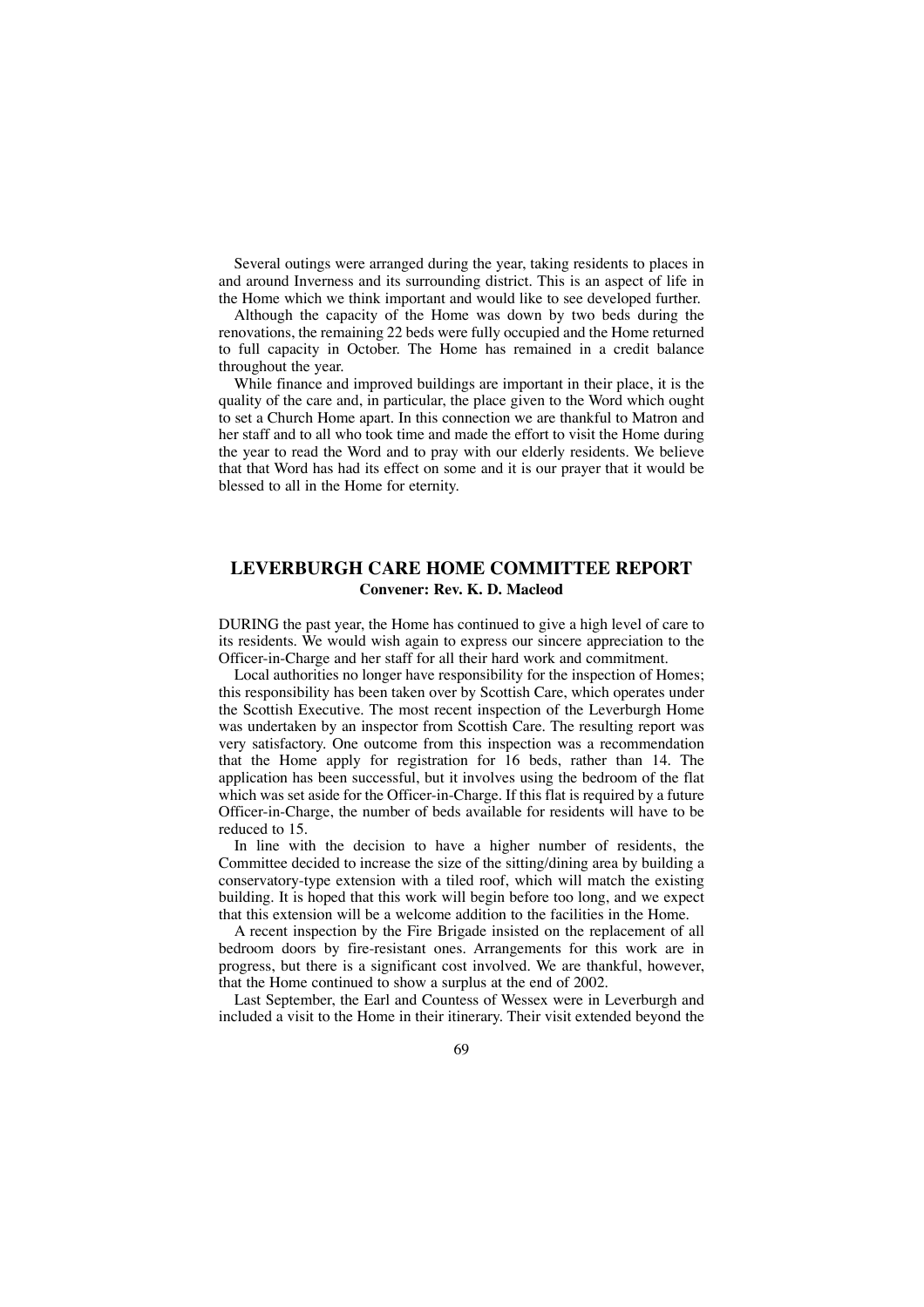Several outings were arranged during the year, taking residents to places in and around Inverness and its surrounding district. This is an aspect of life in the Home which we think important and would like to see developed further.

Although the capacity of the Home was down by two beds during the renovations, the remaining 22 beds were fully occupied and the Home returned to full capacity in October. The Home has remained in a credit balance throughout the year.

While finance and improved buildings are important in their place, it is the quality of the care and, in particular, the place given to the Word which ought to set a Church Home apart. In this connection we are thankful to Matron and her staff and to all who took time and made the effort to visit the Home during the year to read the Word and to pray with our elderly residents. We believe that that Word has had its effect on some and it is our prayer that it would be blessed to all in the Home for eternity.

## LEVERBURGH CARE HOME COMMITTEE REPORT

**Convener: Rev. K. D. Macleod**

DURING the past year, the Home has continued to give a high level of care to its residents. We would wish again to express our sincere appreciation to the Officer-in-Charge and her staff for all their hard work and commitment.

Local authorities no longer have responsibility for the inspection of Homes; this responsibility has been taken over by Scottish Care, which operates under the Scottish Executive. The most recent inspection of the Leverburgh Home was undertaken by an inspector from Scottish Care. The resulting report was very satisfactory. One outcome from this inspection was a recommendation that the Home apply for registration for 16 beds, rather than 14. The application has been successful, but it involves using the bedroom of the flat which was set aside for the Officer-in-Charge. If this flat is required by a future Officer-in-Charge, the number of beds available for residents will have to be reduced to 15.

In line with the decision to have a higher number of residents, the Committee decided to increase the size of the sitting/dining area by building a conservatory-type extension with a tiled roof, which will match the existing building. It is hoped that this work will begin before too long, and we expect that this extension will be a welcome addition to the facilities in the Home.

A recent inspection by the Fire Brigade insisted on the replacement of all bedroom doors by fire-resistant ones. Arrangements for this work are in progress, but there is a significant cost involved. We are thankful, however, that the Home continued to show a surplus at the end of 2002.

Last September, the Earl and Countess of Wessex were in Leverburgh and included a visit to the Home in their itinerary. Their visit extended beyond the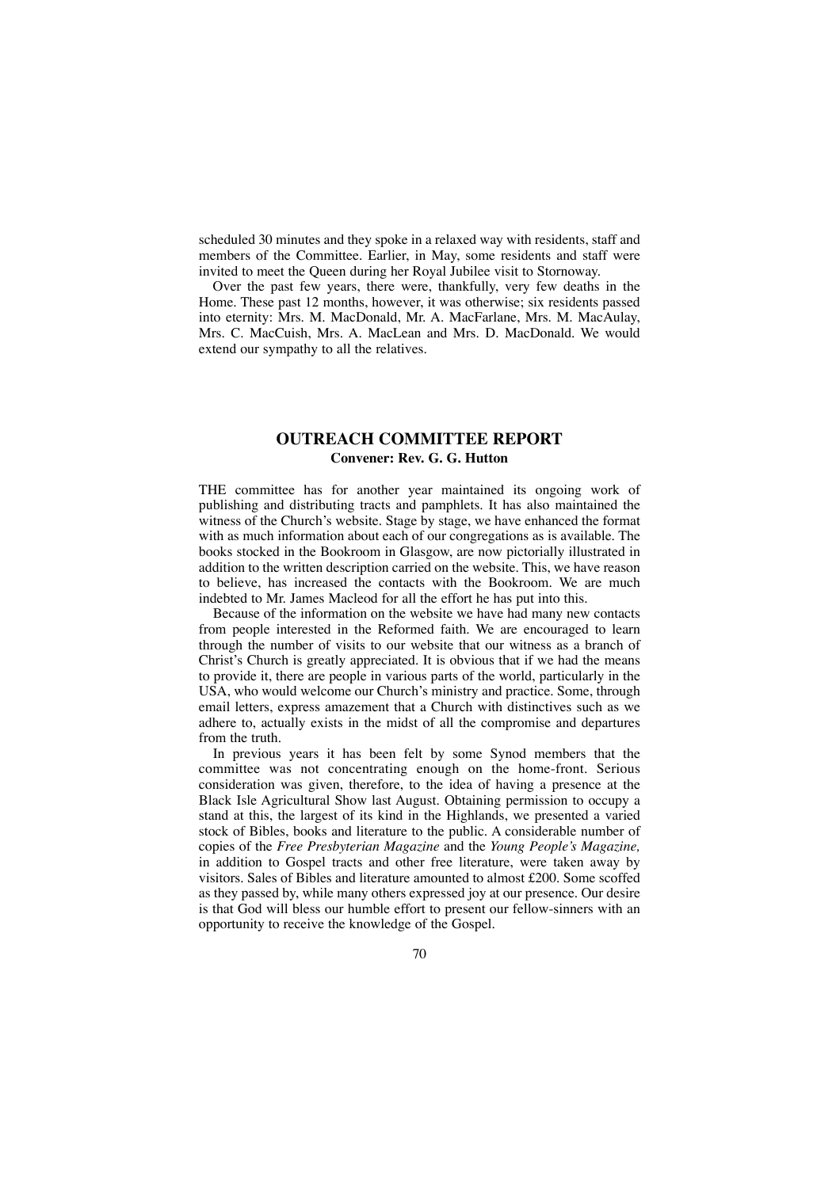scheduled 30 minutes and they spoke in a relaxed way with residents, staff and members of the Committee. Earlier, in May, some residents and staff were invited to meet the Queen during her Royal Jubilee visit to Stornoway.

Over the past few years, there were, thankfully, very few deaths in the Home. These past 12 months, however, it was otherwise; six residents passed into eternity: Mrs. M. MacDonald, Mr. A. MacFarlane, Mrs. M. MacAulay, Mrs. C. MacCuish, Mrs. A. MacLean and Mrs. D. MacDonald. We would extend our sympathy to all the relatives.

## OUTREACH COMMITTEE REPORT

**Convener: Rev. G. G. Hutton**

THE committee has for another year maintained its ongoing work of publishing and distributing tracts and pamphlets. It has also maintained the witness of the Church's website. Stage by stage, we have enhanced the format with as much information about each of our congregations as is available. The books stocked in the Bookroom in Glasgow, are now pictorially illustrated in addition to the written description carried on the website. This, we have reason to believe, has increased the contacts with the Bookroom. We are much indebted to Mr. James Macleod for all the effort he has put into this.

Because of the information on the website we have had many new contacts from people interested in the Reformed faith. We are encouraged to learn through the number of visits to our website that our witness as a branch of Christ's Church is greatly appreciated. It is obvious that if we had the means to provide it, there are people in various parts of the world, particularly in the USA, who would welcome our Church's ministry and practice. Some, through email letters, express amazement that a Church with distinctives such as we adhere to, actually exists in the midst of all the compromise and departures from the truth.

In previous years it has been felt by some Synod members that the committee was not concentrating enough on the home-front. Serious consideration was given, therefore, to the idea of having a presence at the Black Isle Agricultural Show last August. Obtaining permission to occupy a stand at this, the largest of its kind in the Highlands, we presented a varied stock of Bibles, books and literature to the public. A considerable number of copies of the *Free Presbyterian Magazine* and the *Young People's Magazine,* in addition to Gospel tracts and other free literature, were taken away by visitors. Sales of Bibles and literature amounted to almost £200. Some scoffed as they passed by, while many others expressed joy at our presence. Our desire is that God will bless our humble effort to present our fellow-sinners with an opportunity to receive the knowledge of the Gospel.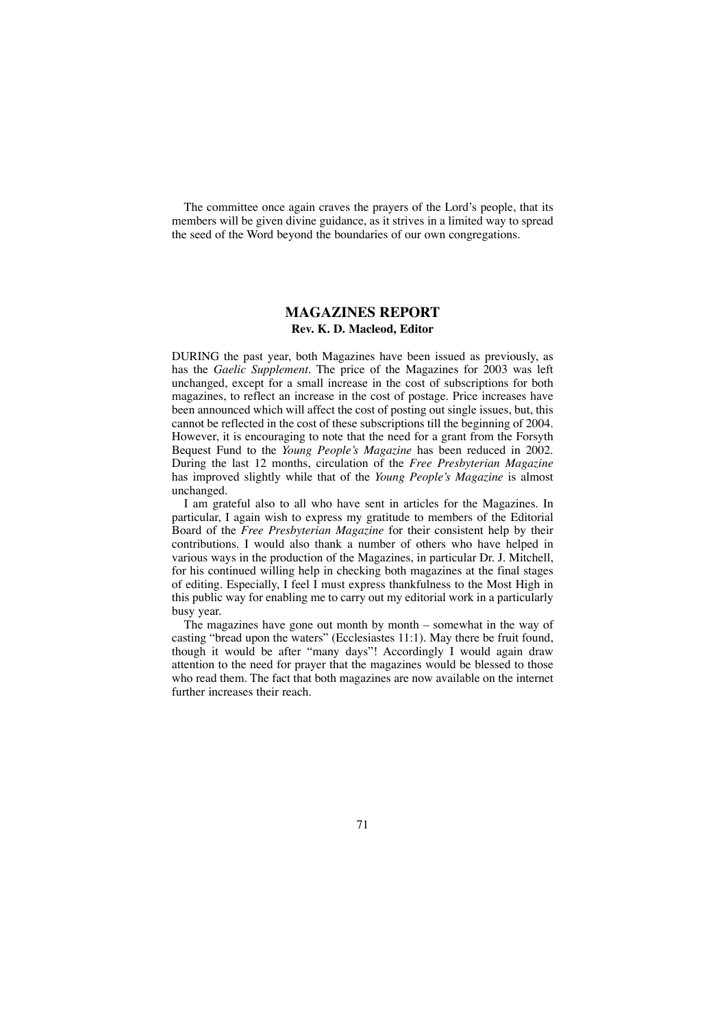The committee once again craves the prayers of the Lord's people, that its members will be given divine guidance, as it strives in a limited way to spread the seed of the Word beyond the boundaries of our own congregations.

## MAGAZINES REPORT

**Rev. K. D. Macleod, Editor**

DURING the past year, both Magazines have been issued as previously, as has the *Gaelic Supplement*. The price of the Magazines for 2003 was left unchanged, except for a small increase in the cost of subscriptions for both magazines, to reflect an increase in the cost of postage. Price increases have been announced which will affect the cost of posting out single issues, but, this cannot be reflected in the cost of these subscriptions till the beginning of 2004. However, it is encouraging to note that the need for a grant from the Forsyth Bequest Fund to the *Young People's Magazine* has been reduced in 2002. During the last 12 months, circulation of the *Free Presbyterian Magazine* has improved slightly while that of the *Young People's Magazine* is almost unchanged.

I am grateful also to all who have sent in articles for the Magazines. In particular, I again wish to express my gratitude to members of the Editorial Board of the *Free Presbyterian Magazine* for their consistent help by their contributions. I would also thank a number of others who have helped in various ways in the production of the Magazines, in particular Dr. J. Mitchell, for his continued willing help in checking both magazines at the final stages of editing. Especially, I feel I must express thankfulness to the Most High in this public way for enabling me to carry out my editorial work in a particularly busy year.

The magazines have gone out month by month – somewhat in the way of casting "bread upon the waters" (Ecclesiastes 11:1). May there be fruit found, though it would be after "many days"! Accordingly I would again draw attention to the need for prayer that the magazines would be blessed to those who read them. The fact that both magazines are now available on the internet further increases their reach.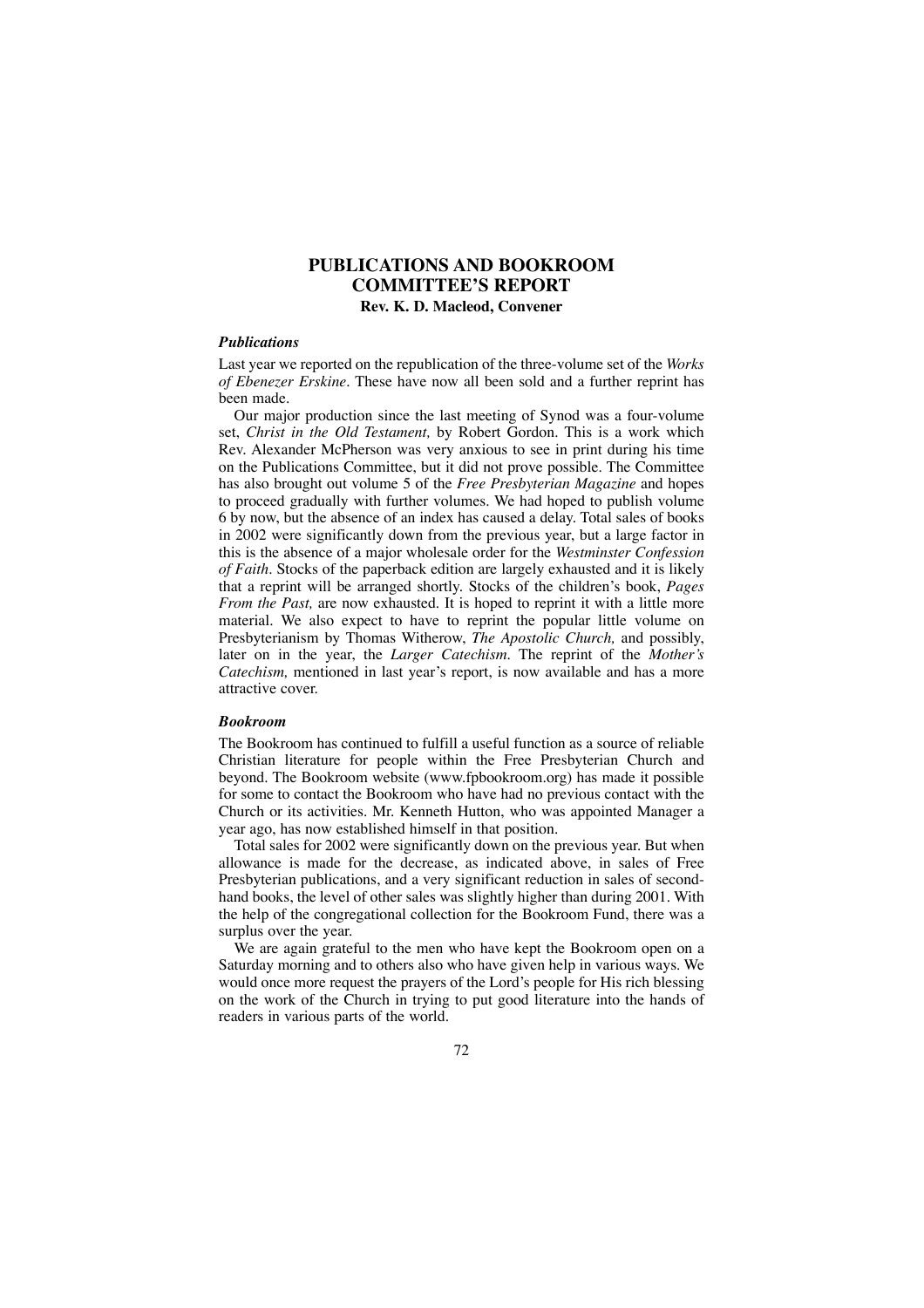# PUBLICATIONS AND BOOKROOM COMMITTEE'S REPORT

**Rev. K. D. Macleod, Convener**

### *Publications*

Last year we reported on the republication of the three-volume set of the *Works of Ebenezer Erskine*. These have now all been sold and a further reprint has been made.

Our major production since the last meeting of Synod was a four-volume set, *Christ in the Old Testament,* by Robert Gordon. This is a work which Rev. Alexander McPherson was very anxious to see in print during his time on the Publications Committee, but it did not prove possible. The Committee has also brought out volume 5 of the *Free Presbyterian Magazine* and hopes to proceed gradually with further volumes. We had hoped to publish volume 6 by now, but the absence of an index has caused a delay. Total sales of books in 2002 were significantly down from the previous year, but a large factor in this is the absence of a major wholesale order for the *Westminster Confession of Faith*. Stocks of the paperback edition are largely exhausted and it is likely that a reprint will be arranged shortly. Stocks of the children's book, *Pages From the Past,* are now exhausted. It is hoped to reprint it with a little more material. We also expect to have to reprint the popular little volume on Presbyterianism by Thomas Witherow, *The Apostolic Church,* and possibly, later on in the year, the *Larger Catechism*. The reprint of the *Mother's Catechism,* mentioned in last year's report, is now available and has a more attractive cover.

### *Bookroom*

The Bookroom has continued to fulfill a useful function as a source of reliable Christian literature for people within the Free Presbyterian Church and beyond. The Bookroom website (www.fpbookroom.org) has made it possible for some to contact the Bookroom who have had no previous contact with the Church or its activities. Mr. Kenneth Hutton, who was appointed Manager a year ago, has now established himself in that position.

Total sales for 2002 were significantly down on the previous year. But when allowance is made for the decrease, as indicated above, in sales of Free Presbyterian publications, and a very significant reduction in sales of second-hand books, the level of other sales was slightly higher than during 2001. With the help of the congregational collection for the Bookroom Fund, there was a surplus over the year.

We are again grateful to the men who have kept the Bookroom open on a Saturday morning and to others also who have given help in various ways. We would once more request the prayers of the Lord's people for His rich blessing on the work of the Church in trying to put good literature into the hands of readers in various parts of the world.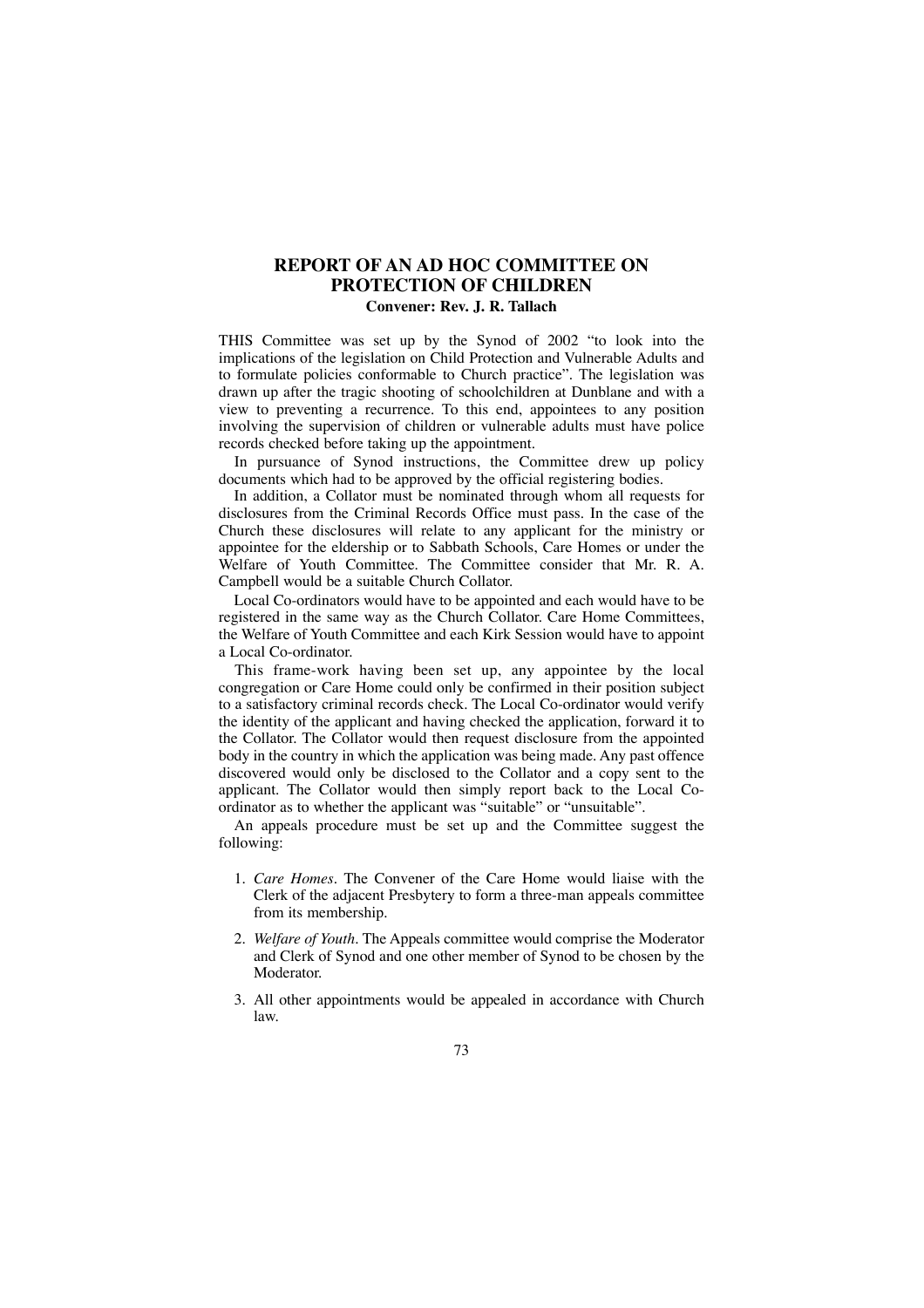# REPORT OF AN AD HOC COMMITTEE ON PROTECTION OF CHILDREN

**Convener: Rev. J. R. Tallach**

THIS Committee was set up by the Synod of 2002 "to look into the implications of the legislation on Child Protection and Vulnerable Adults and to formulate policies conformable to Church practice". The legislation was drawn up after the tragic shooting of schoolchildren at Dunblane and with a view to preventing a recurrence. To this end, appointees to any position involving the supervision of children or vulnerable adults must have police records checked before taking up the appointment.

In pursuance of Synod instructions, the Committee drew up policy documents which had to be approved by the official registering bodies.

In addition, a Collator must be nominated through whom all requests for disclosures from the Criminal Records Office must pass. In the case of the Church these disclosures will relate to any applicant for the ministry or appointee for the eldership or to Sabbath Schools, Care Homes or under the Welfare of Youth Committee. The Committee consider that Mr. R. A. Campbell would be a suitable Church Collator.

Local Co-ordinators would have to be appointed and each would have to be registered in the same way as the Church Collator. Care Home Committees, the Welfare of Youth Committee and each Kirk Session would have to appoint a Local Co-ordinator.

This frame-work having been set up, any appointee by the local congregation or Care Home could only be confirmed in their position subject to a satisfactory criminal records check. The Local Co-ordinator would verify the identity of the applicant and having checked the application, forward it to the Collator. The Collator would then request disclosure from the appointed body in the country in which the application was being made. Any past offence discovered would only be disclosed to the Collator and a copy sent to the applicant. The Collator would then simply report back to the Local Co-ordinator as to whether the applicant was "suitable" or "unsuitable".

An appeals procedure must be set up and the Committee suggest the following:

1. *Care Homes*. The Convener of the Care Home would liaise with the Clerk of the adjacent Presbytery to form a three-man appeals committee from its membership.
2. *Welfare of Youth*. The Appeals committee would comprise the Moderator and Clerk of Synod and one other member of Synod to be chosen by the Moderator.
3. All other appointments would be appealed in accordance with Church law.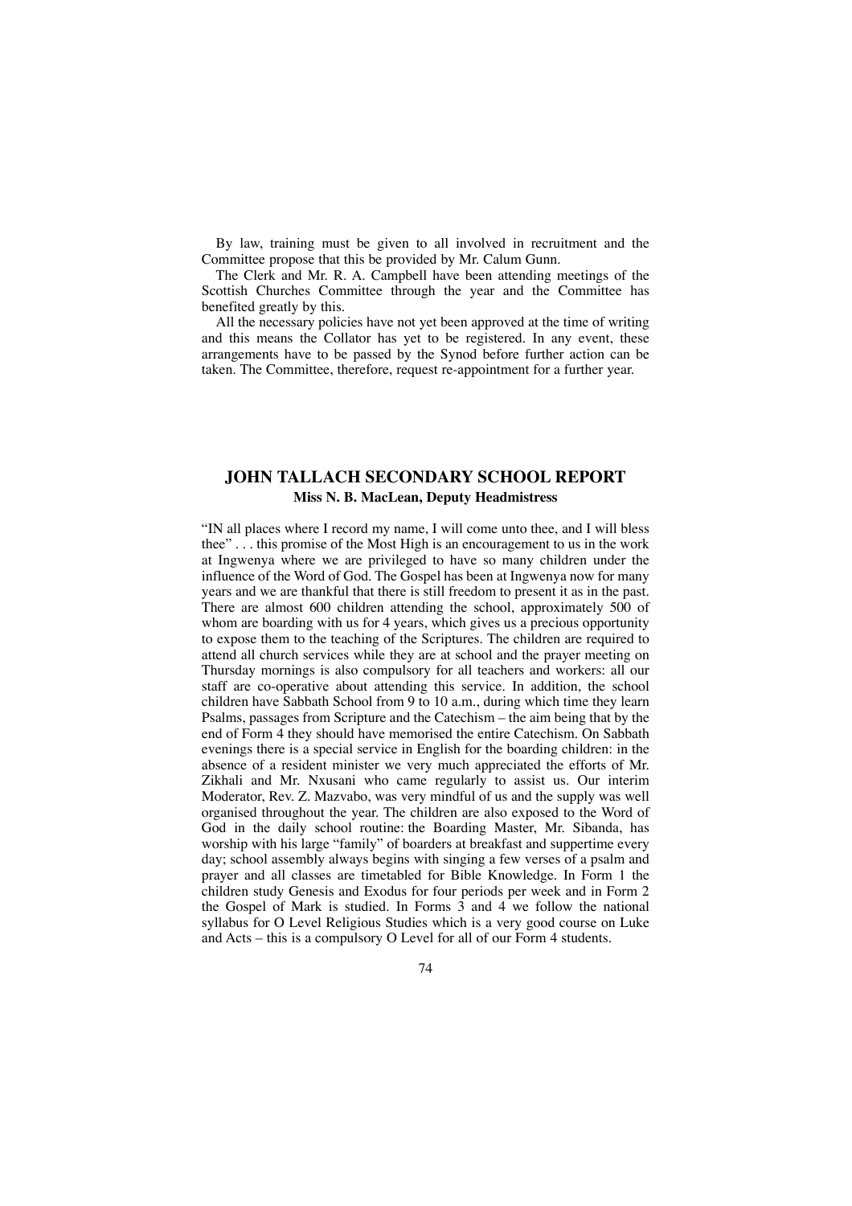By law, training must be given to all involved in recruitment and the Committee propose that this be provided by Mr. Calum Gunn.

The Clerk and Mr. R. A. Campbell have been attending meetings of the Scottish Churches Committee through the year and the Committee has benefited greatly by this.

All the necessary policies have not yet been approved at the time of writing and this means the Collator has yet to be registered. In any event, these arrangements have to be passed by the Synod before further action can be taken. The Committee, therefore, request re-appointment for a further year.

## JOHN TALLACH SECONDARY SCHOOL REPORT

**Miss N. B. MacLean, Deputy Headmistress**

"IN all places where I record my name, I will come unto thee, and I will bless thee" . . . this promise of the Most High is an encouragement to us in the work at Ingwenya where we are privileged to have so many children under the influence of the Word of God. The Gospel has been at Ingwenya now for many years and we are thankful that there is still freedom to present it as in the past. There are almost 600 children attending the school, approximately 500 of whom are boarding with us for 4 years, which gives us a precious opportunity to expose them to the teaching of the Scriptures. The children are required to attend all church services while they are at school and the prayer meeting on Thursday mornings is also compulsory for all teachers and workers: all our staff are co-operative about attending this service. In addition, the school children have Sabbath School from 9 to 10 a.m., during which time they learn Psalms, passages from Scripture and the Catechism – the aim being that by the end of Form 4 they should have memorised the entire Catechism. On Sabbath evenings there is a special service in English for the boarding children: in the absence of a resident minister we very much appreciated the efforts of Mr. Zikhali and Mr. Nxusani who came regularly to assist us. Our interim Moderator, Rev. Z. Mazvabo, was very mindful of us and the supply was well organised throughout the year. The children are also exposed to the Word of God in the daily school routine: the Boarding Master, Mr. Sibanda, has worship with his large "family" of boarders at breakfast and suppertime every day; school assembly always begins with singing a few verses of a psalm and prayer and all classes are timetabled for Bible Knowledge. In Form 1 the children study Genesis and Exodus for four periods per week and in Form 2 the Gospel of Mark is studied. In Forms 3 and 4 we follow the national syllabus for O Level Religious Studies which is a very good course on Luke and Acts – this is a compulsory O Level for all of our Form 4 students.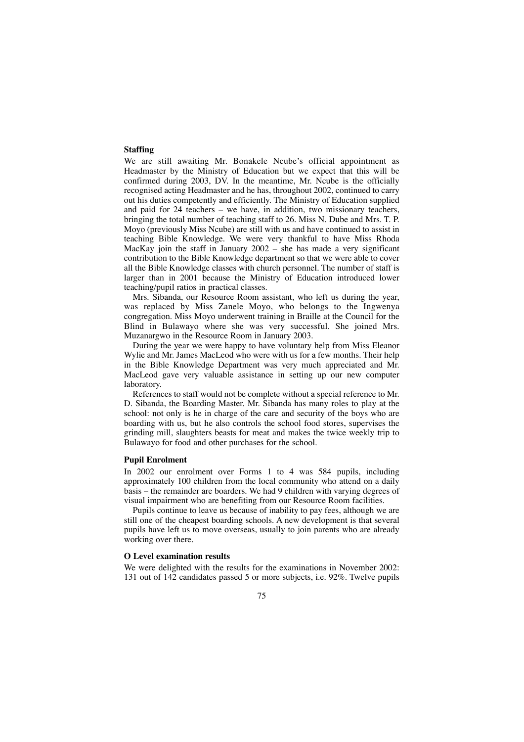**Staffing**

We are still awaiting Mr. Bonakele Ncube's official appointment as Headmaster by the Ministry of Education but we expect that this will be confirmed during 2003, DV. In the meantime, Mr. Ncube is the officially recognised acting Headmaster and he has, throughout 2002, continued to carry out his duties competently and efficiently. The Ministry of Education supplied and paid for 24 teachers – we have, in addition, two missionary teachers, bringing the total number of teaching staff to 26. Miss N. Dube and Mrs. T. P. Moyo (previously Miss Ncube) are still with us and have continued to assist in teaching Bible Knowledge. We were very thankful to have Miss Rhoda MacKay join the staff in January 2002 – she has made a very significant contribution to the Bible Knowledge department so that we were able to cover all the Bible Knowledge classes with church personnel. The number of staff is larger than in 2001 because the Ministry of Education introduced lower teaching/pupil ratios in practical classes.

Mrs. Sibanda, our Resource Room assistant, who left us during the year, was replaced by Miss Zanele Moyo, who belongs to the Ingwenya congregation. Miss Moyo underwent training in Braille at the Council for the Blind in Bulawayo where she was very successful. She joined Mrs. Muzanargwo in the Resource Room in January 2003.

During the year we were happy to have voluntary help from Miss Eleanor Wylie and Mr. James MacLeod who were with us for a few months. Their help in the Bible Knowledge Department was very much appreciated and Mr. MacLeod gave very valuable assistance in setting up our new computer laboratory.

References to staff would not be complete without a special reference to Mr. D. Sibanda, the Boarding Master. Mr. Sibanda has many roles to play at the school: not only is he in charge of the care and security of the boys who are boarding with us, but he also controls the school food stores, supervises the grinding mill, slaughters beasts for meat and makes the twice weekly trip to Bulawayo for food and other purchases for the school.

**Pupil Enrolment**

In 2002 our enrolment over Forms 1 to 4 was 584 pupils, including approximately 100 children from the local community who attend on a daily basis – the remainder are boarders. We had 9 children with varying degrees of visual impairment who are benefiting from our Resource Room facilities.

Pupils continue to leave us because of inability to pay fees, although we are still one of the cheapest boarding schools. A new development is that several pupils have left us to move overseas, usually to join parents who are already working over there.

**O Level examination results**

We were delighted with the results for the examinations in November 2002: 131 out of 142 candidates passed 5 or more subjects, i.e. 92%. Twelve pupils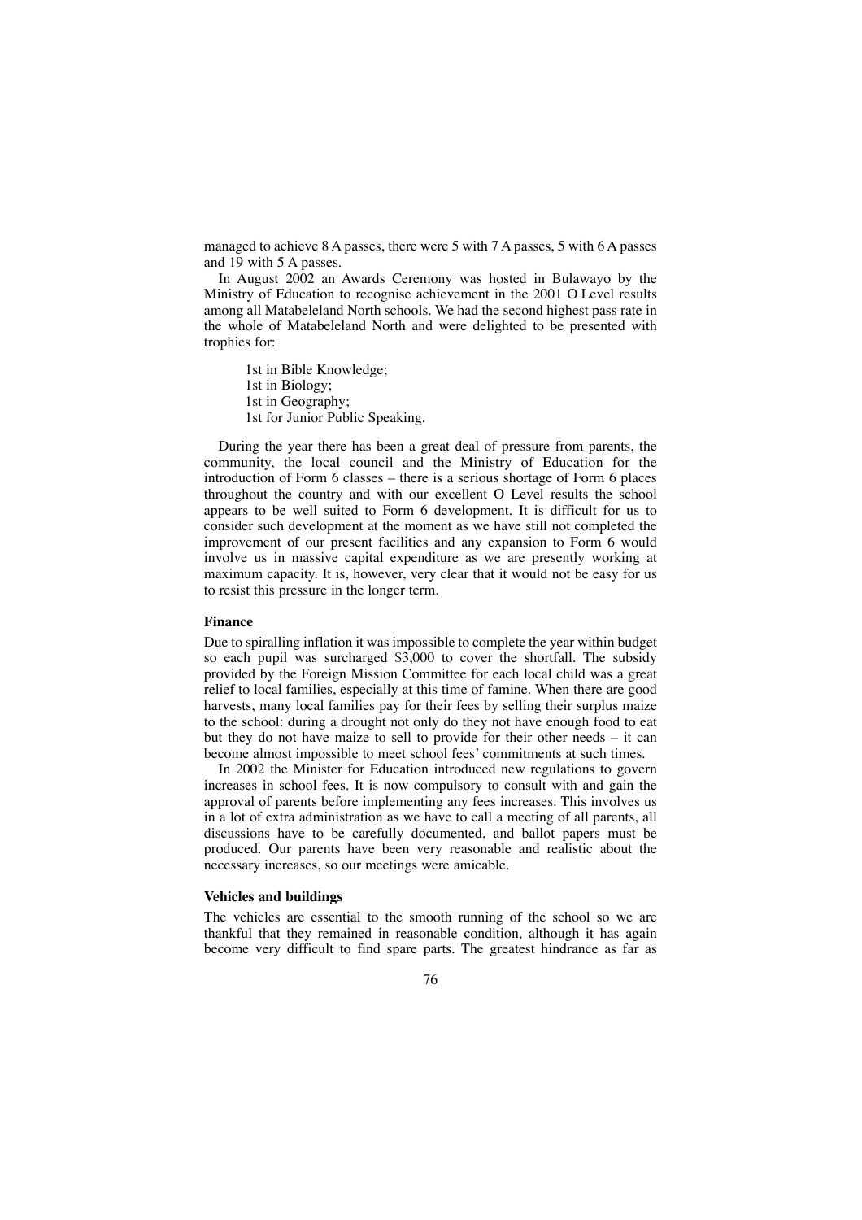managed to achieve 8 A passes, there were 5 with 7 A passes, 5 with 6 A passes and 19 with 5 A passes.

In August 2002 an Awards Ceremony was hosted in Bulawayo by the Ministry of Education to recognise achievement in the 2001 O Level results among all Matabeleland North schools. We had the second highest pass rate in the whole of Matabeleland North and were delighted to be presented with trophies for:

1st in Bible Knowledge;  
1st in Biology;  
1st in Geography;  
1st for Junior Public Speaking.

During the year there has been a great deal of pressure from parents, the community, the local council and the Ministry of Education for the introduction of Form 6 classes – there is a serious shortage of Form 6 places throughout the country and with our excellent O Level results the school appears to be well suited to Form 6 development. It is difficult for us to consider such development at the moment as we have still not completed the improvement of our present facilities and any expansion to Form 6 would involve us in massive capital expenditure as we are presently working at maximum capacity. It is, however, very clear that it would not be easy for us to resist this pressure in the longer term.

**Finance**

Due to spiralling inflation it was impossible to complete the year within budget so each pupil was surcharged $3,000 to cover the shortfall. The subsidy provided by the Foreign Mission Committee for each local child was a great relief to local families, especially at this time of famine. When there are good harvests, many local families pay for their fees by selling their surplus maize to the school: during a drought not only do they not have enough food to eat but they do not have maize to sell to provide for their other needs – it can become almost impossible to meet school fees' commitments at such times.

In 2002 the Minister for Education introduced new regulations to govern increases in school fees. It is now compulsory to consult with and gain the approval of parents before implementing any fees increases. This involves us in a lot of extra administration as we have to call a meeting of all parents, all discussions have to be carefully documented, and ballot papers must be produced. Our parents have been very reasonable and realistic about the necessary increases, so our meetings were amicable.

**Vehicles and buildings**

The vehicles are essential to the smooth running of the school so we are thankful that they remained in reasonable condition, although it has again become very difficult to find spare parts. The greatest hindrance as far as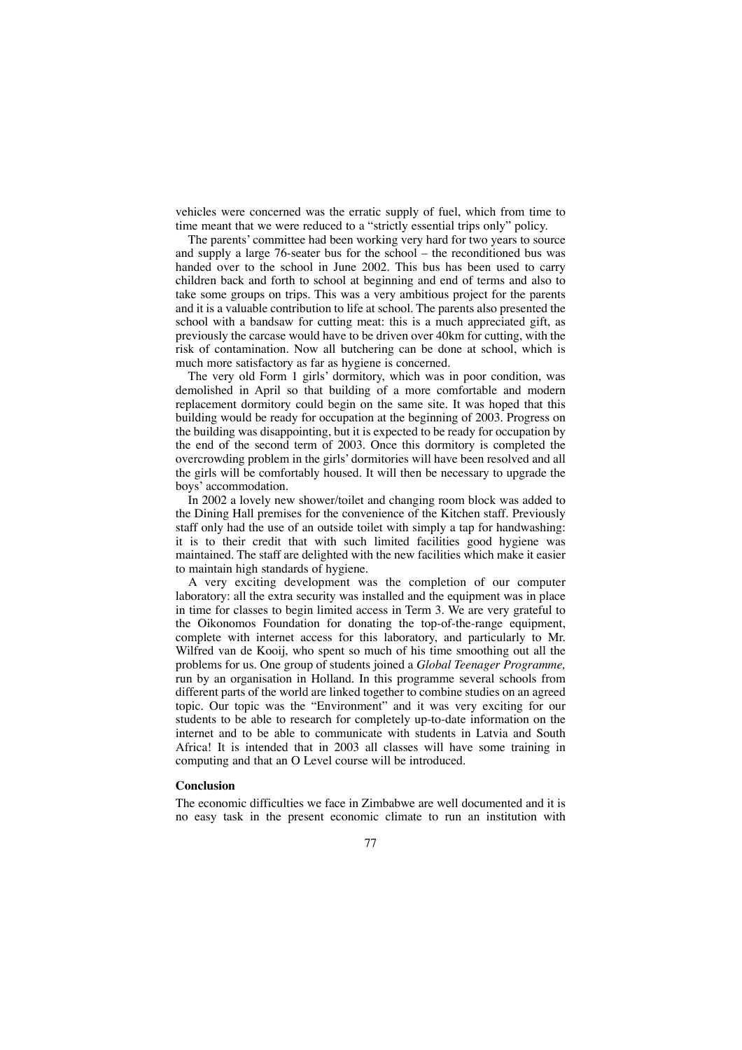vehicles were concerned was the erratic supply of fuel, which from time to time meant that we were reduced to a "strictly essential trips only" policy.

The parents' committee had been working very hard for two years to source and supply a large 76-seater bus for the school – the reconditioned bus was handed over to the school in June 2002. This bus has been used to carry children back and forth to school at beginning and end of terms and also to take some groups on trips. This was a very ambitious project for the parents and it is a valuable contribution to life at school. The parents also presented the school with a bandsaw for cutting meat: this is a much appreciated gift, as previously the carcase would have to be driven over 40km for cutting, with the risk of contamination. Now all butchering can be done at school, which is much more satisfactory as far as hygiene is concerned.

The very old Form 1 girls' dormitory, which was in poor condition, was demolished in April so that building of a more comfortable and modern replacement dormitory could begin on the same site. It was hoped that this building would be ready for occupation at the beginning of 2003. Progress on the building was disappointing, but it is expected to be ready for occupation by the end of the second term of 2003. Once this dormitory is completed the overcrowding problem in the girls' dormitories will have been resolved and all the girls will be comfortably housed. It will then be necessary to upgrade the boys' accommodation.

In 2002 a lovely new shower/toilet and changing room block was added to the Dining Hall premises for the convenience of the Kitchen staff. Previously staff only had the use of an outside toilet with simply a tap for handwashing: it is to their credit that with such limited facilities good hygiene was maintained. The staff are delighted with the new facilities which make it easier to maintain high standards of hygiene.

A very exciting development was the completion of our computer laboratory: all the extra security was installed and the equipment was in place in time for classes to begin limited access in Term 3. We are very grateful to the Oikonomos Foundation for donating the top-of-the-range equipment, complete with internet access for this laboratory, and particularly to Mr. Wilfred van de Kooij, who spent so much of his time smoothing out all the problems for us. One group of students joined a *Global Teenager Programme,* run by an organisation in Holland. In this programme several schools from different parts of the world are linked together to combine studies on an agreed topic. Our topic was the "Environment" and it was very exciting for our students to be able to research for completely up-to-date information on the internet and to be able to communicate with students in Latvia and South Africa! It is intended that in 2003 all classes will have some training in computing and that an O Level course will be introduced.

**Conclusion**

The economic difficulties we face in Zimbabwe are well documented and it is no easy task in the present economic climate to run an institution with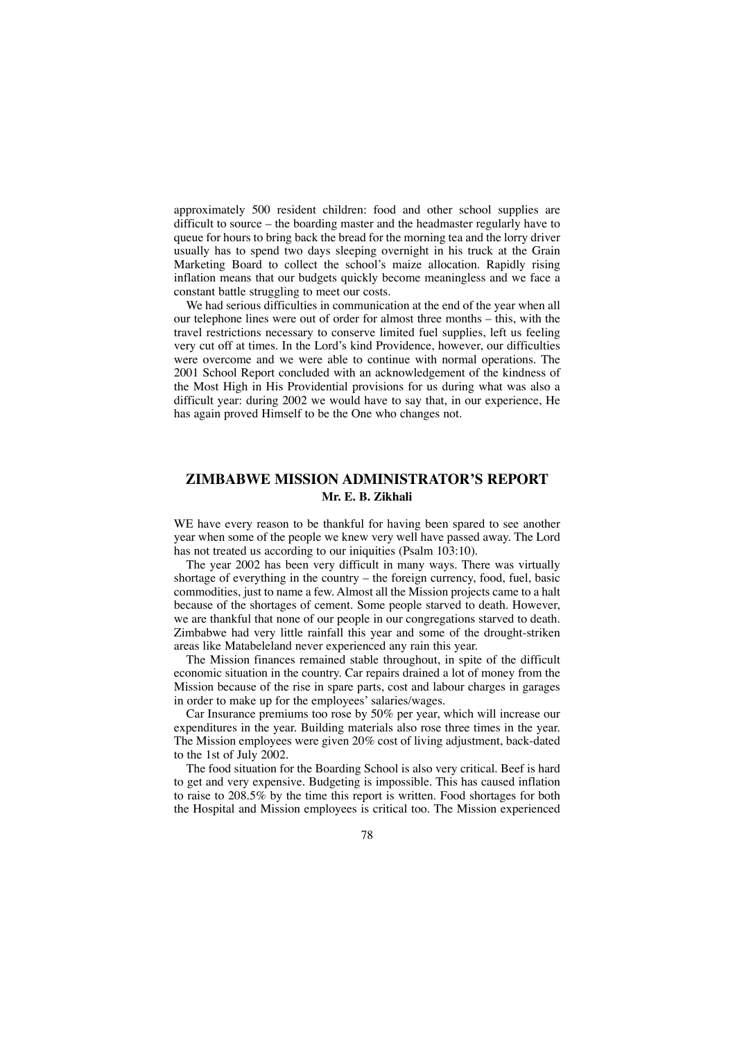approximately 500 resident children: food and other school supplies are difficult to source – the boarding master and the headmaster regularly have to queue for hours to bring back the bread for the morning tea and the lorry driver usually has to spend two days sleeping overnight in his truck at the Grain Marketing Board to collect the school's maize allocation. Rapidly rising inflation means that our budgets quickly become meaningless and we face a constant battle struggling to meet our costs.

We had serious difficulties in communication at the end of the year when all our telephone lines were out of order for almost three months – this, with the travel restrictions necessary to conserve limited fuel supplies, left us feeling very cut off at times. In the Lord's kind Providence, however, our difficulties were overcome and we were able to continue with normal operations. The 2001 School Report concluded with an acknowledgement of the kindness of the Most High in His Providential provisions for us during what was also a difficult year: during 2002 we would have to say that, in our experience, He has again proved Himself to be the One who changes not.

## ZIMBABWE MISSION ADMINISTRATOR'S REPORT

**Mr. E. B. Zikhali**

WE have every reason to be thankful for having been spared to see another year when some of the people we knew very well have passed away. The Lord has not treated us according to our iniquities (Psalm 103:10).

The year 2002 has been very difficult in many ways. There was virtually shortage of everything in the country – the foreign currency, food, fuel, basic commodities, just to name a few. Almost all the Mission projects came to a halt because of the shortages of cement. Some people starved to death. However, we are thankful that none of our people in our congregations starved to death. Zimbabwe had very little rainfall this year and some of the drought-striken areas like Matabeleland never experienced any rain this year.

The Mission finances remained stable throughout, in spite of the difficult economic situation in the country. Car repairs drained a lot of money from the Mission because of the rise in spare parts, cost and labour charges in garages in order to make up for the employees' salaries/wages.

Car Insurance premiums too rose by 50% per year, which will increase our expenditures in the year. Building materials also rose three times in the year. The Mission employees were given 20% cost of living adjustment, back-dated to the 1st of July 2002.

The food situation for the Boarding School is also very critical. Beef is hard to get and very expensive. Budgeting is impossible. This has caused inflation to raise to 208.5% by the time this report is written. Food shortages for both the Hospital and Mission employees is critical too. The Mission experienced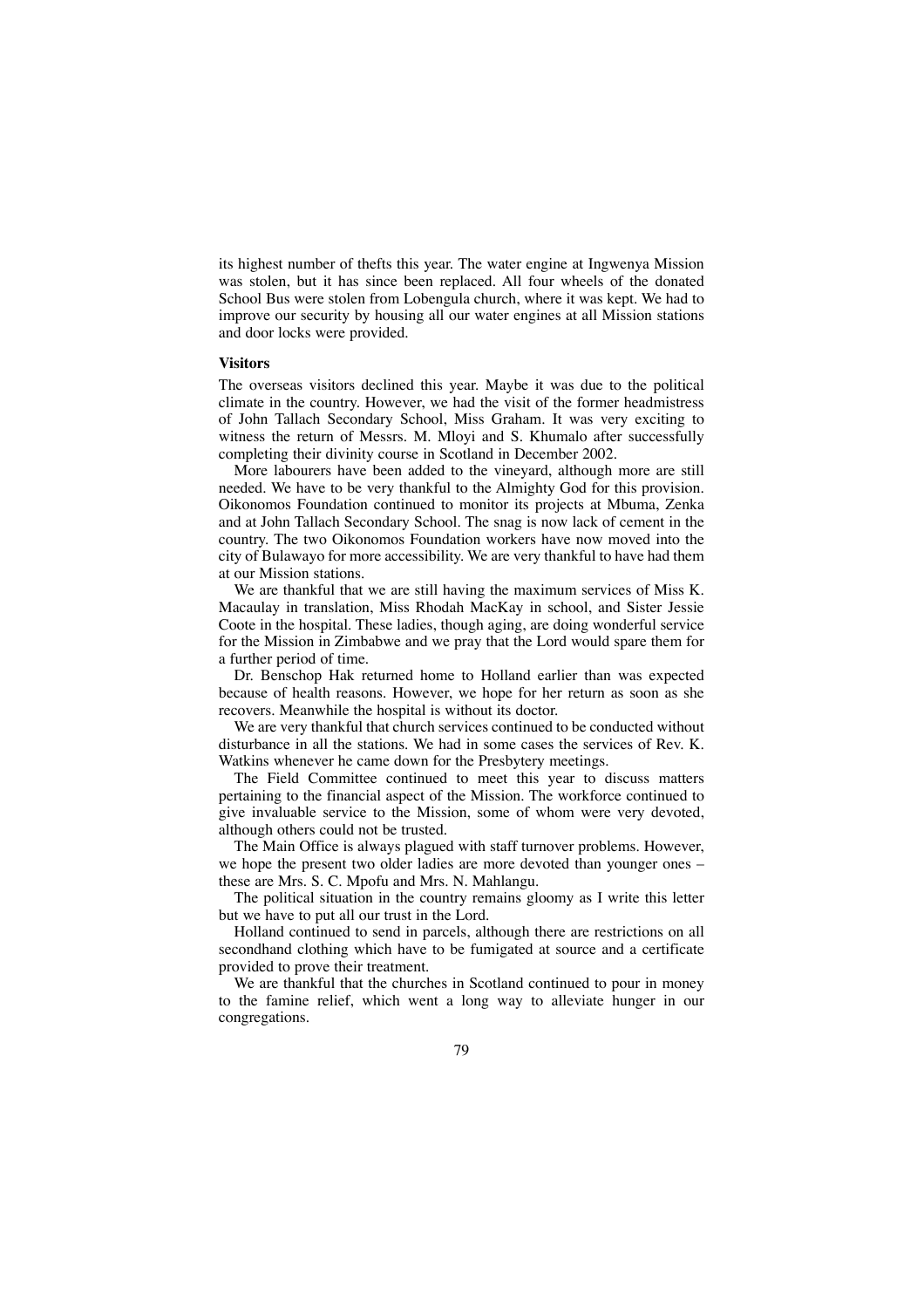its highest number of thefts this year. The water engine at Ingwenya Mission was stolen, but it has since been replaced. All four wheels of the donated School Bus were stolen from Lobengula church, where it was kept. We had to improve our security by housing all our water engines at all Mission stations and door locks were provided.

**Visitors**

The overseas visitors declined this year. Maybe it was due to the political climate in the country. However, we had the visit of the former headmistress of John Tallach Secondary School, Miss Graham. It was very exciting to witness the return of Messrs. M. Mloyi and S. Khumalo after successfully completing their divinity course in Scotland in December 2002.

More labourers have been added to the vineyard, although more are still needed. We have to be very thankful to the Almighty God for this provision. Oikonomos Foundation continued to monitor its projects at Mbuma, Zenka and at John Tallach Secondary School. The snag is now lack of cement in the country. The two Oikonomos Foundation workers have now moved into the city of Bulawayo for more accessibility. We are very thankful to have had them at our Mission stations.

We are thankful that we are still having the maximum services of Miss K. Macaulay in translation, Miss Rhodah MacKay in school, and Sister Jessie Coote in the hospital. These ladies, though aging, are doing wonderful service for the Mission in Zimbabwe and we pray that the Lord would spare them for a further period of time.

Dr. Benschop Hak returned home to Holland earlier than was expected because of health reasons. However, we hope for her return as soon as she recovers. Meanwhile the hospital is without its doctor.

We are very thankful that church services continued to be conducted without disturbance in all the stations. We had in some cases the services of Rev. K. Watkins whenever he came down for the Presbytery meetings.

The Field Committee continued to meet this year to discuss matters pertaining to the financial aspect of the Mission. The workforce continued to give invaluable service to the Mission, some of whom were very devoted, although others could not be trusted.

The Main Office is always plagued with staff turnover problems. However, we hope the present two older ladies are more devoted than younger ones – these are Mrs. S. C. Mpofu and Mrs. N. Mahlangu.

The political situation in the country remains gloomy as I write this letter but we have to put all our trust in the Lord.

Holland continued to send in parcels, although there are restrictions on all secondhand clothing which have to be fumigated at source and a certificate provided to prove their treatment.

We are thankful that the churches in Scotland continued to pour in money to the famine relief, which went a long way to alleviate hunger in our congregations.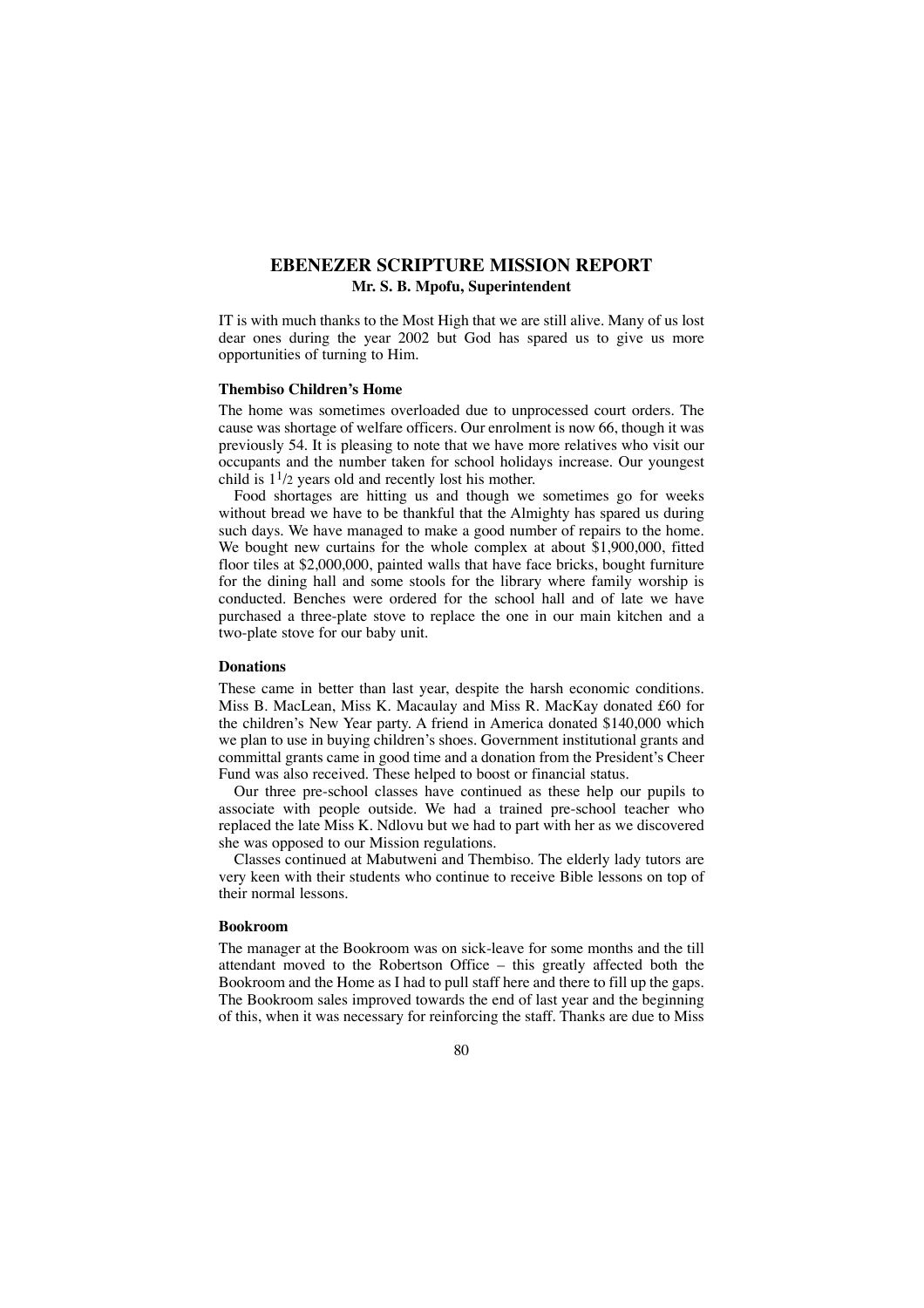## EBENEZER SCRIPTURE MISSION REPORT

**Mr. S. B. Mpofu, Superintendent**

IT is with much thanks to the Most High that we are still alive. Many of us lost dear ones during the year 2002 but God has spared us to give us more opportunities of turning to Him.

### Thembiso Children's Home

The home was sometimes overloaded due to unprocessed court orders. The cause was shortage of welfare officers. Our enrolment is now 66, though it was previously 54. It is pleasing to note that we have more relatives who visit our occupants and the number taken for school holidays increase. Our youngest child is 1½ years old and recently lost his mother.

Food shortages are hitting us and though we sometimes go for weeks without bread we have to be thankful that the Almighty has spared us during such days. We have managed to make a good number of repairs to the home. We bought new curtains for the whole complex at about $1,900,000, fitted floor tiles at $2,000,000, painted walls that have face bricks, bought furniture for the dining hall and some stools for the library where family worship is conducted. Benches were ordered for the school hall and of late we have purchased a three-plate stove to replace the one in our main kitchen and a two-plate stove for our baby unit.

### Donations

These came in better than last year, despite the harsh economic conditions. Miss B. MacLean, Miss K. Macaulay and Miss R. MacKay donated £60 for the children's New Year party. A friend in America donated $140,000 which we plan to use in buying children's shoes. Government institutional grants and committal grants came in good time and a donation from the President's Cheer Fund was also received. These helped to boost or financial status.

Our three pre-school classes have continued as these help our pupils to associate with people outside. We had a trained pre-school teacher who replaced the late Miss K. Ndlovu but we had to part with her as we discovered she was opposed to our Mission regulations.

Classes continued at Mabutweni and Thembiso. The elderly lady tutors are very keen with their students who continue to receive Bible lessons on top of their normal lessons.

### Bookroom

The manager at the Bookroom was on sick-leave for some months and the till attendant moved to the Robertson Office – this greatly affected both the Bookroom and the Home as I had to pull staff here and there to fill up the gaps. The Bookroom sales improved towards the end of last year and the beginning of this, when it was necessary for reinforcing the staff. Thanks are due to Miss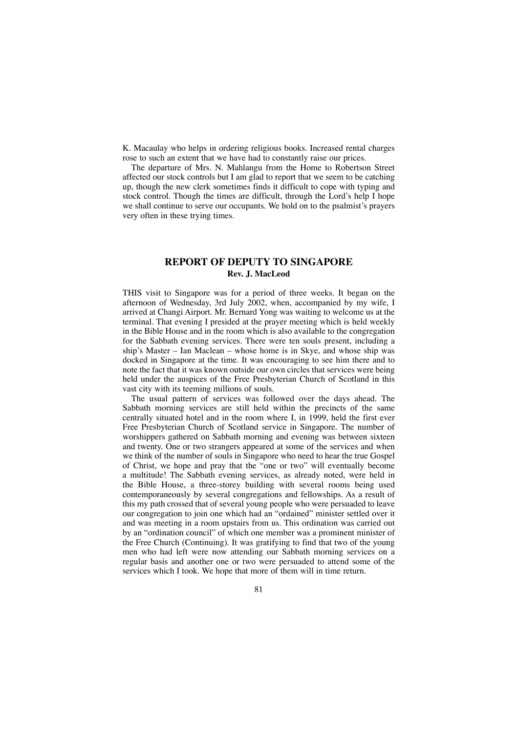K. Macaulay who helps in ordering religious books. Increased rental charges rose to such an extent that we have had to constantly raise our prices.

The departure of Mrs. N. Mahlangu from the Home to Robertson Street affected our stock controls but I am glad to report that we seem to be catching up, though the new clerk sometimes finds it difficult to cope with typing and stock control. Though the times are difficult, through the Lord's help I hope we shall continue to serve our occupants. We hold on to the psalmist's prayers very often in these trying times.

## REPORT OF DEPUTY TO SINGAPORE

**Rev. J. MacLeod**

THIS visit to Singapore was for a period of three weeks. It began on the afternoon of Wednesday, 3rd July 2002, when, accompanied by my wife, I arrived at Changi Airport. Mr. Bernard Yong was waiting to welcome us at the terminal. That evening I presided at the prayer meeting which is held weekly in the Bible House and in the room which is also available to the congregation for the Sabbath evening services. There were ten souls present, including a ship's Master – Ian Maclean – whose home is in Skye, and whose ship was docked in Singapore at the time. It was encouraging to see him there and to note the fact that it was known outside our own circles that services were being held under the auspices of the Free Presbyterian Church of Scotland in this vast city with its teeming millions of souls.

The usual pattern of services was followed over the days ahead. The Sabbath morning services are still held within the precincts of the same centrally situated hotel and in the room where I, in 1999, held the first ever Free Presbyterian Church of Scotland service in Singapore. The number of worshippers gathered on Sabbath morning and evening was between sixteen and twenty. One or two strangers appeared at some of the services and when we think of the number of souls in Singapore who need to hear the true Gospel of Christ, we hope and pray that the "one or two" will eventually become a multitude! The Sabbath evening services, as already noted, were held in the Bible House, a three-storey building with several rooms being used contemporaneously by several congregations and fellowships. As a result of this my path crossed that of several young people who were persuaded to leave our congregation to join one which had an "ordained" minister settled over it and was meeting in a room upstairs from us. This ordination was carried out by an "ordination council" of which one member was a prominent minister of the Free Church (Continuing). It was gratifying to find that two of the young men who had left were now attending our Sabbath morning services on a regular basis and another one or two were persuaded to attend some of the services which I took. We hope that more of them will in time return.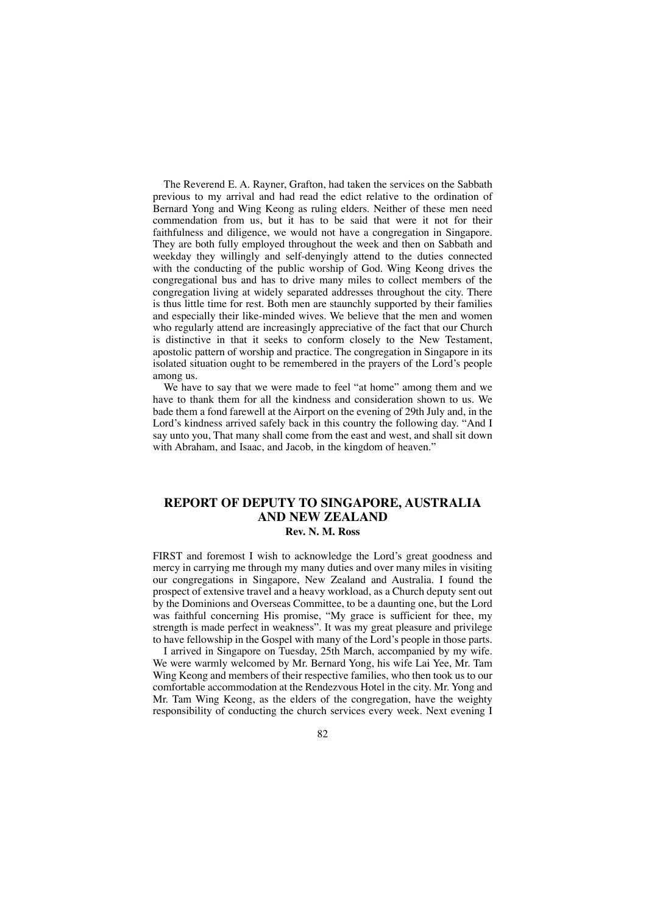The Reverend E. A. Rayner, Grafton, had taken the services on the Sabbath previous to my arrival and had read the edict relative to the ordination of Bernard Yong and Wing Keong as ruling elders. Neither of these men need commendation from us, but it has to be said that were it not for their faithfulness and diligence, we would not have a congregation in Singapore. They are both fully employed throughout the week and then on Sabbath and weekday they willingly and self-denyingly attend to the duties connected with the conducting of the public worship of God. Wing Keong drives the congregational bus and has to drive many miles to collect members of the congregation living at widely separated addresses throughout the city. There is thus little time for rest. Both men are staunchly supported by their families and especially their like-minded wives. We believe that the men and women who regularly attend are increasingly appreciative of the fact that our Church is distinctive in that it seeks to conform closely to the New Testament, apostolic pattern of worship and practice. The congregation in Singapore in its isolated situation ought to be remembered in the prayers of the Lord's people among us.

We have to say that we were made to feel "at home" among them and we have to thank them for all the kindness and consideration shown to us. We bade them a fond farewell at the Airport on the evening of 29th July and, in the Lord's kindness arrived safely back in this country the following day. "And I say unto you, That many shall come from the east and west, and shall sit down with Abraham, and Isaac, and Jacob, in the kingdom of heaven."

## REPORT OF DEPUTY TO SINGAPORE, AUSTRALIA AND NEW ZEALAND

**Rev. N. M. Ross**

FIRST and foremost I wish to acknowledge the Lord's great goodness and mercy in carrying me through my many duties and over many miles in visiting our congregations in Singapore, New Zealand and Australia. I found the prospect of extensive travel and a heavy workload, as a Church deputy sent out by the Dominions and Overseas Committee, to be a daunting one, but the Lord was faithful concerning His promise, "My grace is sufficient for thee, my strength is made perfect in weakness". It was my great pleasure and privilege to have fellowship in the Gospel with many of the Lord's people in those parts.

I arrived in Singapore on Tuesday, 25th March, accompanied by my wife. We were warmly welcomed by Mr. Bernard Yong, his wife Lai Yee, Mr. Tam Wing Keong and members of their respective families, who then took us to our comfortable accommodation at the Rendezvous Hotel in the city. Mr. Yong and Mr. Tam Wing Keong, as the elders of the congregation, have the weighty responsibility of conducting the church services every week. Next evening I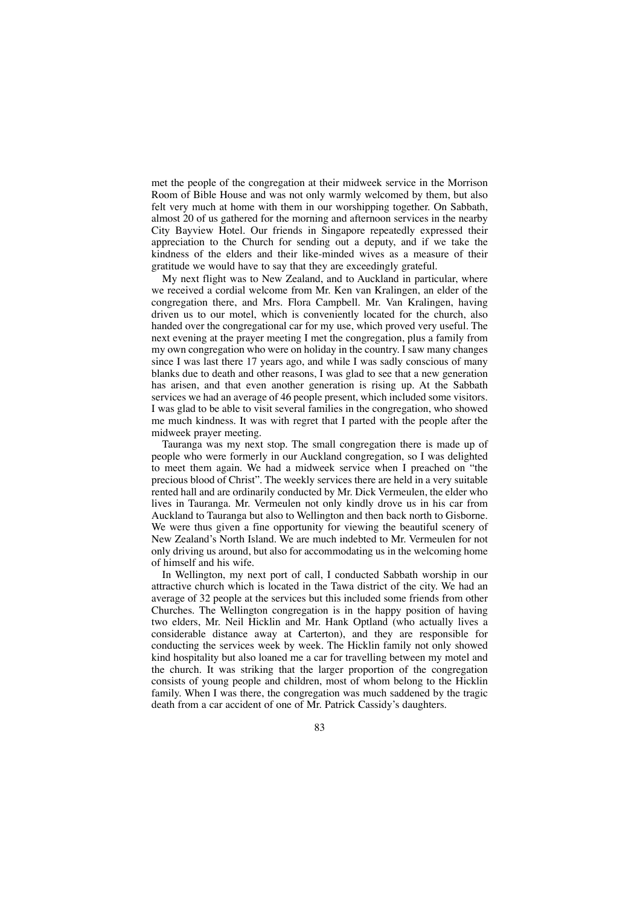met the people of the congregation at their midweek service in the Morrison Room of Bible House and was not only warmly welcomed by them, but also felt very much at home with them in our worshipping together. On Sabbath, almost 20 of us gathered for the morning and afternoon services in the nearby City Bayview Hotel. Our friends in Singapore repeatedly expressed their appreciation to the Church for sending out a deputy, and if we take the kindness of the elders and their like-minded wives as a measure of their gratitude we would have to say that they are exceedingly grateful.

My next flight was to New Zealand, and to Auckland in particular, where we received a cordial welcome from Mr. Ken van Kralingen, an elder of the congregation there, and Mrs. Flora Campbell. Mr. Van Kralingen, having driven us to our motel, which is conveniently located for the church, also handed over the congregational car for my use, which proved very useful. The next evening at the prayer meeting I met the congregation, plus a family from my own congregation who were on holiday in the country. I saw many changes since I was last there 17 years ago, and while I was sadly conscious of many blanks due to death and other reasons, I was glad to see that a new generation has arisen, and that even another generation is rising up. At the Sabbath services we had an average of 46 people present, which included some visitors. I was glad to be able to visit several families in the congregation, who showed me much kindness. It was with regret that I parted with the people after the midweek prayer meeting.

Tauranga was my next stop. The small congregation there is made up of people who were formerly in our Auckland congregation, so I was delighted to meet them again. We had a midweek service when I preached on "the precious blood of Christ". The weekly services there are held in a very suitable rented hall and are ordinarily conducted by Mr. Dick Vermeulen, the elder who lives in Tauranga. Mr. Vermeulen not only kindly drove us in his car from Auckland to Tauranga but also to Wellington and then back north to Gisborne. We were thus given a fine opportunity for viewing the beautiful scenery of New Zealand's North Island. We are much indebted to Mr. Vermeulen for not only driving us around, but also for accommodating us in the welcoming home of himself and his wife.

In Wellington, my next port of call, I conducted Sabbath worship in our attractive church which is located in the Tawa district of the city. We had an average of 32 people at the services but this included some friends from other Churches. The Wellington congregation is in the happy position of having two elders, Mr. Neil Hicklin and Mr. Hank Optland (who actually lives a considerable distance away at Carterton), and they are responsible for conducting the services week by week. The Hicklin family not only showed kind hospitality but also loaned me a car for travelling between my motel and the church. It was striking that the larger proportion of the congregation consists of young people and children, most of whom belong to the Hicklin family. When I was there, the congregation was much saddened by the tragic death from a car accident of one of Mr. Patrick Cassidy's daughters.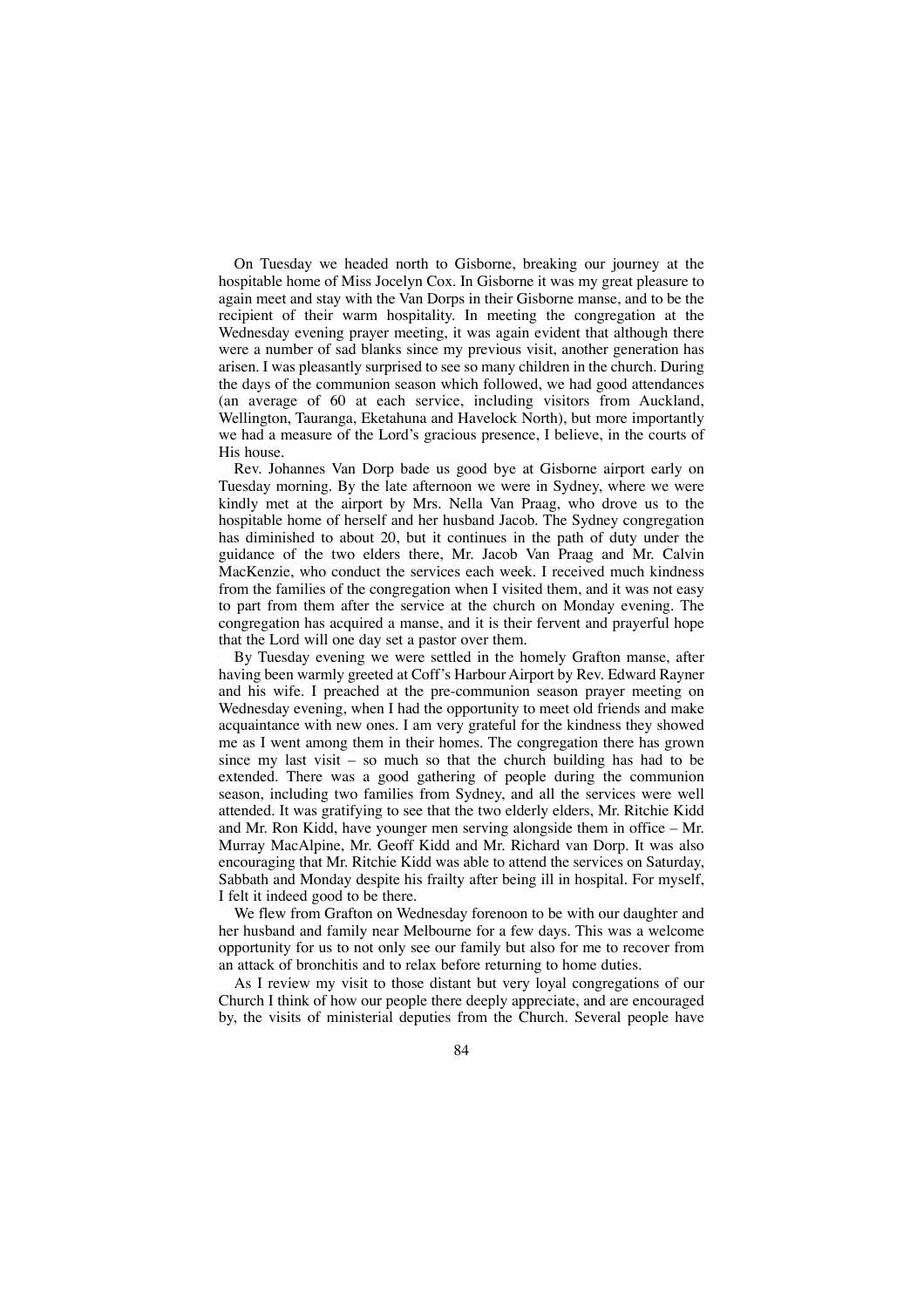On Tuesday we headed north to Gisborne, breaking our journey at the hospitable home of Miss Jocelyn Cox. In Gisborne it was my great pleasure to again meet and stay with the Van Dorps in their Gisborne manse, and to be the recipient of their warm hospitality. In meeting the congregation at the Wednesday evening prayer meeting, it was again evident that although there were a number of sad blanks since my previous visit, another generation has arisen. I was pleasantly surprised to see so many children in the church. During the days of the communion season which followed, we had good attendances (an average of 60 at each service, including visitors from Auckland, Wellington, Tauranga, Eketahuna and Havelock North), but more importantly we had a measure of the Lord's gracious presence, I believe, in the courts of His house.

Rev. Johannes Van Dorp bade us good bye at Gisborne airport early on Tuesday morning. By the late afternoon we were in Sydney, where we were kindly met at the airport by Mrs. Nella Van Praag, who drove us to the hospitable home of herself and her husband Jacob. The Sydney congregation has diminished to about 20, but it continues in the path of duty under the guidance of the two elders there, Mr. Jacob Van Praag and Mr. Calvin MacKenzie, who conduct the services each week. I received much kindness from the families of the congregation when I visited them, and it was not easy to part from them after the service at the church on Monday evening. The congregation has acquired a manse, and it is their fervent and prayerful hope that the Lord will one day set a pastor over them.

By Tuesday evening we were settled in the homely Grafton manse, after having been warmly greeted at Coff's Harbour Airport by Rev. Edward Rayner and his wife. I preached at the pre-communion season prayer meeting on Wednesday evening, when I had the opportunity to meet old friends and make acquaintance with new ones. I am very grateful for the kindness they showed me as I went among them in their homes. The congregation there has grown since my last visit – so much so that the church building has had to be extended. There was a good gathering of people during the communion season, including two families from Sydney, and all the services were well attended. It was gratifying to see that the two elderly elders, Mr. Ritchie Kidd and Mr. Ron Kidd, have younger men serving alongside them in office – Mr. Murray MacAlpine, Mr. Geoff Kidd and Mr. Richard van Dorp. It was also encouraging that Mr. Ritchie Kidd was able to attend the services on Saturday, Sabbath and Monday despite his frailty after being ill in hospital. For myself, I felt it indeed good to be there.

We flew from Grafton on Wednesday forenoon to be with our daughter and her husband and family near Melbourne for a few days. This was a welcome opportunity for us to not only see our family but also for me to recover from an attack of bronchitis and to relax before returning to home duties.

As I review my visit to those distant but very loyal congregations of our Church I think of how our people there deeply appreciate, and are encouraged by, the visits of ministerial deputies from the Church. Several people have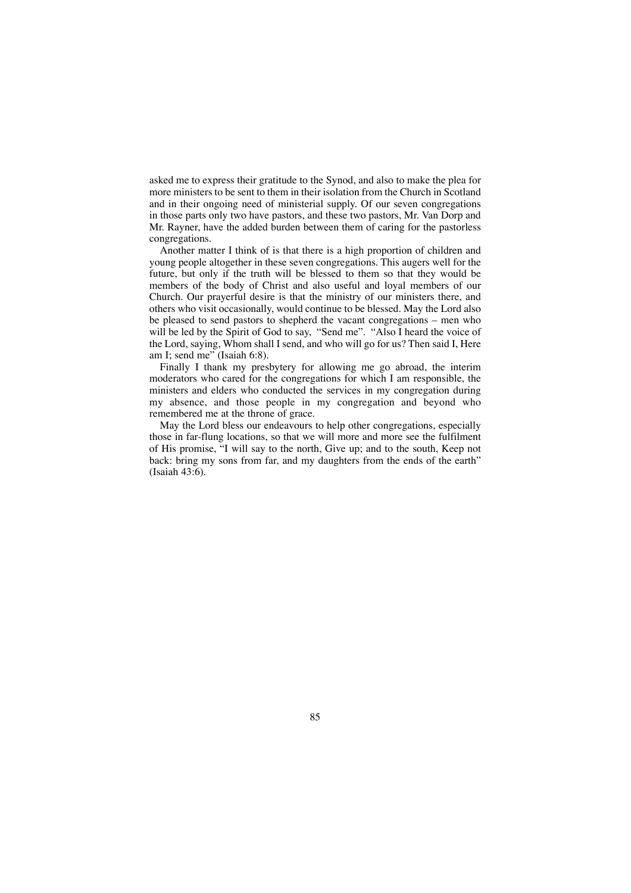asked me to express their gratitude to the Synod, and also to make the plea for more ministers to be sent to them in their isolation from the Church in Scotland and in their ongoing need of ministerial supply. Of our seven congregations in those parts only two have pastors, and these two pastors, Mr. Van Dorp and Mr. Rayner, have the added burden between them of caring for the pastorless congregations.

Another matter I think of is that there is a high proportion of children and young people altogether in these seven congregations. This augers well for the future, but only if the truth will be blessed to them so that they would be members of the body of Christ and also useful and loyal members of our Church. Our prayerful desire is that the ministry of our ministers there, and others who visit occasionally, would continue to be blessed. May the Lord also be pleased to send pastors to shepherd the vacant congregations – men who will be led by the Spirit of God to say, "Send me". "Also I heard the voice of the Lord, saying, Whom shall I send, and who will go for us? Then said I, Here am I; send me" (Isaiah 6:8).

Finally I thank my presbytery for allowing me go abroad, the interim moderators who cared for the congregations for which I am responsible, the ministers and elders who conducted the services in my congregation during my absence, and those people in my congregation and beyond who remembered me at the throne of grace.

May the Lord bless our endeavours to help other congregations, especially those in far-flung locations, so that we will more and more see the fulfilment of His promise, "I will say to the north, Give up; and to the south, Keep not back: bring my sons from far, and my daughters from the ends of the earth" (Isaiah 43:6).